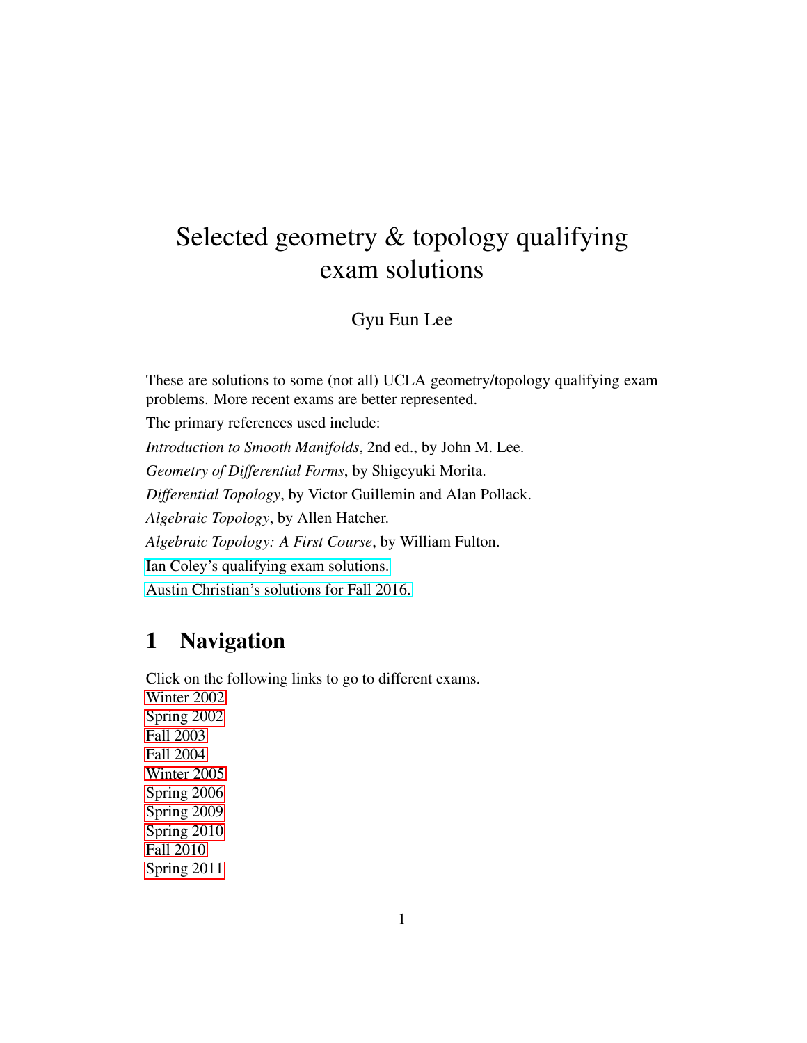# Selected geometry & topology qualifying exam solutions

Gyu Eun Lee

These are solutions to some (not all) UCLA geometry/topology qualifying exam problems. More recent exams are better represented.

The primary references used include:

*Introduction to Smooth Manifolds*, 2nd ed., by John M. Lee.

*Geometry of Differential Forms*, by Shigeyuki Morita.

*Differential Topology*, by Victor Guillemin and Alan Pollack.

*Algebraic Topology*, by Allen Hatcher.

*Algebraic Topology: A First Course*, by William Fulton.

Ian Coley's qualifying exam solutions.

Austin Christian's solutions for Fall 2016.

## 1 Navigation

Click on the following links to go to different exams.

Winter 2002
Spring 2002
Fall 2003
Fall 2004
Winter 2005
Spring 2006
Spring 2009
Spring 2010
Fall 2010
Spring 2011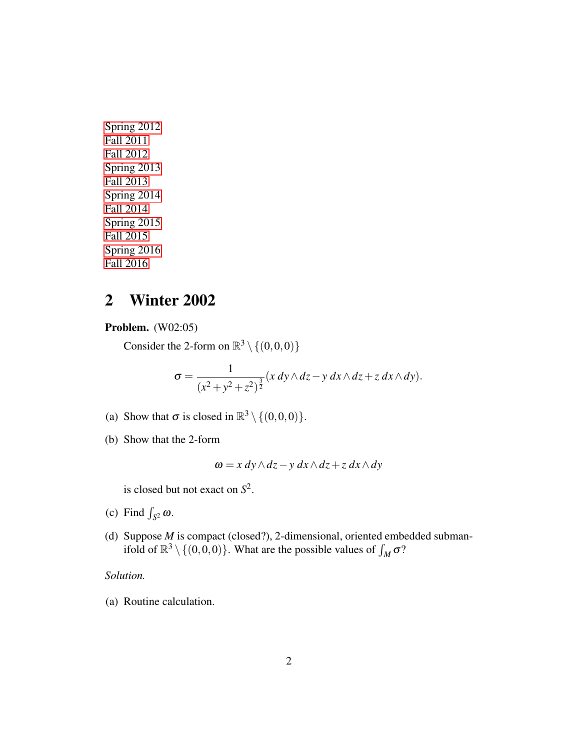Spring 2012
Fall 2011
Fall 2012
Spring 2013
Fall 2013
Spring 2014
Fall 2014
Spring 2015
Fall 2015
Spring 2016
Fall 2016

## 2 Winter 2002

**Problem.** (W02:05)

Consider the 2-form on $\mathbb{R}^3 \setminus \{(0,0,0)\}$

$$\sigma = \frac{1}{(x^2+y^2+z^2)^{\frac{3}{2}}}(x\,dy \wedge dz - y\,dx \wedge dz + z\,dx \wedge dy).$$

(a) Show that $\sigma$ is closed in $\mathbb{R}^3 \setminus \{(0,0,0)\}$.

(b) Show that the 2-form

$$\omega = x\,dy \wedge dz - y\,dx \wedge dz + z\,dx \wedge dy$$

is closed but not exact on $S^2$.

(c) Find $\int_{S^2} \omega$.

(d) Suppose $M$ is compact (closed?), 2-dimensional, oriented embedded submanifold of $\mathbb{R}^3 \setminus \{(0,0,0)\}$. What are the possible values of $\int_M \sigma$?

*Solution.*

(a) Routine calculation.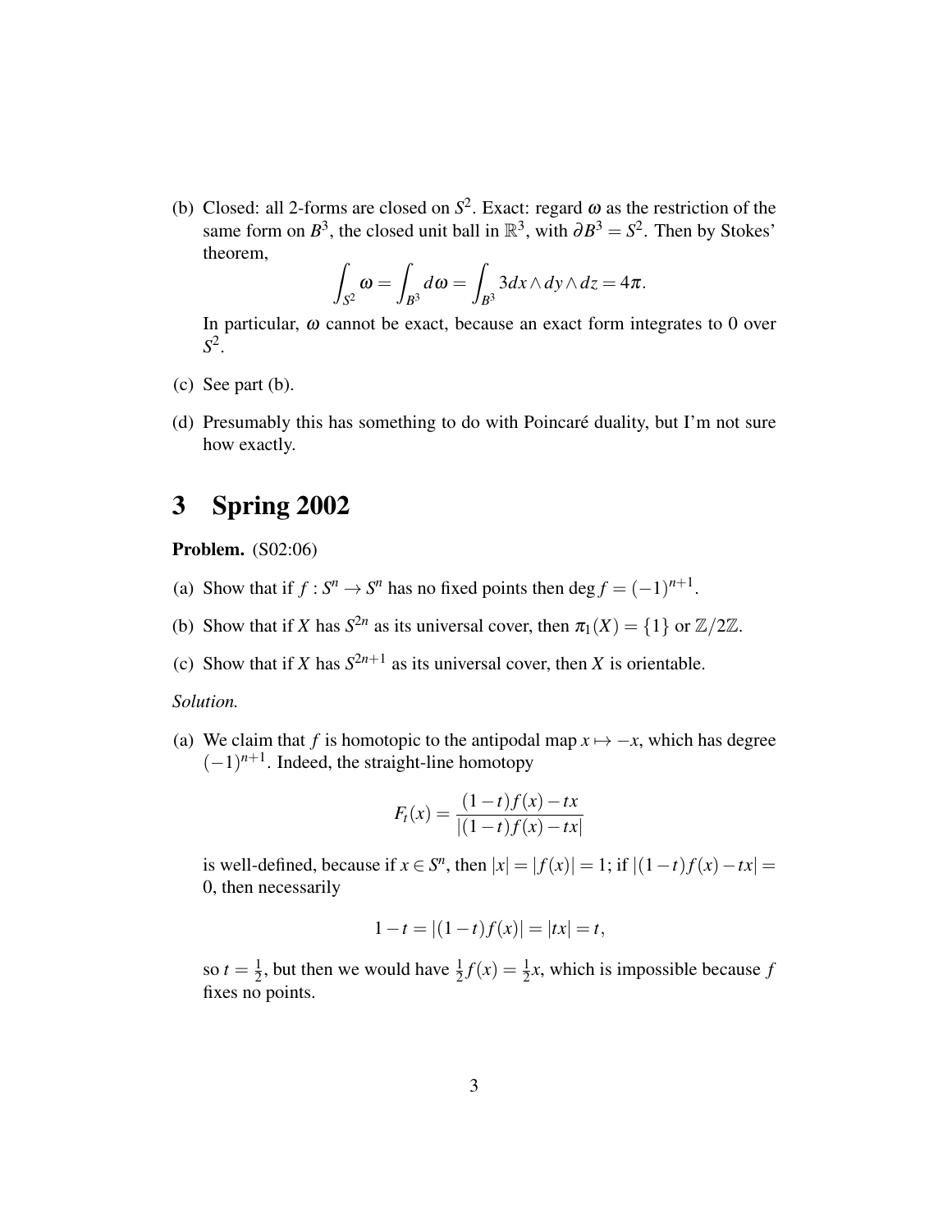(b) Closed: all 2-forms are closed on $S^2$. Exact: regard $\omega$ as the restriction of the same form on $B^3$, the closed unit ball in $\mathbb{R}^3$, with $\partial B^3 = S^2$. Then by Stokes' theorem,

$$\int_{S^2} \omega = \int_{B^3} d\omega = \int_{B^3} 3dx \wedge dy \wedge dz = 4\pi.$$

In particular, $\omega$ cannot be exact, because an exact form integrates to 0 over $S^2$.

(c) See part (b).

(d) Presumably this has something to do with Poincaré duality, but I'm not sure how exactly.

# 3 Spring 2002

**Problem.** (S02:06)

(a) Show that if $f : S^n \to S^n$ has no fixed points then $\deg f = (-1)^{n+1}$.

(b) Show that if $X$ has $S^{2n}$ as its universal cover, then $\pi_1(X) = \{1\}$ or $\mathbb{Z}/2\mathbb{Z}$.

(c) Show that if $X$ has $S^{2n+1}$ as its universal cover, then $X$ is orientable.

*Solution.*

(a) We claim that $f$ is homotopic to the antipodal map $x \mapsto -x$, which has degree $(-1)^{n+1}$. Indeed, the straight-line homotopy

$$F_t(x) = \frac{(1-t)f(x) - tx}{|(1-t)f(x) - tx|}$$

is well-defined, because if $x \in S^n$, then $|x| = |f(x)| = 1$; if $|(1-t)f(x) - tx| = 0$, then necessarily

$$1 - t = |(1-t)f(x)| = |tx| = t,$$

so $t = \frac{1}{2}$, but then we would have $\frac{1}{2}f(x) = \frac{1}{2}x$, which is impossible because $f$ fixes no points.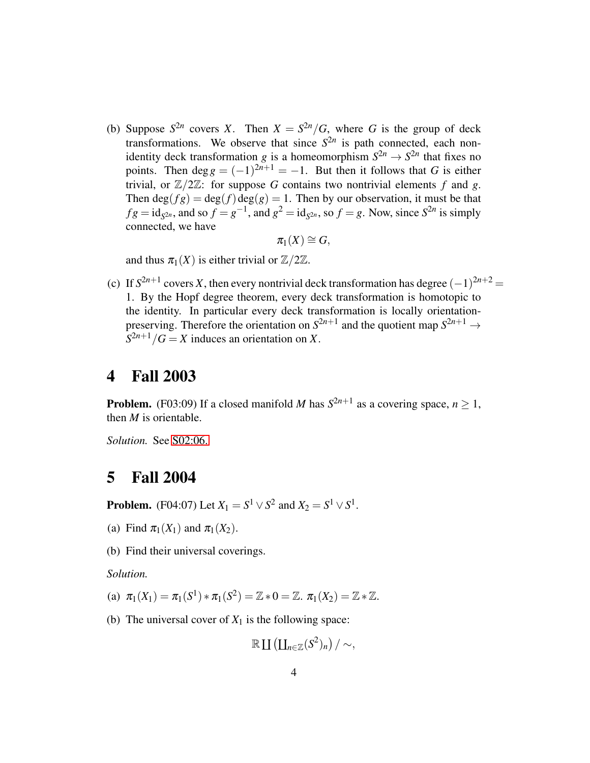(b) Suppose $S^{2n}$ covers $X$. Then $X = S^{2n}/G$, where $G$ is the group of deck transformations. We observe that since $S^{2n}$ is path connected, each non-identity deck transformation $g$ is a homeomorphism $S^{2n} \to S^{2n}$ that fixes no points. Then $\deg g = (-1)^{2n+1} = -1$. But then it follows that $G$ is either trivial, or $\mathbb{Z}/2\mathbb{Z}$: for suppose $G$ contains two nontrivial elements $f$ and $g$. Then $\deg(fg) = \deg(f)\deg(g) = 1$. Then by our observation, it must be that $fg = \mathrm{id}_{S^{2n}}$, and so $f = g^{-1}$, and $g^2 = \mathrm{id}_{S^{2n}}$, so $f = g$. Now, since $S^{2n}$ is simply connected, we have

$$\pi_1(X) \cong G,$$

and thus $\pi_1(X)$ is either trivial or $\mathbb{Z}/2\mathbb{Z}$.

(c) If $S^{2n+1}$ covers $X$, then every nontrivial deck transformation has degree $(-1)^{2n+2} = 1$. By the Hopf degree theorem, every deck transformation is homotopic to the identity. In particular every deck transformation is locally orientation-preserving. Therefore the orientation on $S^{2n+1}$ and the quotient map $S^{2n+1} \to S^{2n+1}/G = X$ induces an orientation on $X$.

# 4 Fall 2003

**Problem.** (F03:09) If a closed manifold $M$ has $S^{2n+1}$ as a covering space, $n \geq 1$, then $M$ is orientable.

*Solution.* See S02:06.

# 5 Fall 2004

**Problem.** (F04:07) Let $X_1 = S^1 \vee S^2$ and $X_2 = S^1 \vee S^1$.

(a) Find $\pi_1(X_1)$ and $\pi_1(X_2)$.

(b) Find their universal coverings.

*Solution.*

(a) $\pi_1(X_1) = \pi_1(S^1) * \pi_1(S^2) = \mathbb{Z} * 0 = \mathbb{Z}$. $\pi_1(X_2) = \mathbb{Z} * \mathbb{Z}$.

(b) The universal cover of $X_1$ is the following space:

$$\mathbb{R} \coprod \left(\coprod_{n\in\mathbb{Z}} (S^2)_n\right) / \sim,$$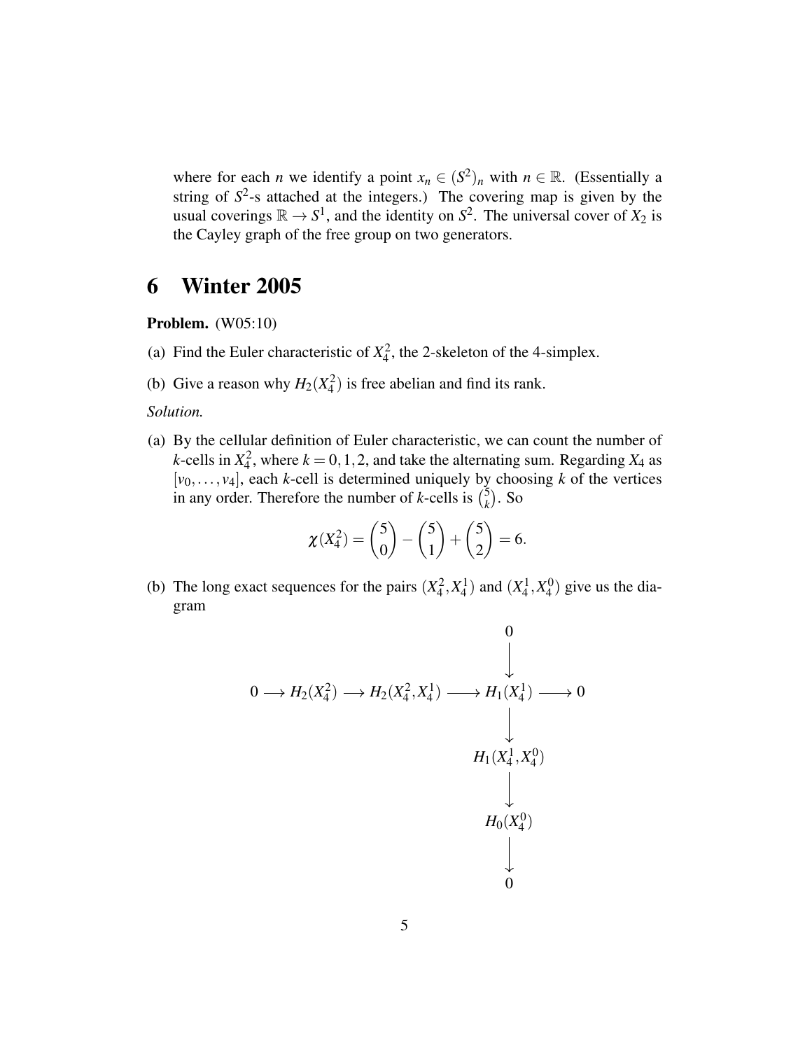where for each $n$ we identify a point $x_n \in (S^2)_n$ with $n \in \mathbb{R}$. (Essentially a string of $S^2$-s attached at the integers.) The covering map is given by the usual coverings $\mathbb{R} \to S^1$, and the identity on $S^2$. The universal cover of $X_2$ is the Cayley graph of the free group on two generators.

# 6 Winter 2005

**Problem.** (W05:10)

(a) Find the Euler characteristic of $X_4^2$, the 2-skeleton of the 4-simplex.

(b) Give a reason why $H_2(X_4^2)$ is free abelian and find its rank.

*Solution.*

(a) By the cellular definition of Euler characteristic, we can count the number of $k$-cells in $X_4^2$, where $k = 0, 1, 2$, and take the alternating sum. Regarding $X_4$ as $[v_0, \ldots, v_4]$, each $k$-cell is determined uniquely by choosing $k$ of the vertices in any order. Therefore the number of $k$-cells is $\binom{5}{k}$. So

$$\chi(X_4^2) = \binom{5}{0} - \binom{5}{1} + \binom{5}{2} = 6.$$

(b) The long exact sequences for the pairs $(X_4^2, X_4^1)$ and $(X_4^1, X_4^0)$ give us the diagram

$$\begin{array}{ccccccccc}
 & & & & & & 0 & & \\
 & & & & & & \downarrow & & \\
0 & \longrightarrow & H_2(X_4^2) & \longrightarrow & H_2(X_4^2, X_4^1) & \longrightarrow & H_1(X_4^1) & \longrightarrow & 0 \\
 & & & & & & \downarrow & & \\
 & & & & & & H_1(X_4^1, X_4^0) & & \\
 & & & & & & \downarrow & & \\
 & & & & & & H_0(X_4^0) & & \\
 & & & & & & \downarrow & & \\
 & & & & & & 0 & &
\end{array}$$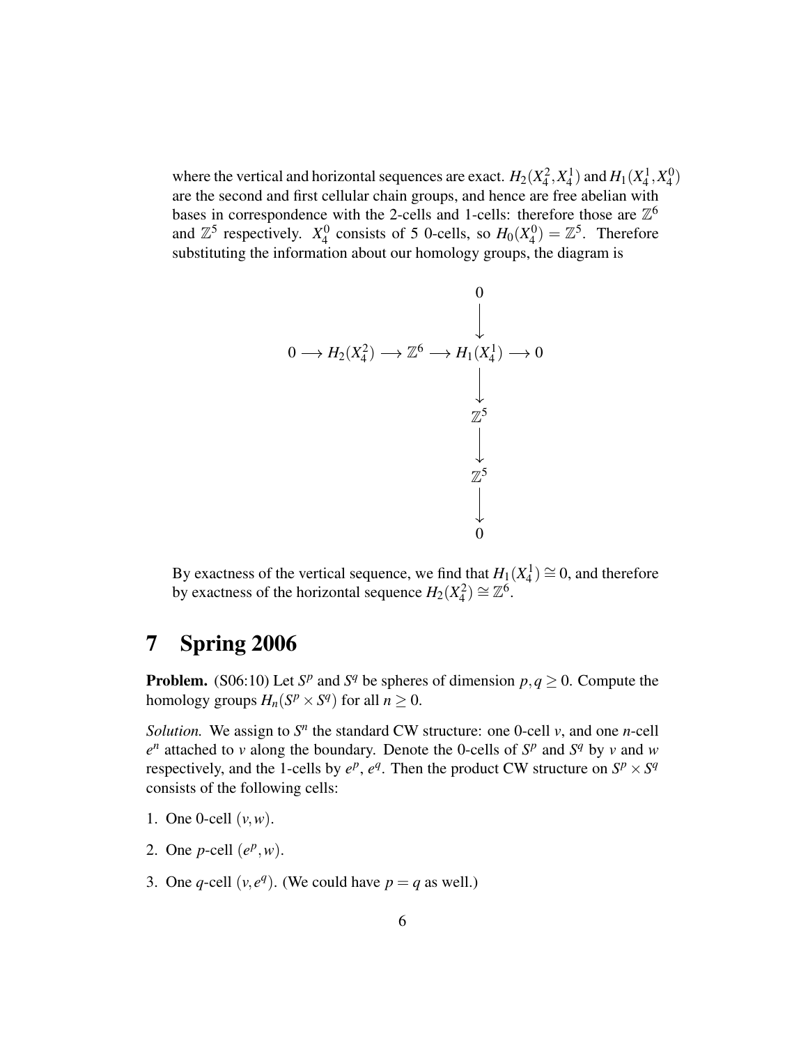where the vertical and horizontal sequences are exact. $H_2(X_4^2, X_4^1)$ and $H_1(X_4^1, X_4^0)$ are the second and first cellular chain groups, and hence are free abelian with bases in correspondence with the 2-cells and 1-cells: therefore those are $\mathbb{Z}^6$ and $\mathbb{Z}^5$ respectively. $X_4^0$ consists of 5 0-cells, so $H_0(X_4^0) = \mathbb{Z}^5$. Therefore substituting the information about our homology groups, the diagram is

$$
\begin{array}{ccccccccc}
 & & & & & & 0 & & \\
 & & & & & & \downarrow & & \\
0 & \longrightarrow & H_2(X_4^2) & \longrightarrow & \mathbb{Z}^6 & \longrightarrow & H_1(X_4^1) & \longrightarrow & 0 \\
 & & & & & & \downarrow & & \\
 & & & & & & \mathbb{Z}^5 & & \\
 & & & & & & \downarrow & & \\
 & & & & & & \mathbb{Z}^5 & & \\
 & & & & & & \downarrow & & \\
 & & & & & & 0 & &
\end{array}
$$

By exactness of the vertical sequence, we find that $H_1(X_4^1) \cong 0$, and therefore by exactness of the horizontal sequence $H_2(X_4^2) \cong \mathbb{Z}^6$.

# 7 Spring 2006

**Problem.** (S06:10) Let $S^p$ and $S^q$ be spheres of dimension $p, q \geq 0$. Compute the homology groups $H_n(S^p \times S^q)$ for all $n \geq 0$.

*Solution.* We assign to $S^n$ the standard CW structure: one 0-cell $v$, and one $n$-cell $e^n$ attached to $v$ along the boundary. Denote the 0-cells of $S^p$ and $S^q$ by $v$ and $w$ respectively, and the 1-cells by $e^p$, $e^q$. Then the product CW structure on $S^p \times S^q$ consists of the following cells:

1. One 0-cell $(v, w)$.
2. One $p$-cell $(e^p, w)$.
3. One $q$-cell $(v, e^q)$. (We could have $p = q$ as well.)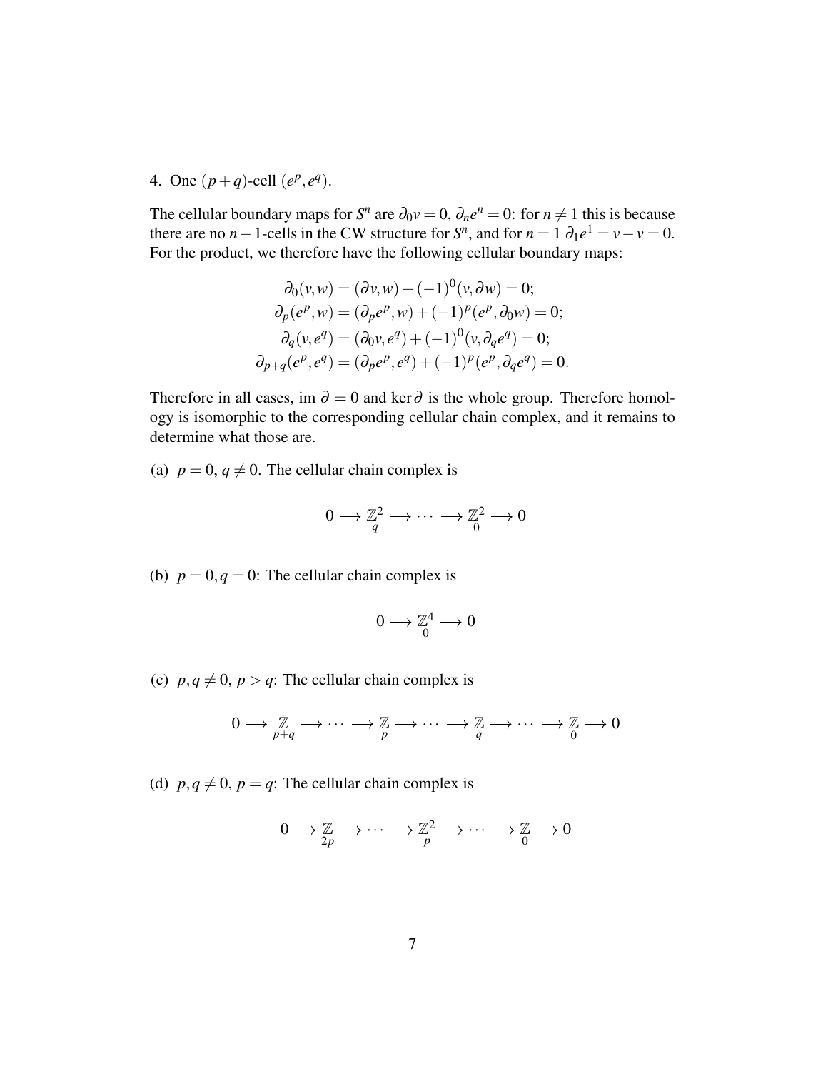4. One $(p+q)$-cell $(e^p, e^q)$.

The cellular boundary maps for $S^n$ are $\partial_0 v = 0$, $\partial_n e^n = 0$: for $n \neq 1$ this is because there are no $n-1$-cells in the CW structure for $S^n$, and for $n = 1$ $\partial_1 e^1 = v - v = 0$. For the product, we therefore have the following cellular boundary maps:

$$
\begin{aligned}
\partial_0(v, w) &= (\partial v, w) + (-1)^0 (v, \partial w) = 0; \\
\partial_p(e^p, w) &= (\partial_p e^p, w) + (-1)^p (e^p, \partial_0 w) = 0; \\
\partial_q(v, e^q) &= (\partial_0 v, e^q) + (-1)^0 (v, \partial_q e^q) = 0; \\
\partial_{p+q}(e^p, e^q) &= (\partial_p e^p, e^q) + (-1)^p (e^p, \partial_q e^q) = 0.
\end{aligned}
$$

Therefore in all cases, im $\partial = 0$ and $\ker \partial$ is the whole group. Therefore homology is isomorphic to the corresponding cellular chain complex, and it remains to determine what those are.

(a) $p = 0$, $q \neq 0$. The cellular chain complex is

$$0 \longrightarrow \underset{q}{\mathbb{Z}^2} \longrightarrow \cdots \longrightarrow \underset{0}{\mathbb{Z}^2} \longrightarrow 0$$

(b) $p = 0, q = 0$: The cellular chain complex is

$$0 \longrightarrow \underset{0}{\mathbb{Z}^4} \longrightarrow 0$$

(c) $p, q \neq 0$, $p > q$: The cellular chain complex is

$$0 \longrightarrow \underset{p+q}{\mathbb{Z}} \longrightarrow \cdots \longrightarrow \underset{p}{\mathbb{Z}} \longrightarrow \cdots \longrightarrow \underset{q}{\mathbb{Z}} \longrightarrow \cdots \longrightarrow \underset{0}{\mathbb{Z}} \longrightarrow 0$$

(d) $p, q \neq 0$, $p = q$: The cellular chain complex is

$$0 \longrightarrow \underset{2p}{\mathbb{Z}} \longrightarrow \cdots \longrightarrow \underset{p}{\mathbb{Z}^2} \longrightarrow \cdots \longrightarrow \underset{0}{\mathbb{Z}} \longrightarrow 0$$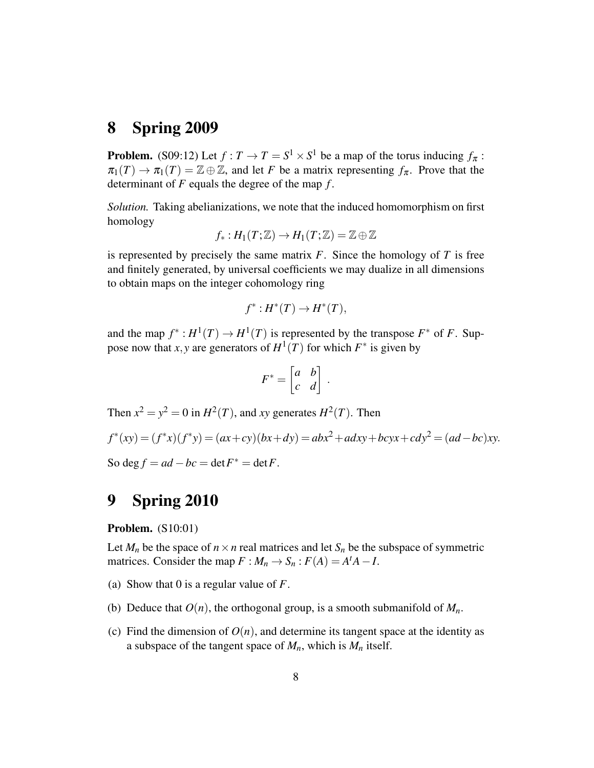# 8 Spring 2009

**Problem.** (S09:12) Let $f : T \to T = S^1 \times S^1$ be a map of the torus inducing $f_\pi : \pi_1(T) \to \pi_1(T) = \mathbb{Z} \oplus \mathbb{Z}$, and let $F$ be a matrix representing $f_\pi$. Prove that the determinant of $F$ equals the degree of the map $f$.

*Solution.* Taking abelianizations, we note that the induced homomorphism on first homology

$$f_* : H_1(T;\mathbb{Z}) \to H_1(T;\mathbb{Z}) = \mathbb{Z} \oplus \mathbb{Z}$$

is represented by precisely the same matrix $F$. Since the homology of $T$ is free and finitely generated, by universal coefficients we may dualize in all dimensions to obtain maps on the integer cohomology ring

$$f^* : H^*(T) \to H^*(T),$$

and the map $f^* : H^1(T) \to H^1(T)$ is represented by the transpose $F^*$ of $F$. Suppose now that $x, y$ are generators of $H^1(T)$ for which $F^*$ is given by

$$F^* = \begin{bmatrix} a & b \\ c & d \end{bmatrix} .$$

Then $x^2 = y^2 = 0$ in $H^2(T)$, and $xy$ generates $H^2(T)$. Then

$$f^*(xy) = (f^*x)(f^*y) = (ax+cy)(bx+dy) = abx^2 + adxy + bcyx + cdy^2 = (ad-bc)xy.$$

So $\deg f = ad - bc = \det F^* = \det F$.

# 9 Spring 2010

**Problem.** (S10:01)

Let $M_n$ be the space of $n \times n$ real matrices and let $S_n$ be the subspace of symmetric matrices. Consider the map $F : M_n \to S_n : F(A) = A^t A - I$.

(a) Show that 0 is a regular value of $F$.

(b) Deduce that $O(n)$, the orthogonal group, is a smooth submanifold of $M_n$.

(c) Find the dimension of $O(n)$, and determine its tangent space at the identity as a subspace of the tangent space of $M_n$, which is $M_n$ itself.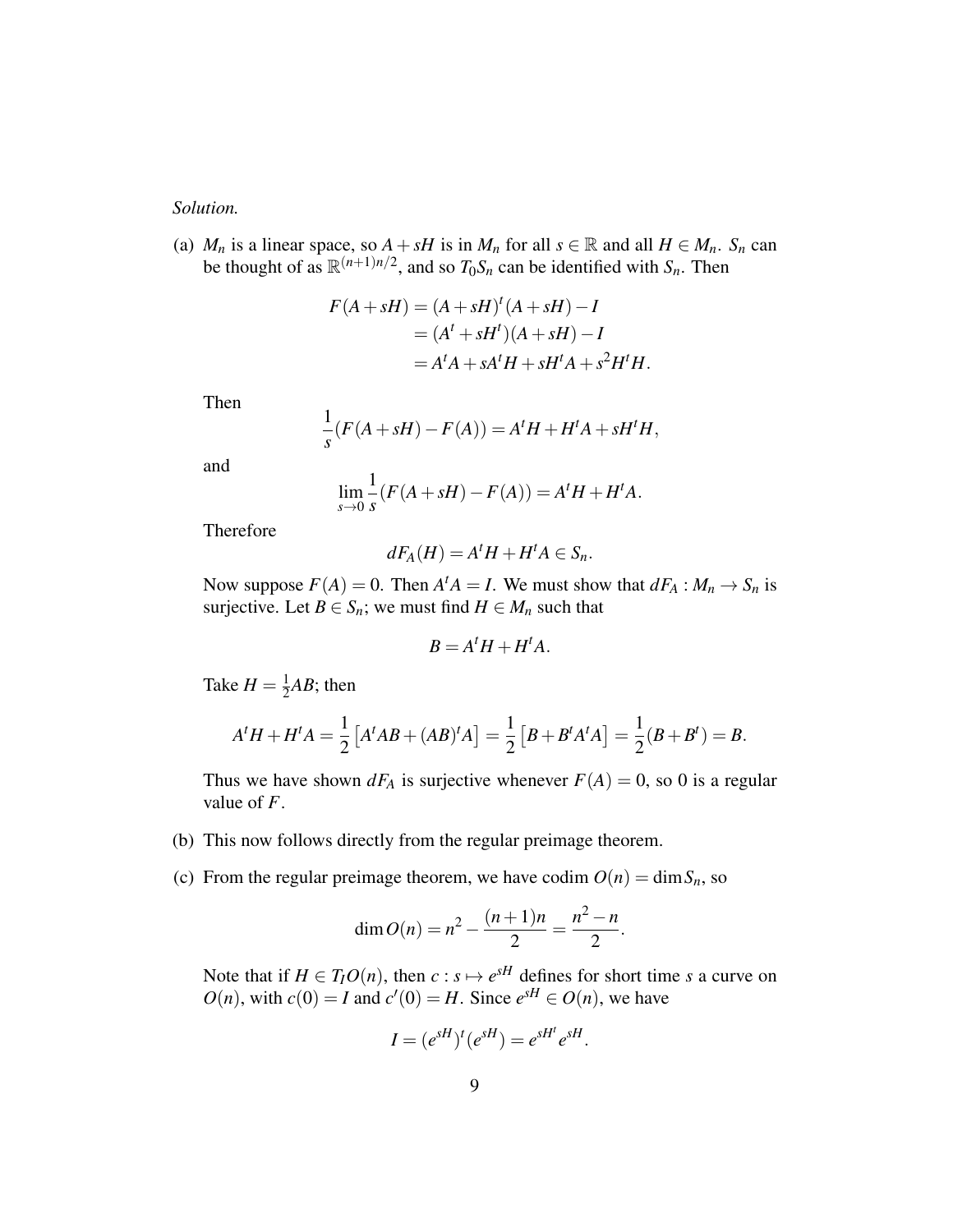*Solution.*

(a) $M_n$ is a linear space, so $A + sH$ is in $M_n$ for all $s \in \mathbb{R}$ and all $H \in M_n$. $S_n$ can be thought of as $\mathbb{R}^{(n+1)n/2}$, and so $T_0 S_n$ can be identified with $S_n$. Then

$$
\begin{aligned}
F(A+sH) &= (A+sH)^t(A+sH) - I \\
&= (A^t + sH^t)(A+sH) - I \\
&= A^tA + sA^tH + sH^tA + s^2H^tH.
\end{aligned}
$$

Then

$$
\frac{1}{s}(F(A+sH) - F(A)) = A^tH + H^tA + sH^tH,
$$

and

$$
\lim_{s\to 0} \frac{1}{s}(F(A+sH) - F(A)) = A^tH + H^tA.
$$

Therefore

$$
dF_A(H) = A^tH + H^tA \in S_n.
$$

Now suppose $F(A) = 0$. Then $A^tA = I$. We must show that $dF_A : M_n \to S_n$ is surjective. Let $B \in S_n$; we must find $H \in M_n$ such that

$$
B = A^tH + H^tA.
$$

Take $H = \frac{1}{2}AB$; then

$$
A^tH + H^tA = \frac{1}{2}\left[A^tAB + (AB)^tA\right] = \frac{1}{2}\left[B + B^tA^tA\right] = \frac{1}{2}(B + B^t) = B.
$$

Thus we have shown $dF_A$ is surjective whenever $F(A) = 0$, so 0 is a regular value of $F$.

(b) This now follows directly from the regular preimage theorem.

(c) From the regular preimage theorem, we have codim $O(n) = \dim S_n$, so

$$
\dim O(n) = n^2 - \frac{(n+1)n}{2} = \frac{n^2 - n}{2}.
$$

Note that if $H \in T_I O(n)$, then $c : s \mapsto e^{sH}$ defines for short time $s$ a curve on $O(n)$, with $c(0) = I$ and $c'(0) = H$. Since $e^{sH} \in O(n)$, we have

$$
I = (e^{sH})^t(e^{sH}) = e^{sH^t}e^{sH}.
$$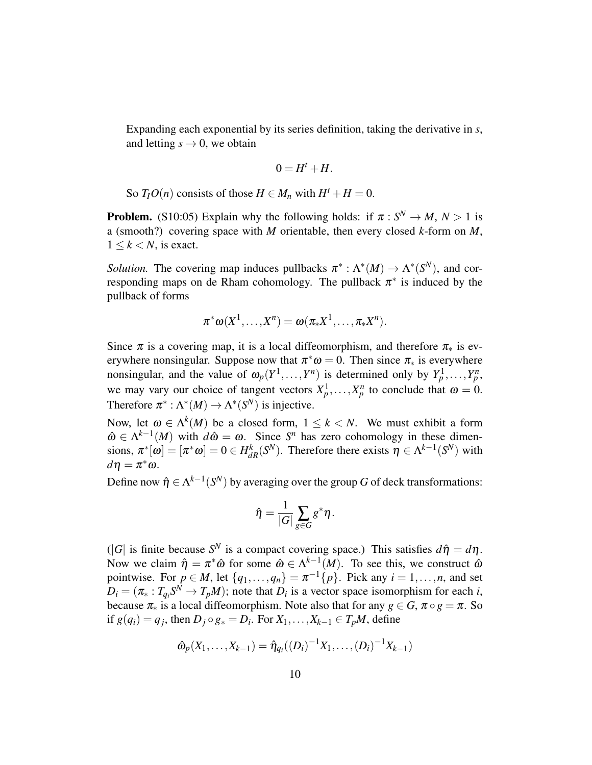Expanding each exponential by its series definition, taking the derivative in $s$, and letting $s \to 0$, we obtain

$$0 = H^t + H.$$

So $T_I O(n)$ consists of those $H \in M_n$ with $H^t + H = 0$.

**Problem.** (S10:05) Explain why the following holds: if $\pi : S^N \to M$, $N > 1$ is a (smooth?) covering space with $M$ orientable, then every closed $k$-form on $M$, $1 \le k < N$, is exact.

*Solution.* The covering map induces pullbacks $\pi^* : \Lambda^*(M) \to \Lambda^*(S^N)$, and corresponding maps on de Rham cohomology. The pullback $\pi^*$ is induced by the pullback of forms

$$\pi^* \omega(X^1, \ldots, X^n) = \omega(\pi_* X^1, \ldots, \pi_* X^n).$$

Since $\pi$ is a covering map, it is a local diffeomorphism, and therefore $\pi_*$ is everywhere nonsingular. Suppose now that $\pi^* \omega = 0$. Then since $\pi_*$ is everywhere nonsingular, and the value of $\omega_p(Y^1, \ldots, Y^n)$ is determined only by $Y_p^1, \ldots, Y_p^n$, we may vary our choice of tangent vectors $X_p^1, \ldots, X_p^n$ to conclude that $\omega = 0$. Therefore $\pi^* : \Lambda^*(M) \to \Lambda^*(S^N)$ is injective.

Now, let $\omega \in \Lambda^k(M)$ be a closed form, $1 \le k < N$. We must exhibit a form $\hat{\omega} \in \Lambda^{k-1}(M)$ with $d\hat{\omega} = \omega$. Since $S^n$ has zero cohomology in these dimensions, $\pi^*[\omega] = [\pi^* \omega] = 0 \in H^k_{dR}(S^N)$. Therefore there exists $\eta \in \Lambda^{k-1}(S^N)$ with $d\eta = \pi^* \omega$.

Define now $\hat{\eta} \in \Lambda^{k-1}(S^N)$ by averaging over the group $G$ of deck transformations:

$$\hat{\eta} = \frac{1}{|G|} \sum_{g \in G} g^* \eta.$$

($|G|$ is finite because $S^N$ is a compact covering space.) This satisfies $d\hat{\eta} = d\eta$. Now we claim $\hat{\eta} = \pi^* \hat{\omega}$ for some $\hat{\omega} \in \Lambda^{k-1}(M)$. To see this, we construct $\hat{\omega}$ pointwise. For $p \in M$, let $\{q_1, \ldots, q_n\} = \pi^{-1}\{p\}$. Pick any $i = 1, \ldots, n$, and set $D_i = (\pi_* : T_{q_i} S^N \to T_p M)$; note that $D_i$ is a vector space isomorphism for each $i$, because $\pi_*$ is a local diffeomorphism. Note also that for any $g \in G$, $\pi \circ g = \pi$. So if $g(q_i) = q_j$, then $D_j \circ g_* = D_i$. For $X_1, \ldots, X_{k-1} \in T_p M$, define

$$\hat{\omega}_p(X_1, \ldots, X_{k-1}) = \hat{\eta}_{q_i}((D_i)^{-1} X_1, \ldots, (D_i)^{-1} X_{k-1})$$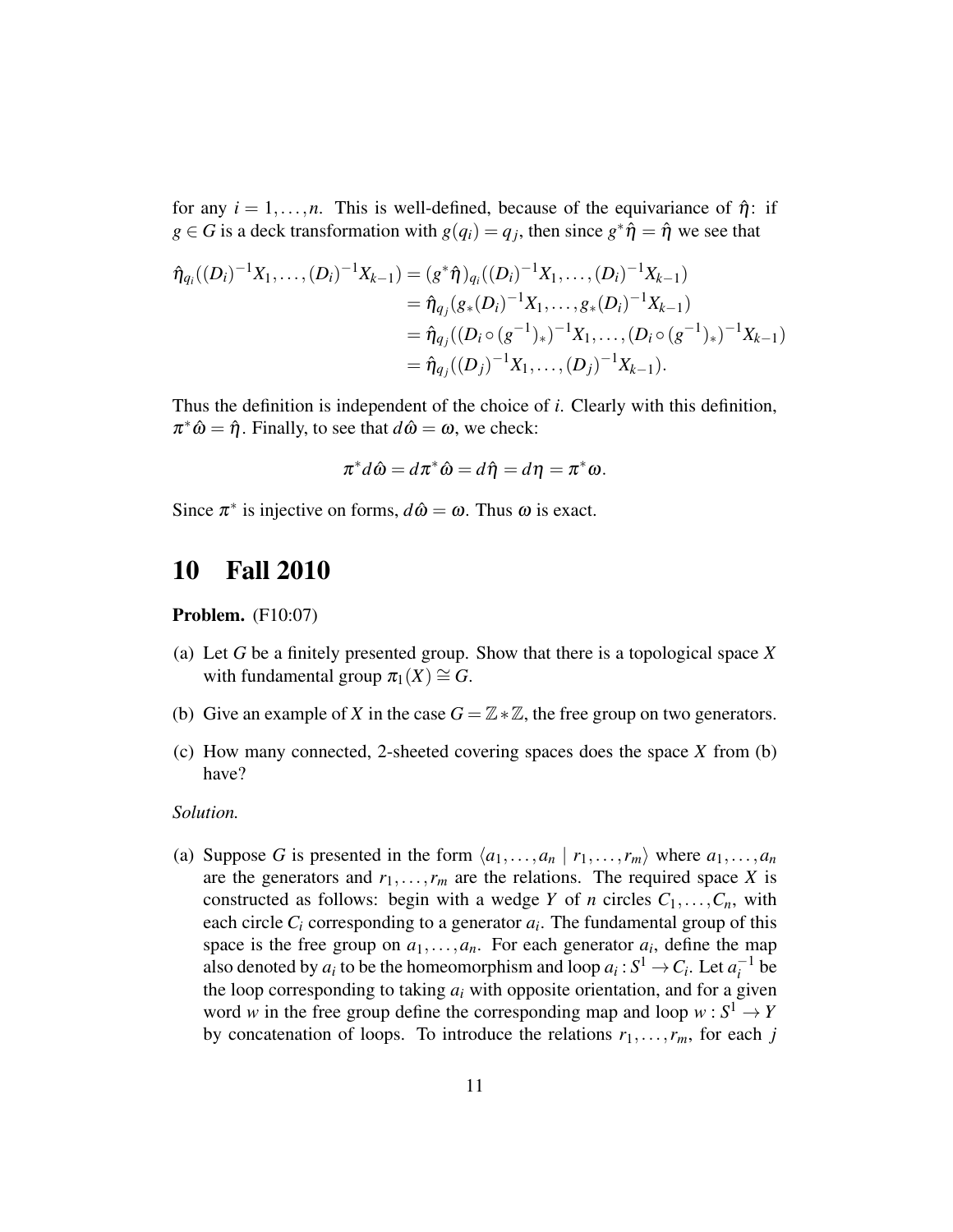for any $i = 1, \ldots, n$. This is well-defined, because of the equivariance of $\hat{\eta}$: if $g \in G$ is a deck transformation with $g(q_i) = q_j$, then since $g^*\hat{\eta} = \hat{\eta}$ we see that

$$\begin{aligned}
\hat{\eta}_{q_i}((D_i)^{-1}X_1, \ldots, (D_i)^{-1}X_{k-1}) &= (g^*\hat{\eta})_{q_i}((D_i)^{-1}X_1, \ldots, (D_i)^{-1}X_{k-1}) \\
&= \hat{\eta}_{q_j}(g_*(D_i)^{-1}X_1, \ldots, g_*(D_i)^{-1}X_{k-1}) \\
&= \hat{\eta}_{q_j}((D_i \circ (g^{-1})_*)^{-1}X_1, \ldots, (D_i \circ (g^{-1})_*)^{-1}X_{k-1}) \\
&= \hat{\eta}_{q_j}((D_j)^{-1}X_1, \ldots, (D_j)^{-1}X_{k-1}).
\end{aligned}$$

Thus the definition is independent of the choice of $i$. Clearly with this definition, $\pi^*\hat{\omega} = \hat{\eta}$. Finally, to see that $d\hat{\omega} = \omega$, we check:

$$\pi^* d\hat{\omega} = d\pi^*\hat{\omega} = d\hat{\eta} = d\eta = \pi^*\omega.$$

Since $\pi^*$ is injective on forms, $d\hat{\omega} = \omega$. Thus $\omega$ is exact.

# 10 Fall 2010

**Problem.** (F10:07)

(a) Let $G$ be a finitely presented group. Show that there is a topological space $X$ with fundamental group $\pi_1(X) \cong G$.

(b) Give an example of $X$ in the case $G = \mathbb{Z} * \mathbb{Z}$, the free group on two generators.

(c) How many connected, 2-sheeted covering spaces does the space $X$ from (b) have?

*Solution.*

(a) Suppose $G$ is presented in the form $\langle a_1, \ldots, a_n \mid r_1, \ldots, r_m \rangle$ where $a_1, \ldots, a_n$ are the generators and $r_1, \ldots, r_m$ are the relations. The required space $X$ is constructed as follows: begin with a wedge $Y$ of $n$ circles $C_1, \ldots, C_n$, with each circle $C_i$ corresponding to a generator $a_i$. The fundamental group of this space is the free group on $a_1, \ldots, a_n$. For each generator $a_i$, define the map also denoted by $a_i$ to be the homeomorphism and loop $a_i : S^1 \to C_i$. Let $a_i^{-1}$ be the loop corresponding to taking $a_i$ with opposite orientation, and for a given word $w$ in the free group define the corresponding map and loop $w : S^1 \to Y$ by concatenation of loops. To introduce the relations $r_1, \ldots, r_m$, for each $j$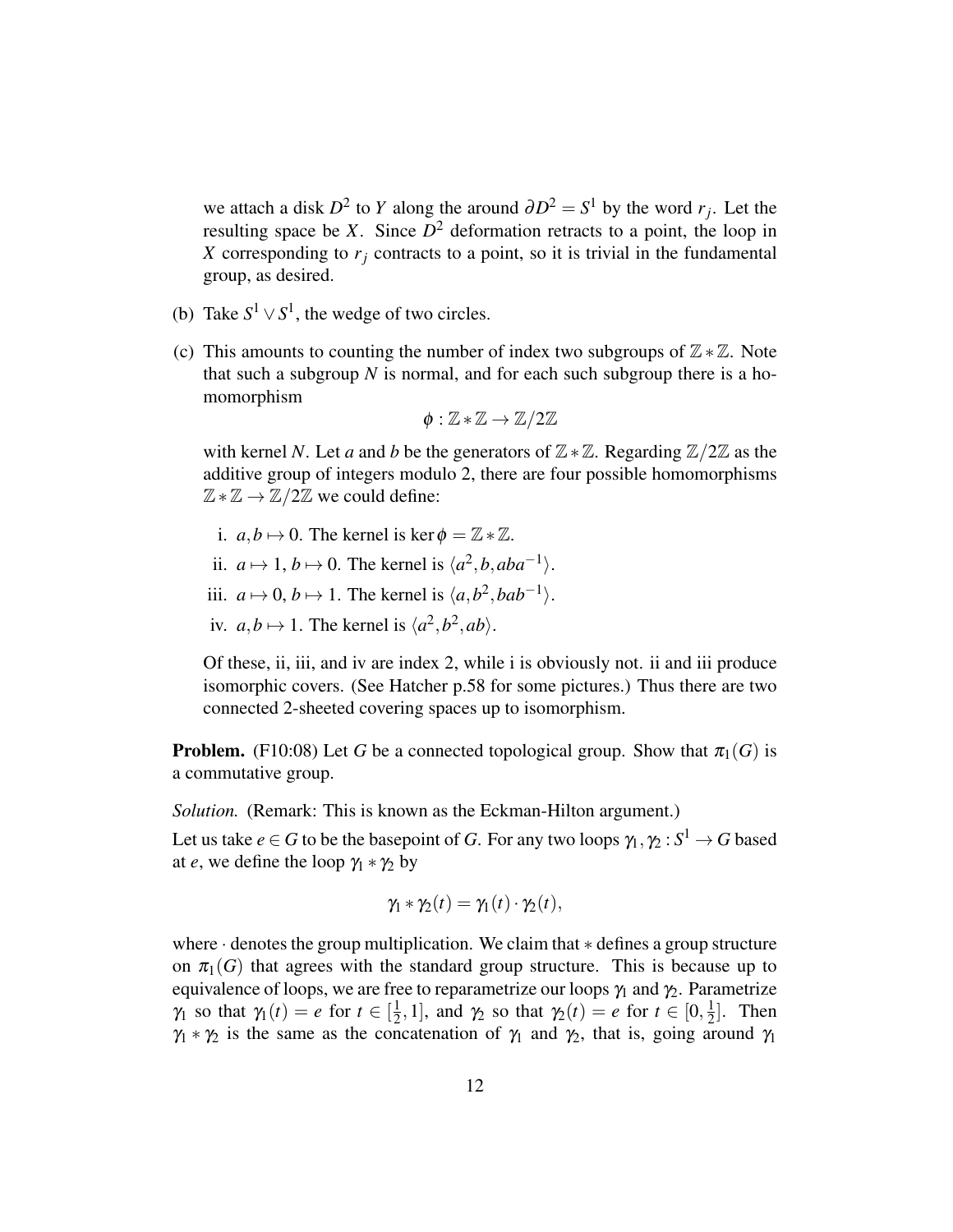we attach a disk $D^2$ to $Y$ along the around $\partial D^2 = S^1$ by the word $r_j$. Let the resulting space be $X$. Since $D^2$ deformation retracts to a point, the loop in $X$ corresponding to $r_j$ contracts to a point, so it is trivial in the fundamental group, as desired.

(b) Take $S^1 \vee S^1$, the wedge of two circles.

(c) This amounts to counting the number of index two subgroups of $\mathbb{Z} * \mathbb{Z}$. Note that such a subgroup $N$ is normal, and for each such subgroup there is a homomorphism

$$\phi : \mathbb{Z} * \mathbb{Z} \to \mathbb{Z}/2\mathbb{Z}$$

with kernel $N$. Let $a$ and $b$ be the generators of $\mathbb{Z} * \mathbb{Z}$. Regarding $\mathbb{Z}/2\mathbb{Z}$ as the additive group of integers modulo 2, there are four possible homomorphisms $\mathbb{Z} * \mathbb{Z} \to \mathbb{Z}/2\mathbb{Z}$ we could define:

i. $a, b \mapsto 0$. The kernel is $\ker \phi = \mathbb{Z} * \mathbb{Z}$.

ii. $a \mapsto 1$, $b \mapsto 0$. The kernel is $\langle a^2, b, aba^{-1} \rangle$.

iii. $a \mapsto 0$, $b \mapsto 1$. The kernel is $\langle a, b^2, bab^{-1} \rangle$.

iv. $a, b \mapsto 1$. The kernel is $\langle a^2, b^2, ab \rangle$.

Of these, ii, iii, and iv are index 2, while i is obviously not. ii and iii produce isomorphic covers. (See Hatcher p.58 for some pictures.) Thus there are two connected 2-sheeted covering spaces up to isomorphism.

**Problem.** (F10:08) Let $G$ be a connected topological group. Show that $\pi_1(G)$ is a commutative group.

*Solution.* (Remark: This is known as the Eckman-Hilton argument.)

Let us take $e \in G$ to be the basepoint of $G$. For any two loops $\gamma_1, \gamma_2 : S^1 \to G$ based at $e$, we define the loop $\gamma_1 * \gamma_2$ by

$$\gamma_1 * \gamma_2(t) = \gamma_1(t) \cdot \gamma_2(t),$$

where $\cdot$ denotes the group multiplication. We claim that $*$ defines a group structure on $\pi_1(G)$ that agrees with the standard group structure. This is because up to equivalence of loops, we are free to reparametrize our loops $\gamma_1$ and $\gamma_2$. Parametrize $\gamma_1$ so that $\gamma_1(t) = e$ for $t \in [\frac{1}{2}, 1]$, and $\gamma_2$ so that $\gamma_2(t) = e$ for $t \in [0, \frac{1}{2}]$. Then $\gamma_1 * \gamma_2$ is the same as the concatenation of $\gamma_1$ and $\gamma_2$, that is, going around $\gamma_1$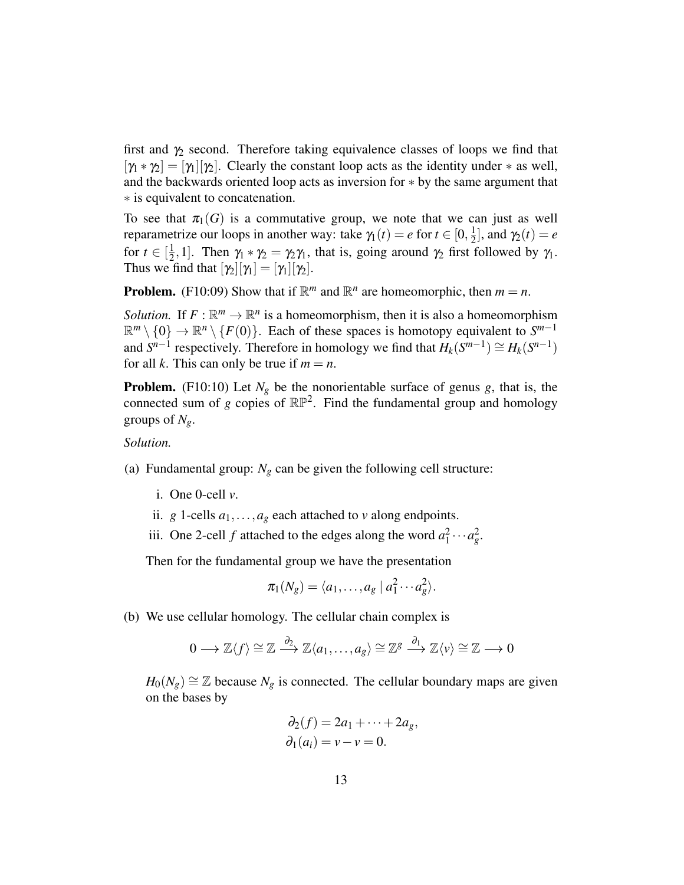first and $\gamma_2$ second. Therefore taking equivalence classes of loops we find that $[\gamma_1 * \gamma_2] = [\gamma_1][\gamma_2]$. Clearly the constant loop acts as the identity under $*$ as well, and the backwards oriented loop acts as inversion for $*$ by the same argument that $*$ is equivalent to concatenation.

To see that $\pi_1(G)$ is a commutative group, we note that we can just as well reparametrize our loops in another way: take $\gamma_1(t) = e$ for $t \in [0, \frac{1}{2}]$, and $\gamma_2(t) = e$ for $t \in [\frac{1}{2}, 1]$. Then $\gamma_1 * \gamma_2 = \gamma_2\gamma_1$, that is, going around $\gamma_2$ first followed by $\gamma_1$. Thus we find that $[\gamma_2][\gamma_1] = [\gamma_1][\gamma_2]$.

**Problem.** (F10:09) Show that if $\mathbb{R}^m$ and $\mathbb{R}^n$ are homeomorphic, then $m = n$.

*Solution.* If $F : \mathbb{R}^m \to \mathbb{R}^n$ is a homeomorphism, then it is also a homeomorphism $\mathbb{R}^m \setminus \{0\} \to \mathbb{R}^n \setminus \{F(0)\}$. Each of these spaces is homotopy equivalent to $S^{m-1}$ and $S^{n-1}$ respectively. Therefore in homology we find that $H_k(S^{m-1}) \cong H_k(S^{n-1})$ for all $k$. This can only be true if $m = n$.

**Problem.** (F10:10) Let $N_g$ be the nonorientable surface of genus $g$, that is, the connected sum of $g$ copies of $\mathbb{RP}^2$. Find the fundamental group and homology groups of $N_g$.

*Solution.*

(a) Fundamental group: $N_g$ can be given the following cell structure:

   i. One 0-cell $v$.
   
   ii. $g$ 1-cells $a_1, \ldots, a_g$ each attached to $v$ along endpoints.
   
   iii. One 2-cell $f$ attached to the edges along the word $a_1^2 \cdots a_g^2$.

   Then for the fundamental group we have the presentation

$$\pi_1(N_g) = \langle a_1, \ldots, a_g \mid a_1^2 \cdots a_g^2 \rangle.$$

(b) We use cellular homology. The cellular chain complex is

$$0 \longrightarrow \mathbb{Z}\langle f \rangle \cong \mathbb{Z} \xrightarrow{\partial_2} \mathbb{Z}\langle a_1, \ldots, a_g \rangle \cong \mathbb{Z}^g \xrightarrow{\partial_1} \mathbb{Z}\langle v \rangle \cong \mathbb{Z} \longrightarrow 0$$

   $H_0(N_g) \cong \mathbb{Z}$ because $N_g$ is connected. The cellular boundary maps are given on the bases by

$$\partial_2(f) = 2a_1 + \cdots + 2a_g,$$
$$\partial_1(a_i) = v - v = 0.$$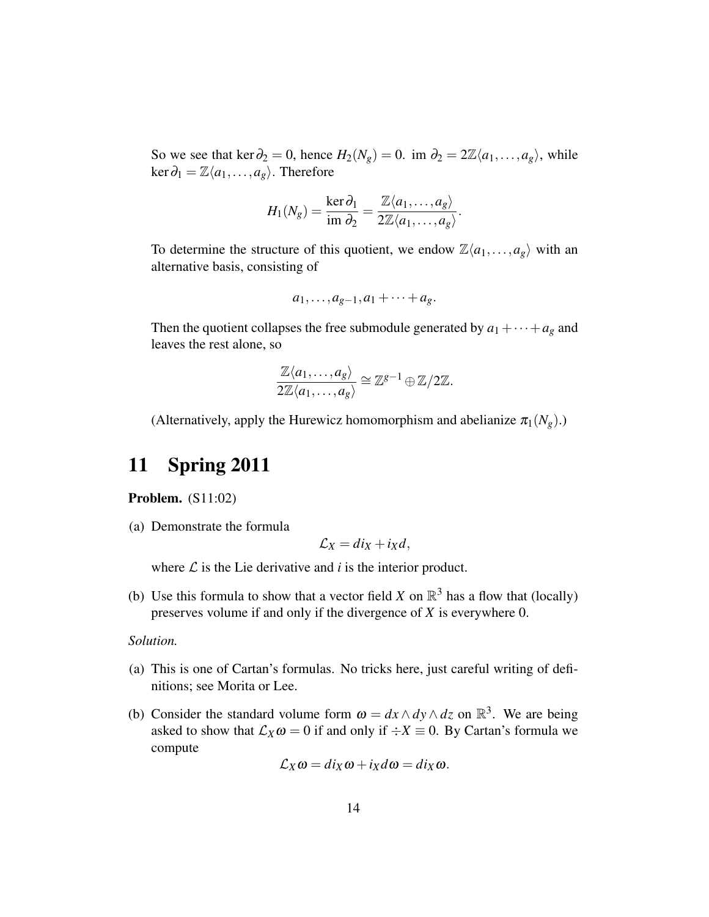So we see that $\ker \partial_2 = 0$, hence $H_2(N_g) = 0$. $\text{im } \partial_2 = 2\mathbb{Z}\langle a_1, \ldots, a_g \rangle$, while $\ker \partial_1 = \mathbb{Z}\langle a_1, \ldots, a_g \rangle$. Therefore

$$H_1(N_g) = \frac{\ker \partial_1}{\text{im } \partial_2} = \frac{\mathbb{Z}\langle a_1, \ldots, a_g \rangle}{2\mathbb{Z}\langle a_1, \ldots, a_g \rangle}.$$

To determine the structure of this quotient, we endow $\mathbb{Z}\langle a_1, \ldots, a_g \rangle$ with an alternative basis, consisting of

$$a_1, \ldots, a_{g-1}, a_1 + \cdots + a_g.$$

Then the quotient collapses the free submodule generated by $a_1 + \cdots + a_g$ and leaves the rest alone, so

$$\frac{\mathbb{Z}\langle a_1, \ldots, a_g \rangle}{2\mathbb{Z}\langle a_1, \ldots, a_g \rangle} \cong \mathbb{Z}^{g-1} \oplus \mathbb{Z}/2\mathbb{Z}.$$

(Alternatively, apply the Hurewicz homomorphism and abelianize $\pi_1(N_g)$.)

# 11 Spring 2011

**Problem.** (S11:02)

(a) Demonstrate the formula

$$\mathcal{L}_X = di_X + i_X d,$$

where $\mathcal{L}$ is the Lie derivative and $i$ is the interior product.

(b) Use this formula to show that a vector field $X$ on $\mathbb{R}^3$ has a flow that (locally) preserves volume if and only if the divergence of $X$ is everywhere 0.

*Solution.*

(a) This is one of Cartan's formulas. No tricks here, just careful writing of definitions; see Morita or Lee.

(b) Consider the standard volume form $\omega = dx \wedge dy \wedge dz$ on $\mathbb{R}^3$. We are being asked to show that $\mathcal{L}_X \omega = 0$ if and only if $\div X \equiv 0$. By Cartan's formula we compute

$$\mathcal{L}_X \omega = di_X \omega + i_X d\omega = di_X \omega.$$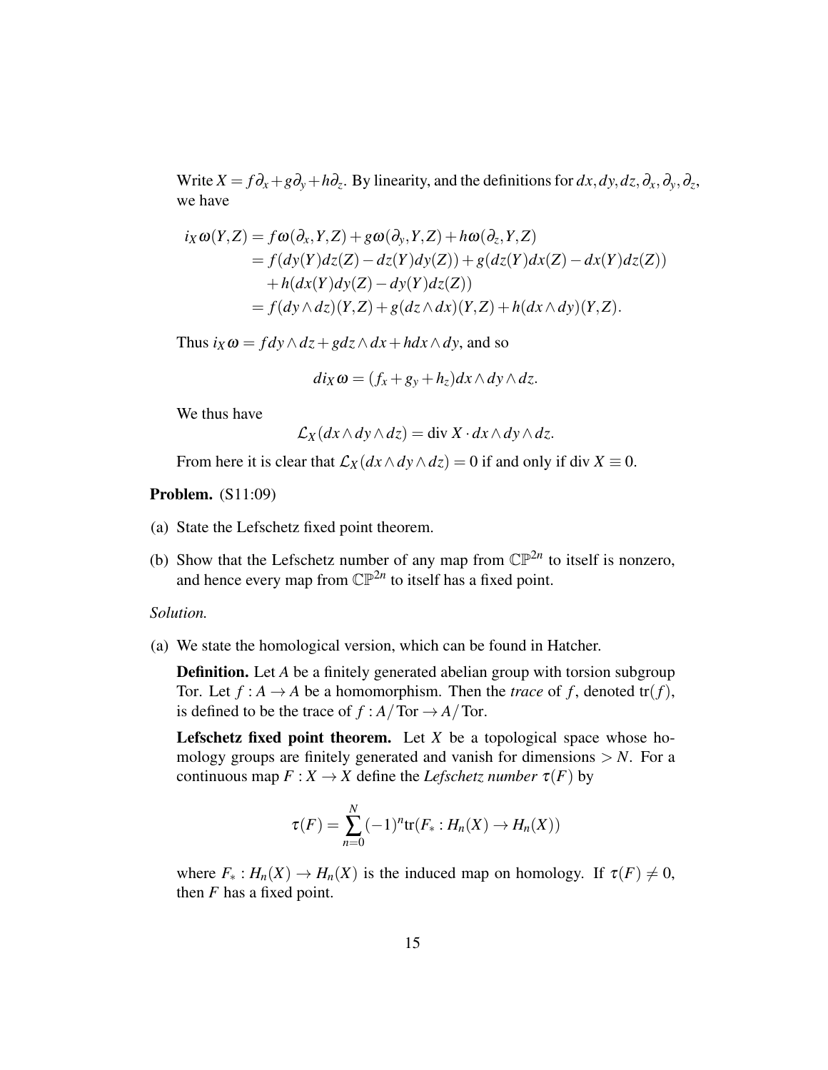Write $X = f\partial_x + g\partial_y + h\partial_z$. By linearity, and the definitions for $dx, dy, dz, \partial_x, \partial_y, \partial_z$, we have

$$
\begin{aligned}
i_X\omega(Y,Z) &= f\omega(\partial_x, Y, Z) + g\omega(\partial_y, Y, Z) + h\omega(\partial_z, Y, Z) \\
&= f(dy(Y)dz(Z) - dz(Y)dy(Z)) + g(dz(Y)dx(Z) - dx(Y)dz(Z)) \\
&\quad + h(dx(Y)dy(Z) - dy(Y)dz(Z)) \\
&= f(dy \wedge dz)(Y,Z) + g(dz \wedge dx)(Y,Z) + h(dx \wedge dy)(Y,Z).
\end{aligned}
$$

Thus $i_X\omega = f dy \wedge dz + g dz \wedge dx + h dx \wedge dy$, and so

$$
di_X\omega = (f_x + g_y + h_z) dx \wedge dy \wedge dz.
$$

We thus have

$$
\mathcal{L}_X(dx \wedge dy \wedge dz) = \text{div } X \cdot dx \wedge dy \wedge dz.
$$

From here it is clear that $\mathcal{L}_X(dx \wedge dy \wedge dz) = 0$ if and only if div $X \equiv 0$.

**Problem.** (S11:09)

(a) State the Lefschetz fixed point theorem.

(b) Show that the Lefschetz number of any map from $\mathbb{CP}^{2n}$ to itself is nonzero, and hence every map from $\mathbb{CP}^{2n}$ to itself has a fixed point.

*Solution.*

(a) We state the homological version, which can be found in Hatcher.

**Definition.** Let $A$ be a finitely generated abelian group with torsion subgroup Tor. Let $f : A \to A$ be a homomorphism. Then the *trace* of $f$, denoted $\text{tr}(f)$, is defined to be the trace of $f : A/\text{Tor} \to A/\text{Tor}$.

**Lefschetz fixed point theorem.** Let $X$ be a topological space whose homology groups are finitely generated and vanish for dimensions $> N$. For a continuous map $F : X \to X$ define the *Lefschetz number* $\tau(F)$ by

$$
\tau(F) = \sum_{n=0}^{N} (-1)^n \text{tr}(F_* : H_n(X) \to H_n(X))
$$

where $F_* : H_n(X) \to H_n(X)$ is the induced map on homology. If $\tau(F) \neq 0$, then $F$ has a fixed point.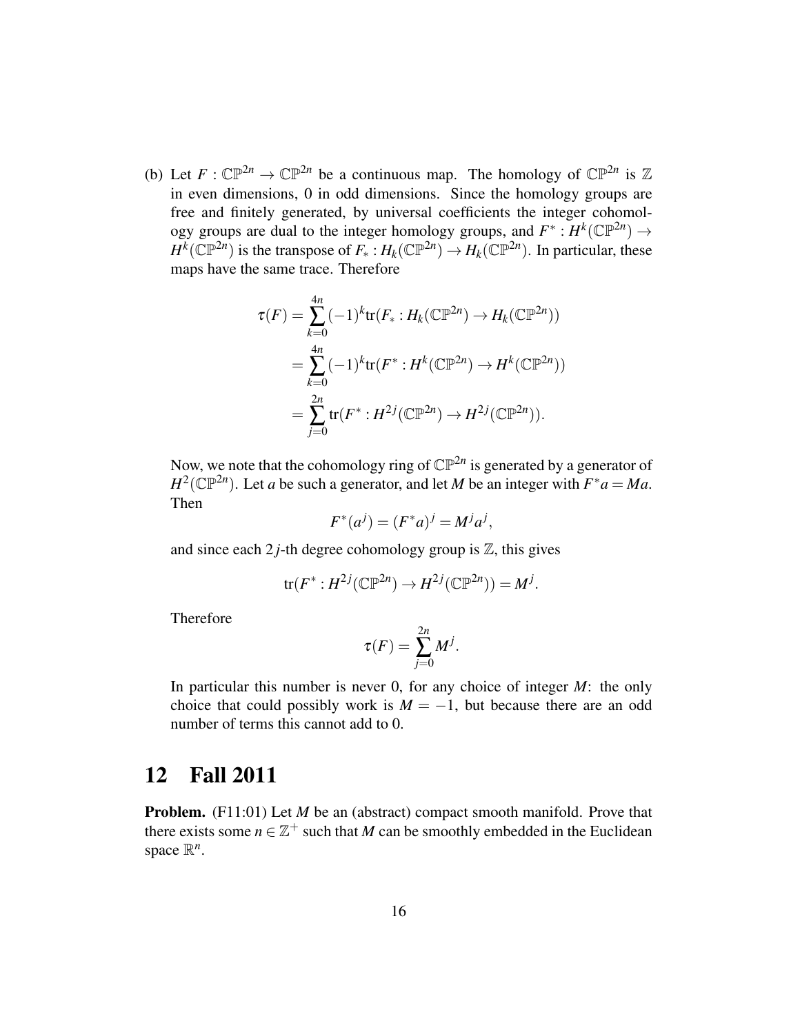(b) Let $F : \mathbb{CP}^{2n} \to \mathbb{CP}^{2n}$ be a continuous map. The homology of $\mathbb{CP}^{2n}$ is $\mathbb{Z}$ in even dimensions, 0 in odd dimensions. Since the homology groups are free and finitely generated, by universal coefficients the integer cohomology groups are dual to the integer homology groups, and $F^* : H^k(\mathbb{CP}^{2n}) \to H^k(\mathbb{CP}^{2n})$ is the transpose of $F_* : H_k(\mathbb{CP}^{2n}) \to H_k(\mathbb{CP}^{2n})$. In particular, these maps have the same trace. Therefore

$$
\begin{aligned}
\tau(F) &= \sum_{k=0}^{4n} (-1)^k \mathrm{tr}(F_* : H_k(\mathbb{CP}^{2n}) \to H_k(\mathbb{CP}^{2n})) \\
&= \sum_{k=0}^{4n} (-1)^k \mathrm{tr}(F^* : H^k(\mathbb{CP}^{2n}) \to H^k(\mathbb{CP}^{2n})) \\
&= \sum_{j=0}^{2n} \mathrm{tr}(F^* : H^{2j}(\mathbb{CP}^{2n}) \to H^{2j}(\mathbb{CP}^{2n})).
\end{aligned}
$$

Now, we note that the cohomology ring of $\mathbb{CP}^{2n}$ is generated by a generator of $H^2(\mathbb{CP}^{2n})$. Let $a$ be such a generator, and let $M$ be an integer with $F^*a = Ma$. Then

$$
F^*(a^j) = (F^*a)^j = M^j a^j,
$$

and since each $2j$-th degree cohomology group is $\mathbb{Z}$, this gives

$$
\mathrm{tr}(F^* : H^{2j}(\mathbb{CP}^{2n}) \to H^{2j}(\mathbb{CP}^{2n})) = M^j.
$$

Therefore

$$
\tau(F) = \sum_{j=0}^{2n} M^j.
$$

In particular this number is never 0, for any choice of integer $M$: the only choice that could possibly work is $M = -1$, but because there are an odd number of terms this cannot add to 0.

# 12 Fall 2011

**Problem.** (F11:01) Let $M$ be an (abstract) compact smooth manifold. Prove that there exists some $n \in \mathbb{Z}^+$ such that $M$ can be smoothly embedded in the Euclidean space $\mathbb{R}^n$.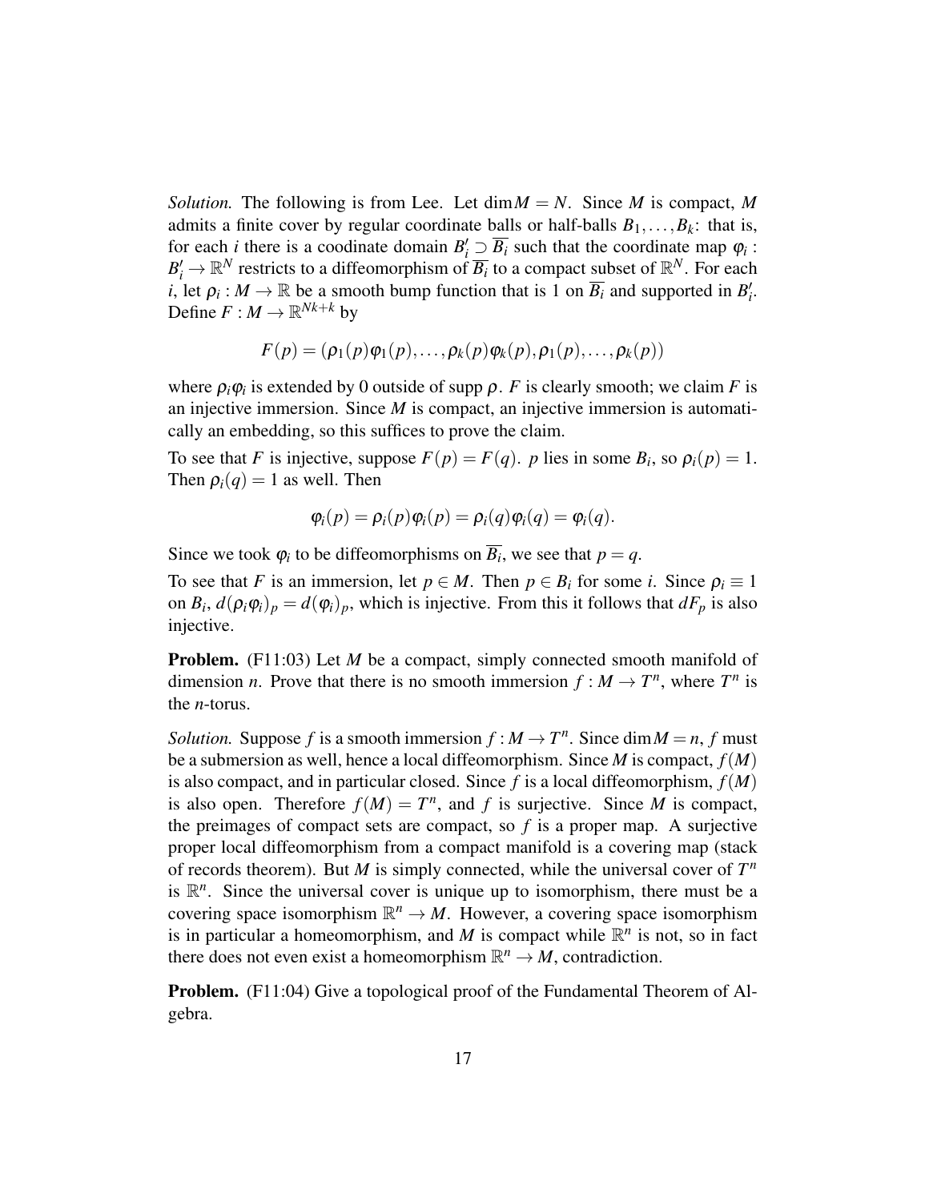*Solution.* The following is from Lee. Let $\dim M = N$. Since $M$ is compact, $M$ admits a finite cover by regular coordinate balls or half-balls $B_1, \ldots, B_k$: that is, for each $i$ there is a coodinate domain $B_i' \supset \overline{B_i}$ such that the coordinate map $\varphi_i : B_i' \to \mathbb{R}^N$ restricts to a diffeomorphism of $\overline{B_i}$ to a compact subset of $\mathbb{R}^N$. For each $i$, let $\rho_i : M \to \mathbb{R}$ be a smooth bump function that is 1 on $\overline{B_i}$ and supported in $B_i'$. Define $F : M \to \mathbb{R}^{Nk+k}$ by

$$F(p) = (\rho_1(p)\varphi_1(p), \ldots, \rho_k(p)\varphi_k(p), \rho_1(p), \ldots, \rho_k(p))$$

where $\rho_i \varphi_i$ is extended by 0 outside of supp $\rho$. $F$ is clearly smooth; we claim $F$ is an injective immersion. Since $M$ is compact, an injective immersion is automatically an embedding, so this suffices to prove the claim.

To see that $F$ is injective, suppose $F(p) = F(q)$. $p$ lies in some $B_i$, so $\rho_i(p) = 1$. Then $\rho_i(q) = 1$ as well. Then

$$\varphi_i(p) = \rho_i(p)\varphi_i(p) = \rho_i(q)\varphi_i(q) = \varphi_i(q).$$

Since we took $\varphi_i$ to be diffeomorphisms on $\overline{B_i}$, we see that $p = q$.

To see that $F$ is an immersion, let $p \in M$. Then $p \in B_i$ for some $i$. Since $\rho_i \equiv 1$ on $B_i$, $d(\rho_i \varphi_i)_p = d(\varphi_i)_p$, which is injective. From this it follows that $dF_p$ is also injective.

**Problem.** (F11:03) Let $M$ be a compact, simply connected smooth manifold of dimension $n$. Prove that there is no smooth immersion $f : M \to T^n$, where $T^n$ is the $n$-torus.

*Solution.* Suppose $f$ is a smooth immersion $f : M \to T^n$. Since $\dim M = n$, $f$ must be a submersion as well, hence a local diffeomorphism. Since $M$ is compact, $f(M)$ is also compact, and in particular closed. Since $f$ is a local diffeomorphism, $f(M)$ is also open. Therefore $f(M) = T^n$, and $f$ is surjective. Since $M$ is compact, the preimages of compact sets are compact, so $f$ is a proper map. A surjective proper local diffeomorphism from a compact manifold is a covering map (stack of records theorem). But $M$ is simply connected, while the universal cover of $T^n$ is $\mathbb{R}^n$. Since the universal cover is unique up to isomorphism, there must be a covering space isomorphism $\mathbb{R}^n \to M$. However, a covering space isomorphism is in particular a homeomorphism, and $M$ is compact while $\mathbb{R}^n$ is not, so in fact there does not even exist a homeomorphism $\mathbb{R}^n \to M$, contradiction.

**Problem.** (F11:04) Give a topological proof of the Fundamental Theorem of Algebra.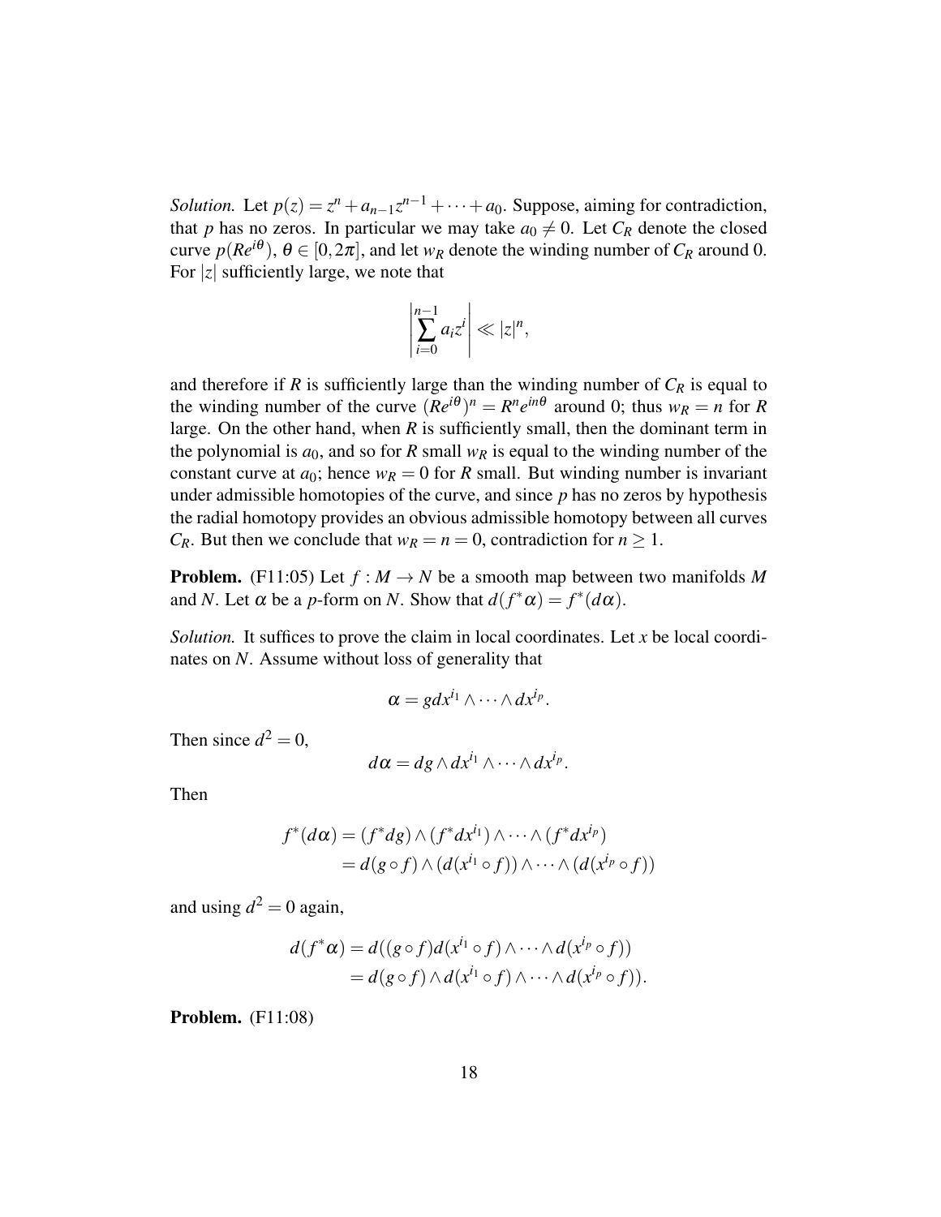*Solution.* Let $p(z) = z^n + a_{n-1}z^{n-1} + \cdots + a_0$. Suppose, aiming for contradiction, that $p$ has no zeros. In particular we may take $a_0 \neq 0$. Let $C_R$ denote the closed curve $p(Re^{i\theta})$, $\theta \in [0, 2\pi]$, and let $w_R$ denote the winding number of $C_R$ around 0. For $|z|$ sufficiently large, we note that

$$\left| \sum_{i=0}^{n-1} a_i z^i \right| \ll |z|^n,$$

and therefore if $R$ is sufficiently large than the winding number of $C_R$ is equal to the winding number of the curve $(Re^{i\theta})^n = R^n e^{in\theta}$ around 0; thus $w_R = n$ for $R$ large. On the other hand, when $R$ is sufficiently small, then the dominant term in the polynomial is $a_0$, and so for $R$ small $w_R$ is equal to the winding number of the constant curve at $a_0$; hence $w_R = 0$ for $R$ small. But winding number is invariant under admissible homotopies of the curve, and since $p$ has no zeros by hypothesis the radial homotopy provides an obvious admissible homotopy between all curves $C_R$. But then we conclude that $w_R = n = 0$, contradiction for $n \geq 1$.

**Problem.** (F11:05) Let $f : M \to N$ be a smooth map between two manifolds $M$ and $N$. Let $\alpha$ be a $p$-form on $N$. Show that $d(f^*\alpha) = f^*(d\alpha)$.

*Solution.* It suffices to prove the claim in local coordinates. Let $x$ be local coordinates on $N$. Assume without loss of generality that

$$\alpha = g dx^{i_1} \wedge \cdots \wedge dx^{i_p}.$$

Then since $d^2 = 0$,

$$d\alpha = dg \wedge dx^{i_1} \wedge \cdots \wedge dx^{i_p}.$$

Then

$$\begin{aligned} f^*(d\alpha) &= (f^*dg) \wedge (f^*dx^{i_1}) \wedge \cdots \wedge (f^*dx^{i_p}) \\ &= d(g \circ f) \wedge (d(x^{i_1} \circ f)) \wedge \cdots \wedge (d(x^{i_p} \circ f)) \end{aligned}$$

and using $d^2 = 0$ again,

$$\begin{aligned} d(f^*\alpha) &= d((g \circ f) d(x^{i_1} \circ f) \wedge \cdots \wedge d(x^{i_p} \circ f)) \\ &= d(g \circ f) \wedge d(x^{i_1} \circ f) \wedge \cdots \wedge d(x^{i_p} \circ f)). \end{aligned}$$

**Problem.** (F11:08)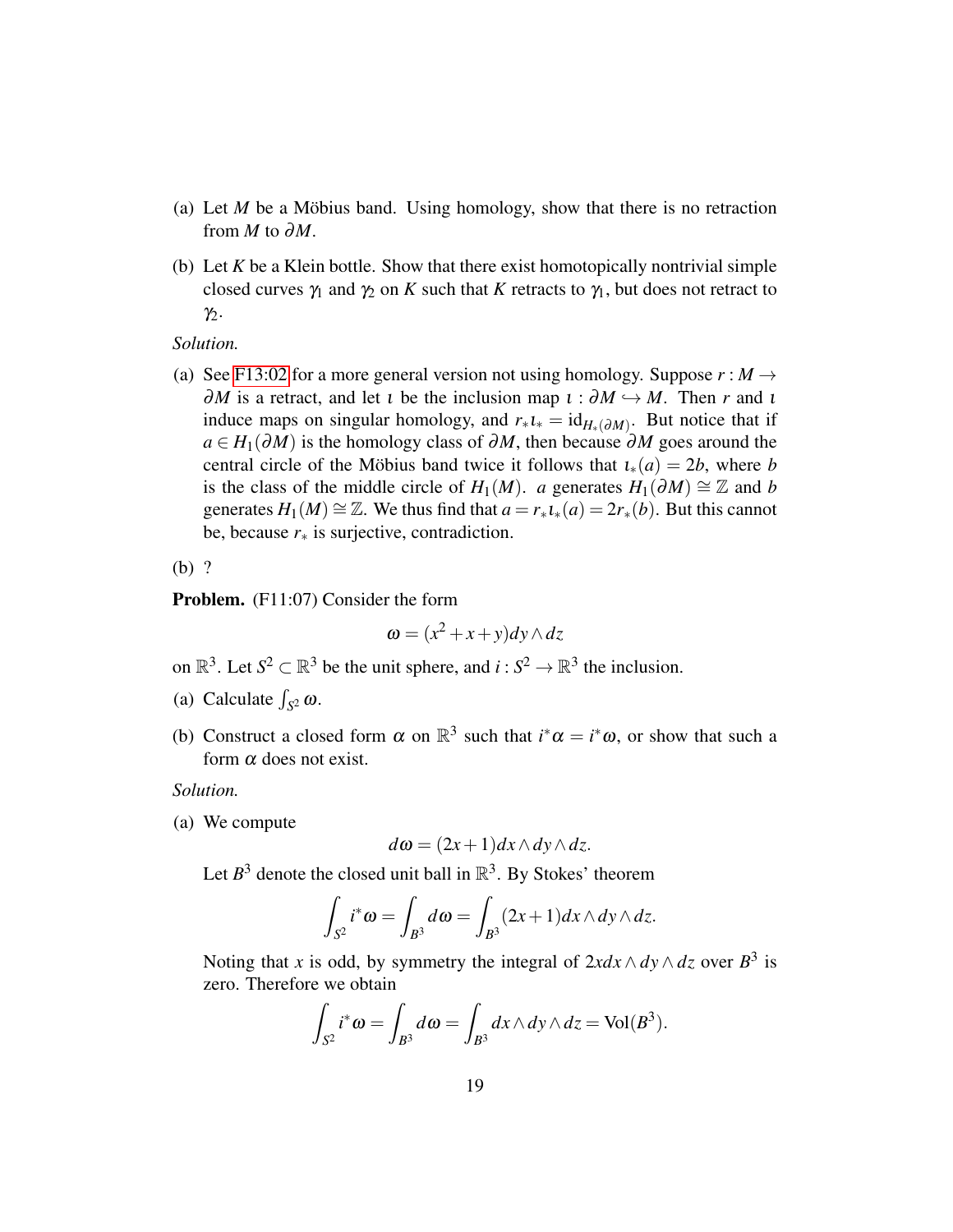(a) Let $M$ be a Möbius band. Using homology, show that there is no retraction from $M$ to $\partial M$.

(b) Let $K$ be a Klein bottle. Show that there exist homotopically nontrivial simple closed curves $\gamma_1$ and $\gamma_2$ on $K$ such that $K$ retracts to $\gamma_1$, but does not retract to $\gamma_2$.

*Solution.*

(a) See F13:02 for a more general version not using homology. Suppose $r : M \to \partial M$ is a retract, and let $\iota$ be the inclusion map $\iota : \partial M \hookrightarrow M$. Then $r$ and $\iota$ induce maps on singular homology, and $r_* \iota_* = \mathrm{id}_{H_*(\partial M)}$. But notice that if $a \in H_1(\partial M)$ is the homology class of $\partial M$, then because $\partial M$ goes around the central circle of the Möbius band twice it follows that $\iota_*(a) = 2b$, where $b$ is the class of the middle circle of $H_1(M)$. $a$ generates $H_1(\partial M) \cong \mathbb{Z}$ and $b$ generates $H_1(M) \cong \mathbb{Z}$. We thus find that $a = r_* \iota_*(a) = 2r_*(b)$. But this cannot be, because $r_*$ is surjective, contradiction.

(b) ?

**Problem.** (F11:07) Consider the form

$$\omega = (x^2 + x + y) dy \wedge dz$$

on $\mathbb{R}^3$. Let $S^2 \subset \mathbb{R}^3$ be the unit sphere, and $i : S^2 \to \mathbb{R}^3$ the inclusion.

(a) Calculate $\int_{S^2} \omega$.

(b) Construct a closed form $\alpha$ on $\mathbb{R}^3$ such that $i^*\alpha = i^*\omega$, or show that such a form $\alpha$ does not exist.

*Solution.*

(a) We compute

$$d\omega = (2x + 1) dx \wedge dy \wedge dz.$$

Let $B^3$ denote the closed unit ball in $\mathbb{R}^3$. By Stokes' theorem

$$\int_{S^2} i^*\omega = \int_{B^3} d\omega = \int_{B^3} (2x+1) dx \wedge dy \wedge dz.$$

Noting that $x$ is odd, by symmetry the integral of $2x dx \wedge dy \wedge dz$ over $B^3$ is zero. Therefore we obtain

$$\int_{S^2} i^*\omega = \int_{B^3} d\omega = \int_{B^3} dx \wedge dy \wedge dz = \mathrm{Vol}(B^3).$$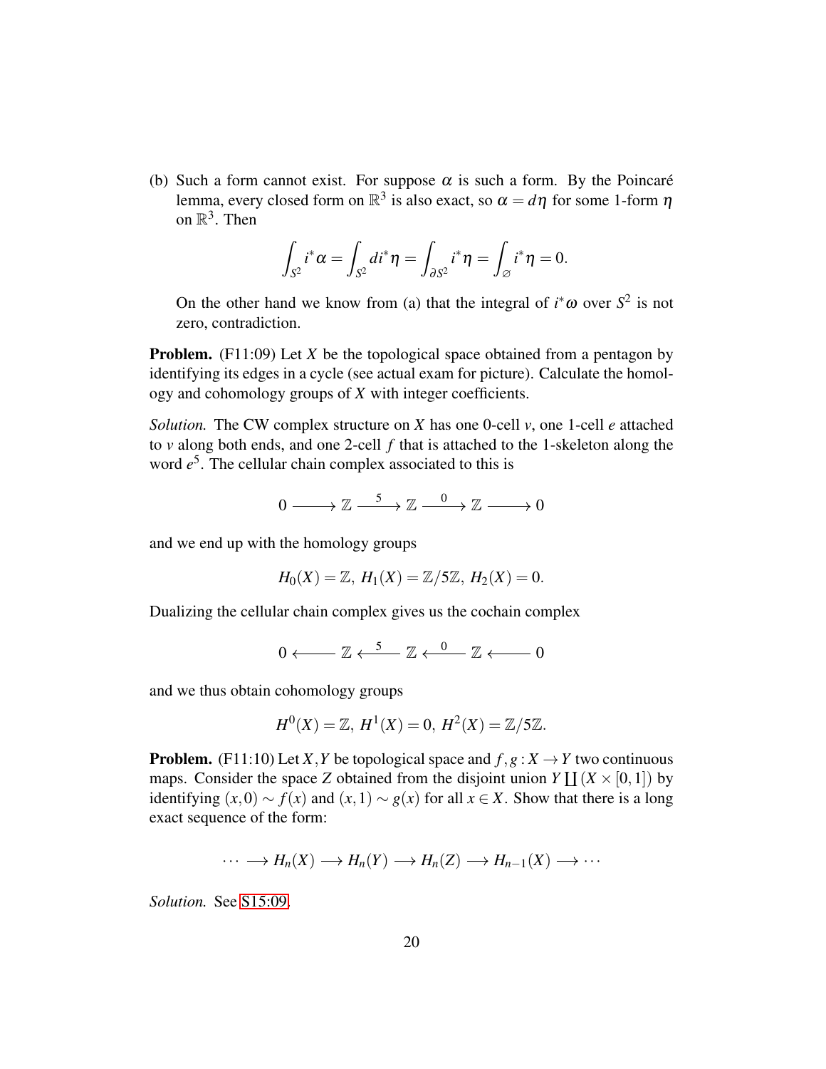(b) Such a form cannot exist. For suppose $\alpha$ is such a form. By the Poincaré lemma, every closed form on $\mathbb{R}^3$ is also exact, so $\alpha = d\eta$ for some 1-form $\eta$ on $\mathbb{R}^3$. Then

$$\int_{S^2} i^*\alpha = \int_{S^2} di^*\eta = \int_{\partial S^2} i^*\eta = \int_{\varnothing} i^*\eta = 0.$$

On the other hand we know from (a) that the integral of $i^*\omega$ over $S^2$ is not zero, contradiction.

**Problem.** (F11:09) Let $X$ be the topological space obtained from a pentagon by identifying its edges in a cycle (see actual exam for picture). Calculate the homology and cohomology groups of $X$ with integer coefficients.

*Solution.* The CW complex structure on $X$ has one 0-cell $v$, one 1-cell $e$ attached to $v$ along both ends, and one 2-cell $f$ that is attached to the 1-skeleton along the word $e^5$. The cellular chain complex associated to this is

$$0 \longrightarrow \mathbb{Z} \xrightarrow{\;5\;} \mathbb{Z} \xrightarrow{\;0\;} \mathbb{Z} \longrightarrow 0$$

and we end up with the homology groups

$$H_0(X) = \mathbb{Z},\ H_1(X) = \mathbb{Z}/5\mathbb{Z},\ H_2(X) = 0.$$

Dualizing the cellular chain complex gives us the cochain complex

$$0 \longleftarrow \mathbb{Z} \xleftarrow{\;5\;} \mathbb{Z} \xleftarrow{\;0\;} \mathbb{Z} \longleftarrow 0$$

and we thus obtain cohomology groups

$$H^0(X) = \mathbb{Z},\ H^1(X) = 0,\ H^2(X) = \mathbb{Z}/5\mathbb{Z}.$$

**Problem.** (F11:10) Let $X, Y$ be topological space and $f, g : X \to Y$ two continuous maps. Consider the space $Z$ obtained from the disjoint union $Y \coprod (X \times [0,1])$ by identifying $(x,0) \sim f(x)$ and $(x,1) \sim g(x)$ for all $x \in X$. Show that there is a long exact sequence of the form:

$$\cdots \longrightarrow H_n(X) \longrightarrow H_n(Y) \longrightarrow H_n(Z) \longrightarrow H_{n-1}(X) \longrightarrow \cdots$$

*Solution.* See S15:09.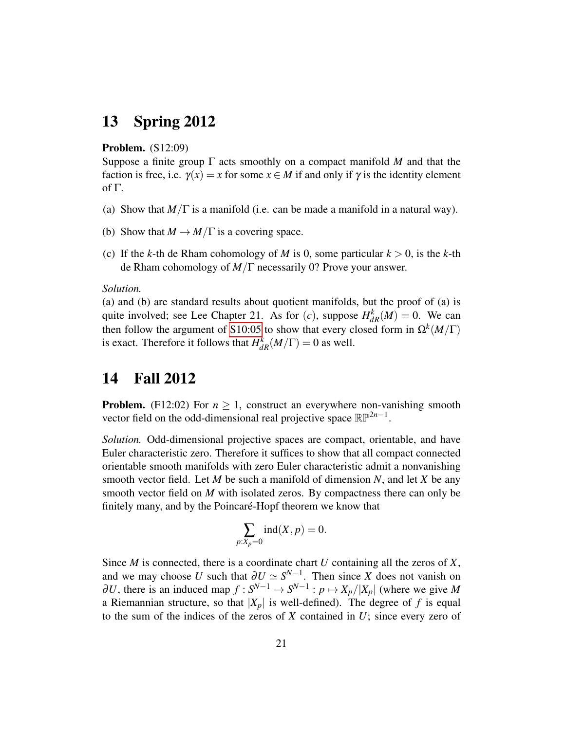# 13 Spring 2012

**Problem.** (S12:09)
Suppose a finite group $\Gamma$ acts smoothly on a compact manifold $M$ and that the faction is free, i.e. $\gamma(x) = x$ for some $x \in M$ if and only if $\gamma$ is the identity element of $\Gamma$.

(a) Show that $M/\Gamma$ is a manifold (i.e. can be made a manifold in a natural way).

(b) Show that $M \to M/\Gamma$ is a covering space.

(c) If the $k$-th de Rham cohomology of $M$ is 0, some particular $k > 0$, is the $k$-th de Rham cohomology of $M/\Gamma$ necessarily 0? Prove your answer.

*Solution.*
(a) and (b) are standard results about quotient manifolds, but the proof of (a) is quite involved; see Lee Chapter 21. As for $(c)$, suppose $H^k_{dR}(M) = 0$. We can then follow the argument of S10:05 to show that every closed form in $\Omega^k(M/\Gamma)$ is exact. Therefore it follows that $H^k_{dR}(M/\Gamma) = 0$ as well.

# 14 Fall 2012

**Problem.** (F12:02) For $n \geq 1$, construct an everywhere non-vanishing smooth vector field on the odd-dimensional real projective space $\mathbb{RP}^{2n-1}$.

*Solution.* Odd-dimensional projective spaces are compact, orientable, and have Euler characteristic zero. Therefore it suffices to show that all compact connected orientable smooth manifolds with zero Euler characteristic admit a nonvanishing smooth vector field. Let $M$ be such a manifold of dimension $N$, and let $X$ be any smooth vector field on $M$ with isolated zeros. By compactness there can only be finitely many, and by the Poincaré-Hopf theorem we know that

$$\sum_{p:X_p=0} \operatorname{ind}(X, p) = 0.$$

Since $M$ is connected, there is a coordinate chart $U$ containing all the zeros of $X$, and we may choose $U$ such that $\partial U \simeq S^{N-1}$. Then since $X$ does not vanish on $\partial U$, there is an induced map $f : S^{N-1} \to S^{N-1} : p \mapsto X_p/|X_p|$ (where we give $M$ a Riemannian structure, so that $|X_p|$ is well-defined). The degree of $f$ is equal to the sum of the indices of the zeros of $X$ contained in $U$; since every zero of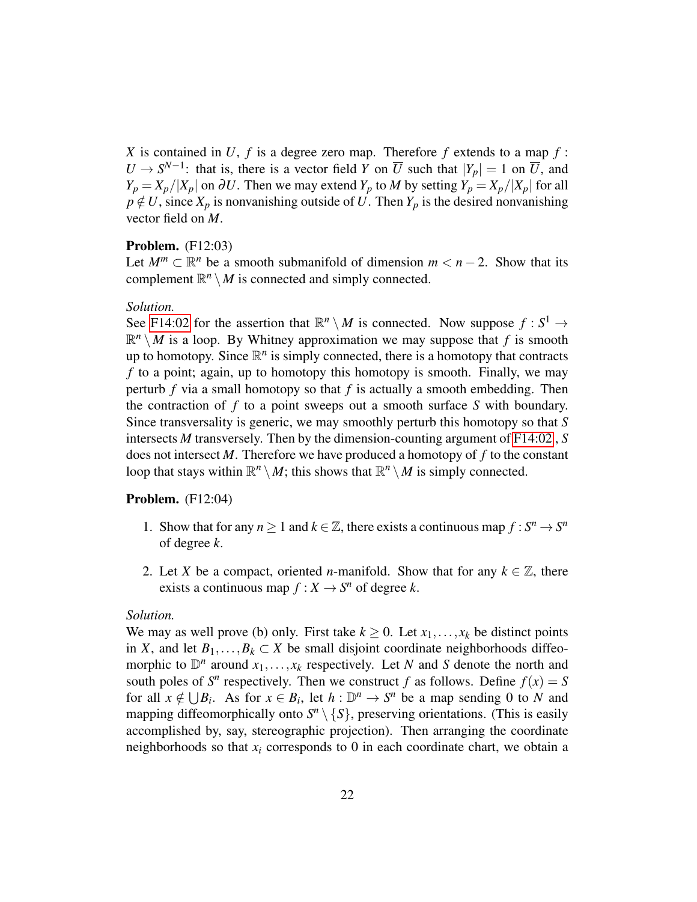$X$ is contained in $U$, $f$ is a degree zero map. Therefore $f$ extends to a map $f : U \to S^{N-1}$: that is, there is a vector field $Y$ on $\overline{U}$ such that $|Y_p| = 1$ on $\overline{U}$, and $Y_p = X_p/|X_p|$ on $\partial U$. Then we may extend $Y_p$ to $M$ by setting $Y_p = X_p/|X_p|$ for all $p \notin U$, since $X_p$ is nonvanishing outside of $U$. Then $Y_p$ is the desired nonvanishing vector field on $M$.

**Problem.** (F12:03)
Let $M^m \subset \mathbb{R}^n$ be a smooth submanifold of dimension $m < n-2$. Show that its complement $\mathbb{R}^n \setminus M$ is connected and simply connected.

*Solution.*
See F14:02 for the assertion that $\mathbb{R}^n \setminus M$ is connected. Now suppose $f : S^1 \to \mathbb{R}^n \setminus M$ is a loop. By Whitney approximation we may suppose that $f$ is smooth up to homotopy. Since $\mathbb{R}^n$ is simply connected, there is a homotopy that contracts $f$ to a point; again, up to homotopy this homotopy is smooth. Finally, we may perturb $f$ via a small homotopy so that $f$ is actually a smooth embedding. Then the contraction of $f$ to a point sweeps out a smooth surface $S$ with boundary. Since transversality is generic, we may smoothly perturb this homotopy so that $S$ intersects $M$ transversely. Then by the dimension-counting argument of F14:02, $S$ does not intersect $M$. Therefore we have produced a homotopy of $f$ to the constant loop that stays within $\mathbb{R}^n \setminus M$; this shows that $\mathbb{R}^n \setminus M$ is simply connected.

**Problem.** (F12:04)

1. Show that for any $n \geq 1$ and $k \in \mathbb{Z}$, there exists a continuous map $f : S^n \to S^n$ of degree $k$.

2. Let $X$ be a compact, oriented $n$-manifold. Show that for any $k \in \mathbb{Z}$, there exists a continuous map $f : X \to S^n$ of degree $k$.

*Solution.*
We may as well prove (b) only. First take $k \geq 0$. Let $x_1, \ldots, x_k$ be distinct points in $X$, and let $B_1, \ldots, B_k \subset X$ be small disjoint coordinate neighborhoods diffeomorphic to $\mathbb{D}^n$ around $x_1, \ldots, x_k$ respectively. Let $N$ and $S$ denote the north and south poles of $S^n$ respectively. Then we construct $f$ as follows. Define $f(x) = S$ for all $x \notin \bigcup B_i$. As for $x \in B_i$, let $h : \mathbb{D}^n \to S^n$ be a map sending 0 to $N$ and mapping diffeomorphically onto $S^n \setminus \{S\}$, preserving orientations. (This is easily accomplished by, say, stereographic projection). Then arranging the coordinate neighborhoods so that $x_i$ corresponds to 0 in each coordinate chart, we obtain a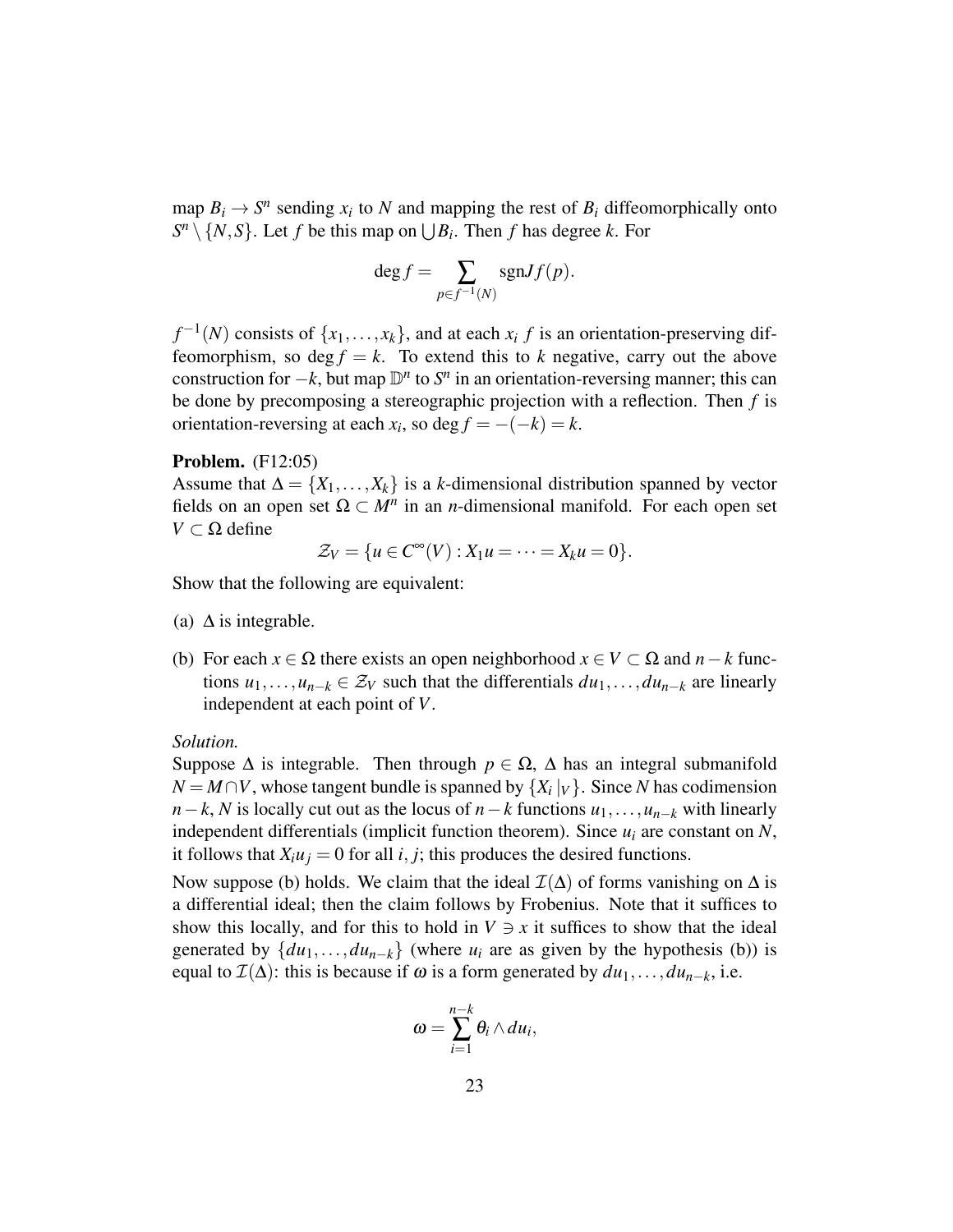map $B_i \to S^n$ sending $x_i$ to $N$ and mapping the rest of $B_i$ diffeomorphically onto $S^n \setminus \{N, S\}$. Let $f$ be this map on $\bigcup B_i$. Then $f$ has degree $k$. For

$$\deg f = \sum_{p \in f^{-1}(N)} \operatorname{sgn} Jf(p).$$

$f^{-1}(N)$ consists of $\{x_1, \ldots, x_k\}$, and at each $x_i$ $f$ is an orientation-preserving diffeomorphism, so $\deg f = k$. To extend this to $k$ negative, carry out the above construction for $-k$, but map $\mathbb{D}^n$ to $S^n$ in an orientation-reversing manner; this can be done by precomposing a stereographic projection with a reflection. Then $f$ is orientation-reversing at each $x_i$, so $\deg f = -(-k) = k$.

**Problem.** (F12:05)
Assume that $\Delta = \{X_1, \ldots, X_k\}$ is a $k$-dimensional distribution spanned by vector fields on an open set $\Omega \subset M^n$ in an $n$-dimensional manifold. For each open set $V \subset \Omega$ define

$$\mathcal{Z}_V = \{u \in C^\infty(V) : X_1 u = \cdots = X_k u = 0\}.$$

Show that the following are equivalent:

(a) $\Delta$ is integrable.

(b) For each $x \in \Omega$ there exists an open neighborhood $x \in V \subset \Omega$ and $n-k$ functions $u_1, \ldots, u_{n-k} \in \mathcal{Z}_V$ such that the differentials $du_1, \ldots, du_{n-k}$ are linearly independent at each point of $V$.

*Solution.*
Suppose $\Delta$ is integrable. Then through $p \in \Omega$, $\Delta$ has an integral submanifold $N = M \cap V$, whose tangent bundle is spanned by $\{X_i|_V\}$. Since $N$ has codimension $n-k$, $N$ is locally cut out as the locus of $n-k$ functions $u_1, \ldots, u_{n-k}$ with linearly independent differentials (implicit function theorem). Since $u_i$ are constant on $N$, it follows that $X_i u_j = 0$ for all $i, j$; this produces the desired functions.

Now suppose (b) holds. We claim that the ideal $\mathcal{I}(\Delta)$ of forms vanishing on $\Delta$ is a differential ideal; then the claim follows by Frobenius. Note that it suffices to show this locally, and for this to hold in $V \ni x$ it suffices to show that the ideal generated by $\{du_1, \ldots, du_{n-k}\}$ (where $u_i$ are as given by the hypothesis (b)) is equal to $\mathcal{I}(\Delta)$: this is because if $\omega$ is a form generated by $du_1, \ldots, du_{n-k}$, i.e.

$$\omega = \sum_{i=1}^{n-k} \theta_i \wedge du_i,$$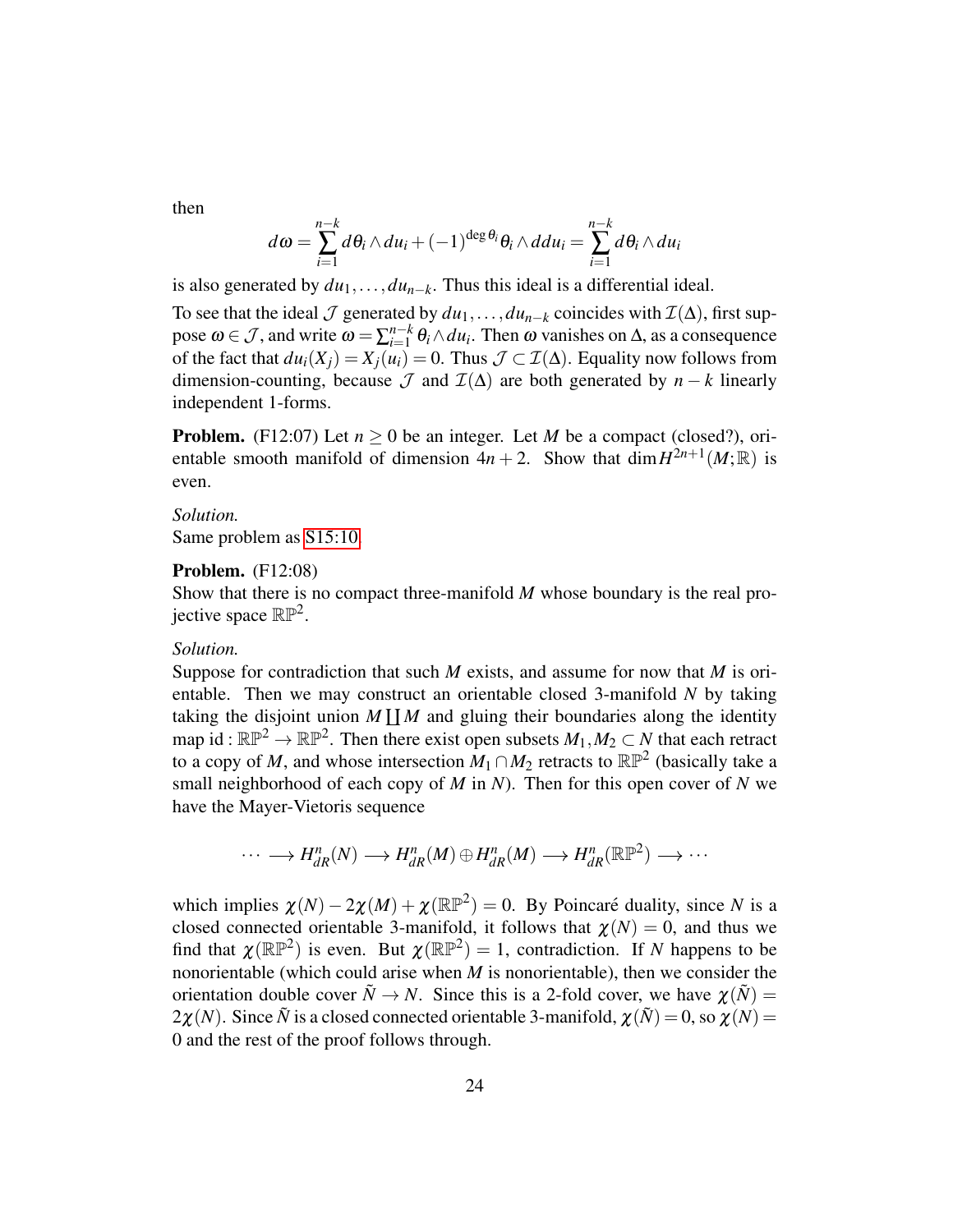then

$$d\omega = \sum_{i=1}^{n-k} d\theta_i \wedge du_i + (-1)^{\deg \theta_i} \theta_i \wedge ddu_i = \sum_{i=1}^{n-k} d\theta_i \wedge du_i$$

is also generated by $du_1, \ldots, du_{n-k}$. Thus this ideal is a differential ideal.

To see that the ideal $\mathcal{J}$ generated by $du_1, \ldots, du_{n-k}$ coincides with $\mathcal{I}(\Delta)$, first suppose $\omega \in \mathcal{J}$, and write $\omega = \sum_{i=1}^{n-k} \theta_i \wedge du_i$. Then $\omega$ vanishes on $\Delta$, as a consequence of the fact that $du_i(X_j) = X_j(u_i) = 0$. Thus $\mathcal{J} \subset \mathcal{I}(\Delta)$. Equality now follows from dimension-counting, because $\mathcal{J}$ and $\mathcal{I}(\Delta)$ are both generated by $n-k$ linearly independent 1-forms.

**Problem.** (F12:07) Let $n \geq 0$ be an integer. Let $M$ be a compact (closed?), orientable smooth manifold of dimension $4n+2$. Show that $\dim H^{2n+1}(M;\mathbb{R})$ is even.

*Solution.*
Same problem as S15:10.

**Problem.** (F12:08)
Show that there is no compact three-manifold $M$ whose boundary is the real projective space $\mathbb{RP}^2$.

*Solution.*
Suppose for contradiction that such $M$ exists, and assume for now that $M$ is orientable. Then we may construct an orientable closed 3-manifold $N$ by taking taking the disjoint union $M \coprod M$ and gluing their boundaries along the identity map $\mathrm{id} : \mathbb{RP}^2 \to \mathbb{RP}^2$. Then there exist open subsets $M_1, M_2 \subset N$ that each retract to a copy of $M$, and whose intersection $M_1 \cap M_2$ retracts to $\mathbb{RP}^2$ (basically take a small neighborhood of each copy of $M$ in $N$). Then for this open cover of $N$ we have the Mayer-Vietoris sequence

$$\cdots \longrightarrow H^n_{dR}(N) \longrightarrow H^n_{dR}(M) \oplus H^n_{dR}(M) \longrightarrow H^n_{dR}(\mathbb{RP}^2) \longrightarrow \cdots$$

which implies $\chi(N) - 2\chi(M) + \chi(\mathbb{RP}^2) = 0$. By Poincaré duality, since $N$ is a closed connected orientable 3-manifold, it follows that $\chi(N) = 0$, and thus we find that $\chi(\mathbb{RP}^2)$ is even. But $\chi(\mathbb{RP}^2) = 1$, contradiction. If $N$ happens to be nonorientable (which could arise when $M$ is nonorientable), then we consider the orientation double cover $\tilde{N} \to N$. Since this is a 2-fold cover, we have $\chi(\tilde{N}) = 2\chi(N)$. Since $\tilde{N}$ is a closed connected orientable 3-manifold, $\chi(\tilde{N}) = 0$, so $\chi(N) = 0$ and the rest of the proof follows through.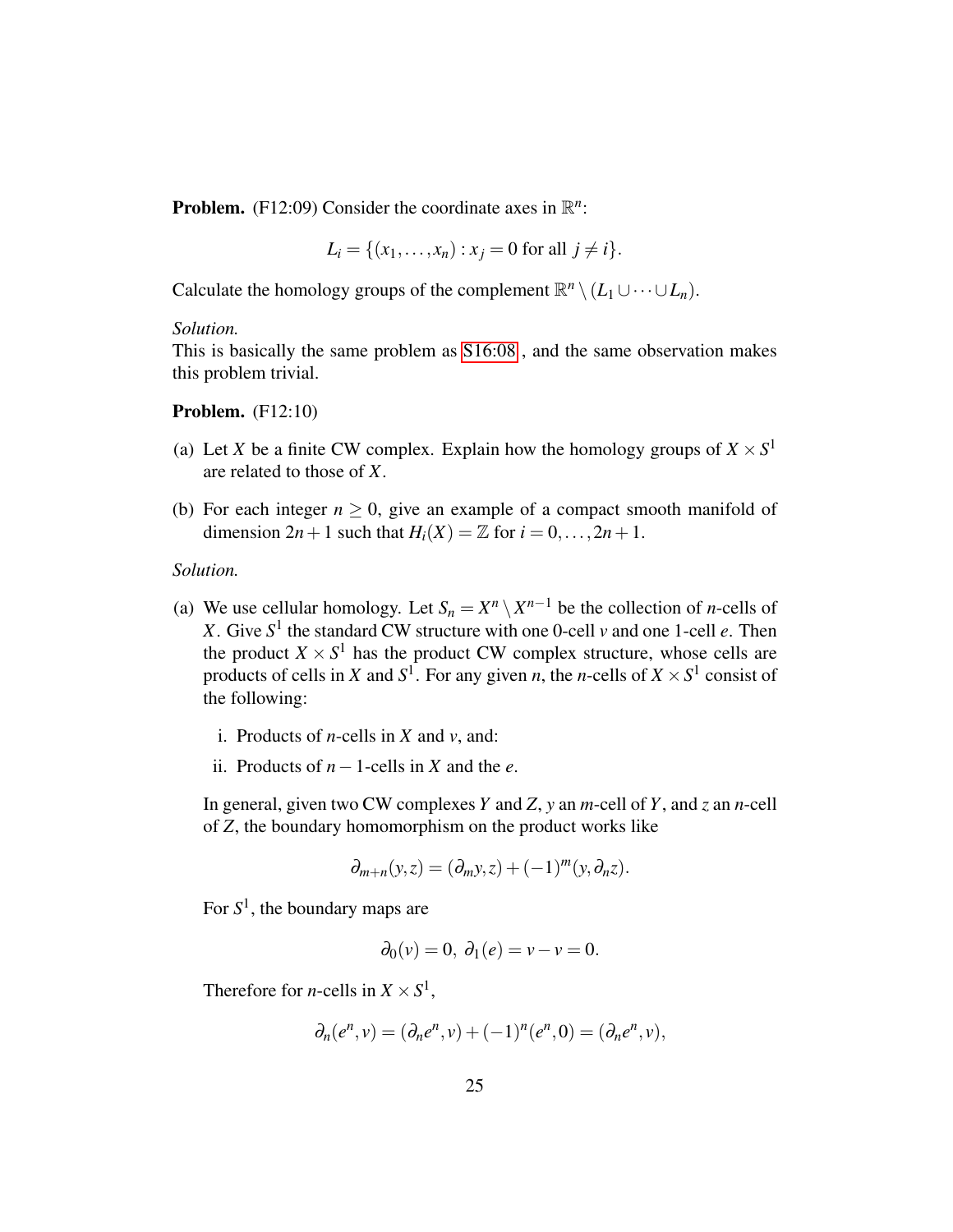**Problem.** (F12:09) Consider the coordinate axes in $\mathbb{R}^n$:

$$L_i = \{(x_1, \dots, x_n) : x_j = 0 \text{ for all } j \neq i\}.$$

Calculate the homology groups of the complement $\mathbb{R}^n \setminus (L_1 \cup \cdots \cup L_n)$.

*Solution.*
This is basically the same problem as S16:08, and the same observation makes this problem trivial.

**Problem.** (F12:10)

(a) Let $X$ be a finite CW complex. Explain how the homology groups of $X \times S^1$ are related to those of $X$.

(b) For each integer $n \geq 0$, give an example of a compact smooth manifold of dimension $2n+1$ such that $H_i(X) = \mathbb{Z}$ for $i = 0, \dots, 2n+1$.

*Solution.*

(a) We use cellular homology. Let $S_n = X^n \setminus X^{n-1}$ be the collection of $n$-cells of $X$. Give $S^1$ the standard CW structure with one 0-cell $v$ and one 1-cell $e$. Then the product $X \times S^1$ has the product CW complex structure, whose cells are products of cells in $X$ and $S^1$. For any given $n$, the $n$-cells of $X \times S^1$ consist of the following:

   i. Products of $n$-cells in $X$ and $v$, and:

   ii. Products of $n-1$-cells in $X$ and the $e$.

   In general, given two CW complexes $Y$ and $Z$, $y$ an $m$-cell of $Y$, and $z$ an $n$-cell of $Z$, the boundary homomorphism on the product works like

   $$\partial_{m+n}(y,z) = (\partial_m y, z) + (-1)^m (y, \partial_n z).$$

   For $S^1$, the boundary maps are

   $$\partial_0(v) = 0, \; \partial_1(e) = v - v = 0.$$

   Therefore for $n$-cells in $X \times S^1$,

   $$\partial_n(e^n, v) = (\partial_n e^n, v) + (-1)^n (e^n, 0) = (\partial_n e^n, v),$$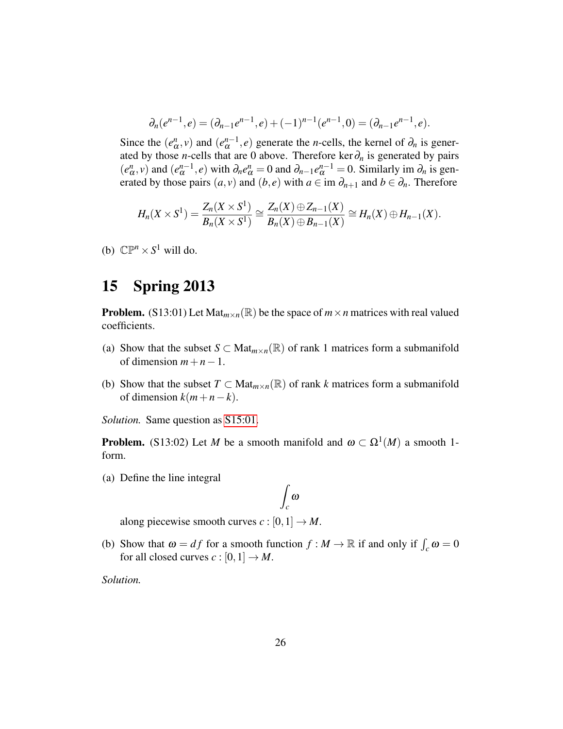$$\partial_n(e^{n-1},e) = (\partial_{n-1}e^{n-1},e) + (-1)^{n-1}(e^{n-1},0) = (\partial_{n-1}e^{n-1},e).$$

Since the $(e^n_\alpha, v)$ and $(e^{n-1}_\alpha, e)$ generate the $n$-cells, the kernel of $\partial_n$ is generated by those $n$-cells that are 0 above. Therefore $\ker \partial_n$ is generated by pairs $(e^n_\alpha, v)$ and $(e^{n-1}_\alpha, e)$ with $\partial_n e^n_\alpha = 0$ and $\partial_{n-1} e^{n-1}_\alpha = 0$. Similarly im $\partial_n$ is generated by those pairs $(a, v)$ and $(b, e)$ with $a \in \text{im } \partial_{n+1}$ and $b \in \partial_n$. Therefore

$$H_n(X \times S^1) = \frac{Z_n(X \times S^1)}{B_n(X \times S^1)} \cong \frac{Z_n(X) \oplus Z_{n-1}(X)}{B_n(X) \oplus B_{n-1}(X)} \cong H_n(X) \oplus H_{n-1}(X).$$

(b) $\mathbb{CP}^n \times S^1$ will do.

# 15 Spring 2013

**Problem.** (S13:01) Let $\text{Mat}_{m\times n}(\mathbb{R})$ be the space of $m \times n$ matrices with real valued coefficients.

(a) Show that the subset $S \subset \text{Mat}_{m\times n}(\mathbb{R})$ of rank 1 matrices form a submanifold of dimension $m+n-1$.

(b) Show that the subset $T \subset \text{Mat}_{m\times n}(\mathbb{R})$ of rank $k$ matrices form a submanifold of dimension $k(m+n-k)$.

*Solution.* Same question as S15:01.

**Problem.** (S13:02) Let $M$ be a smooth manifold and $\omega \subset \Omega^1(M)$ a smooth 1-form.

(a) Define the line integral

$$\int_c \omega$$

along piecewise smooth curves $c : [0,1] \to M$.

(b) Show that $\omega = df$ for a smooth function $f : M \to \mathbb{R}$ if and only if $\int_c \omega = 0$ for all closed curves $c : [0,1] \to M$.

*Solution.*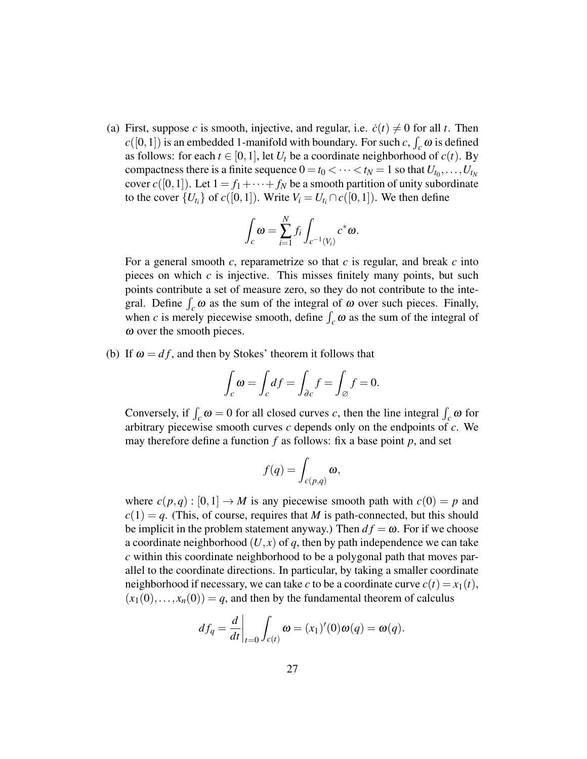(a) First, suppose $c$ is smooth, injective, and regular, i.e. $\dot{c}(t) \neq 0$ for all $t$. Then $c([0,1])$ is an embedded 1-manifold with boundary. For such $c$, $\int_c \omega$ is defined as follows: for each $t \in [0,1]$, let $U_t$ be a coordinate neighborhood of $c(t)$. By compactness there is a finite sequence $0 = t_0 < \cdots < t_N = 1$ so that $U_{t_0}, \ldots, U_{t_N}$ cover $c([0,1])$. Let $1 = f_1 + \cdots + f_N$ be a smooth partition of unity subordinate to the cover $\{U_{t_i}\}$ of $c([0,1])$. Write $V_i = U_{t_i} \cap c([0,1])$. We then define

$$\int_c \omega = \sum_{i=1}^{N} f_i \int_{c^{-1}(V_i)} c^* \omega.$$

For a general smooth $c$, reparametrize so that $c$ is regular, and break $c$ into pieces on which $c$ is injective. This misses finitely many points, but such points contribute a set of measure zero, so they do not contribute to the integral. Define $\int_c \omega$ as the sum of the integral of $\omega$ over such pieces. Finally, when $c$ is merely piecewise smooth, define $\int_c \omega$ as the sum of the integral of $\omega$ over the smooth pieces.

(b) If $\omega = df$, and then by Stokes' theorem it follows that

$$\int_c \omega = \int_c df = \int_{\partial c} f = \int_{\varnothing} f = 0.$$

Conversely, if $\int_c \omega = 0$ for all closed curves $c$, then the line integral $\int_c \omega$ for arbitrary piecewise smooth curves $c$ depends only on the endpoints of $c$. We may therefore define a function $f$ as follows: fix a base point $p$, and set

$$f(q) = \int_{c(p,q)} \omega,$$

where $c(p,q) : [0,1] \to M$ is any piecewise smooth path with $c(0) = p$ and $c(1) = q$. (This, of course, requires that $M$ is path-connected, but this should be implicit in the problem statement anyway.) Then $df = \omega$. For if we choose a coordinate neighborhood $(U, x)$ of $q$, then by path independence we can take $c$ within this coordinate neighborhood to be a polygonal path that moves parallel to the coordinate directions. In particular, by taking a smaller coordinate neighborhood if necessary, we can take $c$ to be a coordinate curve $c(t) = x_1(t)$, $(x_1(0), \ldots, x_n(0)) = q$, and then by the fundamental theorem of calculus

$$df_q = \left.\frac{d}{dt}\right|_{t=0} \int_{c(t)} \omega = (x_1)'(0)\omega(q) = \omega(q).$$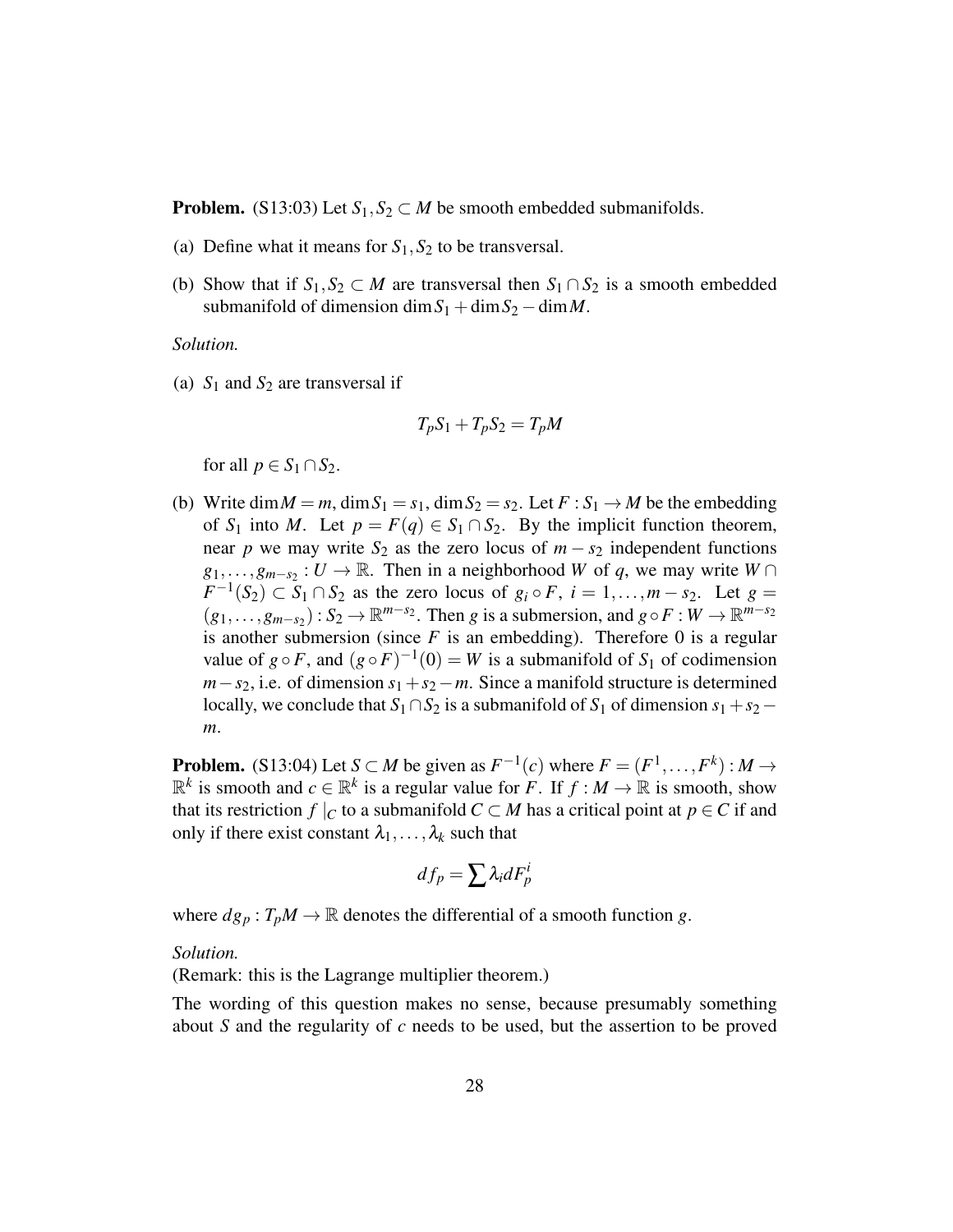**Problem.** (S13:03) Let $S_1, S_2 \subset M$ be smooth embedded submanifolds.

(a) Define what it means for $S_1, S_2$ to be transversal.

(b) Show that if $S_1, S_2 \subset M$ are transversal then $S_1 \cap S_2$ is a smooth embedded submanifold of dimension $\dim S_1 + \dim S_2 - \dim M$.

*Solution.*

(a) $S_1$ and $S_2$ are transversal if

$$T_pS_1 + T_pS_2 = T_pM$$

for all $p \in S_1 \cap S_2$.

(b) Write $\dim M = m$, $\dim S_1 = s_1$, $\dim S_2 = s_2$. Let $F : S_1 \to M$ be the embedding of $S_1$ into $M$. Let $p = F(q) \in S_1 \cap S_2$. By the implicit function theorem, near $p$ we may write $S_2$ as the zero locus of $m - s_2$ independent functions $g_1, \ldots, g_{m-s_2} : U \to \mathbb{R}$. Then in a neighborhood $W$ of $q$, we may write $W \cap F^{-1}(S_2) \subset S_1 \cap S_2$ as the zero locus of $g_i \circ F$, $i = 1, \ldots, m - s_2$. Let $g = (g_1, \ldots, g_{m-s_2}) : S_2 \to \mathbb{R}^{m-s_2}$. Then $g$ is a submersion, and $g \circ F : W \to \mathbb{R}^{m-s_2}$ is another submersion (since $F$ is an embedding). Therefore 0 is a regular value of $g \circ F$, and $(g \circ F)^{-1}(0) = W$ is a submanifold of $S_1$ of codimension $m - s_2$, i.e. of dimension $s_1 + s_2 - m$. Since a manifold structure is determined locally, we conclude that $S_1 \cap S_2$ is a submanifold of $S_1$ of dimension $s_1 + s_2 - m$.

**Problem.** (S13:04) Let $S \subset M$ be given as $F^{-1}(c)$ where $F = (F^1, \ldots, F^k) : M \to \mathbb{R}^k$ is smooth and $c \in \mathbb{R}^k$ is a regular value for $F$. If $f : M \to \mathbb{R}$ is smooth, show that its restriction $f|_C$ to a submanifold $C \subset M$ has a critical point at $p \in C$ if and only if there exist constant $\lambda_1, \ldots, \lambda_k$ such that

$$df_p = \sum \lambda_i dF_p^i$$

where $dg_p : T_pM \to \mathbb{R}$ denotes the differential of a smooth function $g$.

*Solution.*

(Remark: this is the Lagrange multiplier theorem.)

The wording of this question makes no sense, because presumably something about $S$ and the regularity of $c$ needs to be used, but the assertion to be proved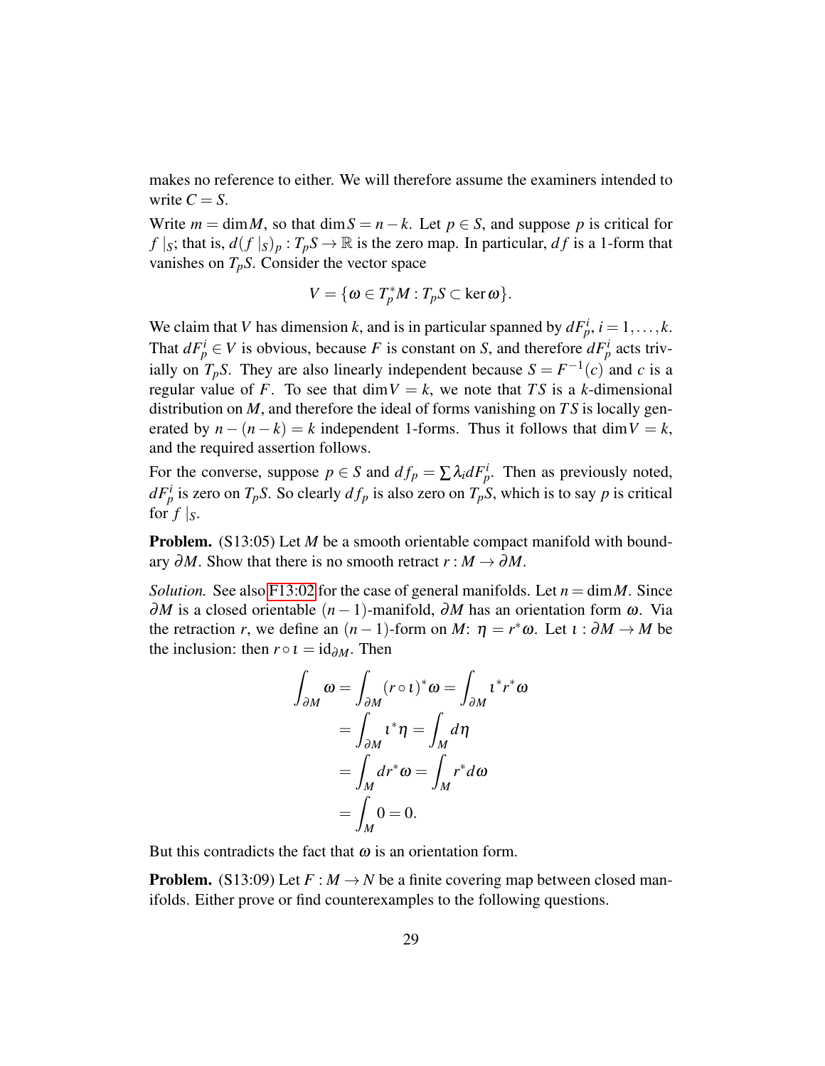makes no reference to either. We will therefore assume the examiners intended to write $C = S$.

Write $m = \dim M$, so that $\dim S = n - k$. Let $p \in S$, and suppose $p$ is critical for $f|_S$; that is, $d(f|_S)_p : T_pS \to \mathbb{R}$ is the zero map. In particular, $df$ is a 1-form that vanishes on $T_pS$. Consider the vector space

$$V = \{\omega \in T_p^*M : T_pS \subset \ker \omega\}.$$

We claim that $V$ has dimension $k$, and is in particular spanned by $dF_p^i$, $i = 1, \ldots, k$. That $dF_p^i \in V$ is obvious, because $F$ is constant on $S$, and therefore $dF_p^i$ acts trivially on $T_pS$. They are also linearly independent because $S = F^{-1}(c)$ and $c$ is a regular value of $F$. To see that $\dim V = k$, we note that $TS$ is a $k$-dimensional distribution on $M$, and therefore the ideal of forms vanishing on $TS$ is locally generated by $n - (n-k) = k$ independent 1-forms. Thus it follows that $\dim V = k$, and the required assertion follows.

For the converse, suppose $p \in S$ and $df_p = \sum \lambda_i dF_p^i$. Then as previously noted, $dF_p^i$ is zero on $T_pS$. So clearly $df_p$ is also zero on $T_pS$, which is to say $p$ is critical for $f|_S$.

**Problem.** (S13:05) Let $M$ be a smooth orientable compact manifold with boundary $\partial M$. Show that there is no smooth retract $r : M \to \partial M$.

*Solution.* See also F13:02 for the case of general manifolds. Let $n = \dim M$. Since $\partial M$ is a closed orientable $(n-1)$-manifold, $\partial M$ has an orientation form $\omega$. Via the retraction $r$, we define an $(n-1)$-form on $M$: $\eta = r^*\omega$. Let $\iota : \partial M \to M$ be the inclusion: then $r \circ \iota = \mathrm{id}_{\partial M}$. Then

$$\begin{aligned}
\int_{\partial M} \omega = \int_{\partial M} (r \circ \iota)^* \omega &= \int_{\partial M} \iota^* r^* \omega \\
&= \int_{\partial M} \iota^* \eta = \int_M d\eta \\
&= \int_M dr^* \omega = \int_M r^* d\omega \\
&= \int_M 0 = 0.
\end{aligned}$$

But this contradicts the fact that $\omega$ is an orientation form.

**Problem.** (S13:09) Let $F : M \to N$ be a finite covering map between closed manifolds. Either prove or find counterexamples to the following questions.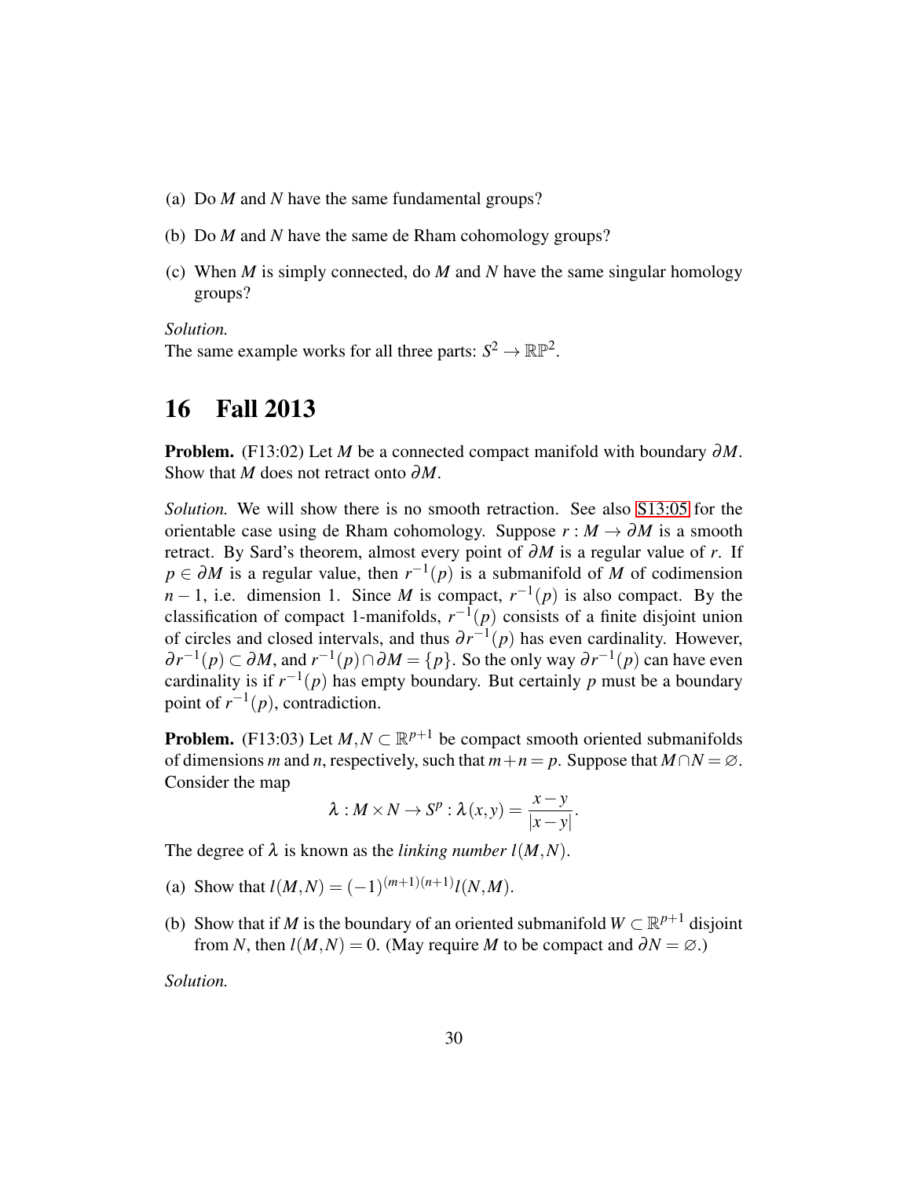(a) Do $M$ and $N$ have the same fundamental groups?

(b) Do $M$ and $N$ have the same de Rham cohomology groups?

(c) When $M$ is simply connected, do $M$ and $N$ have the same singular homology groups?

*Solution.*
The same example works for all three parts: $S^2 \to \mathbb{RP}^2$.

# 16 Fall 2013

**Problem.** (F13:02) Let $M$ be a connected compact manifold with boundary $\partial M$. Show that $M$ does not retract onto $\partial M$.

*Solution.* We will show there is no smooth retraction. See also S13:05 for the orientable case using de Rham cohomology. Suppose $r : M \to \partial M$ is a smooth retract. By Sard's theorem, almost every point of $\partial M$ is a regular value of $r$. If $p \in \partial M$ is a regular value, then $r^{-1}(p)$ is a submanifold of $M$ of codimension $n-1$, i.e. dimension 1. Since $M$ is compact, $r^{-1}(p)$ is also compact. By the classification of compact 1-manifolds, $r^{-1}(p)$ consists of a finite disjoint union of circles and closed intervals, and thus $\partial r^{-1}(p)$ has even cardinality. However, $\partial r^{-1}(p) \subset \partial M$, and $r^{-1}(p) \cap \partial M = \{p\}$. So the only way $\partial r^{-1}(p)$ can have even cardinality is if $r^{-1}(p)$ has empty boundary. But certainly $p$ must be a boundary point of $r^{-1}(p)$, contradiction.

**Problem.** (F13:03) Let $M, N \subset \mathbb{R}^{p+1}$ be compact smooth oriented submanifolds of dimensions $m$ and $n$, respectively, such that $m+n = p$. Suppose that $M \cap N = \varnothing$. Consider the map

$$\lambda : M \times N \to S^p : \lambda(x,y) = \frac{x-y}{|x-y|}.$$

The degree of $\lambda$ is known as the *linking number* $l(M,N)$.

(a) Show that $l(M,N) = (-1)^{(m+1)(n+1)} l(N,M)$.

(b) Show that if $M$ is the boundary of an oriented submanifold $W \subset \mathbb{R}^{p+1}$ disjoint from $N$, then $l(M,N) = 0$. (May require $M$ to be compact and $\partial N = \varnothing$.)

*Solution.*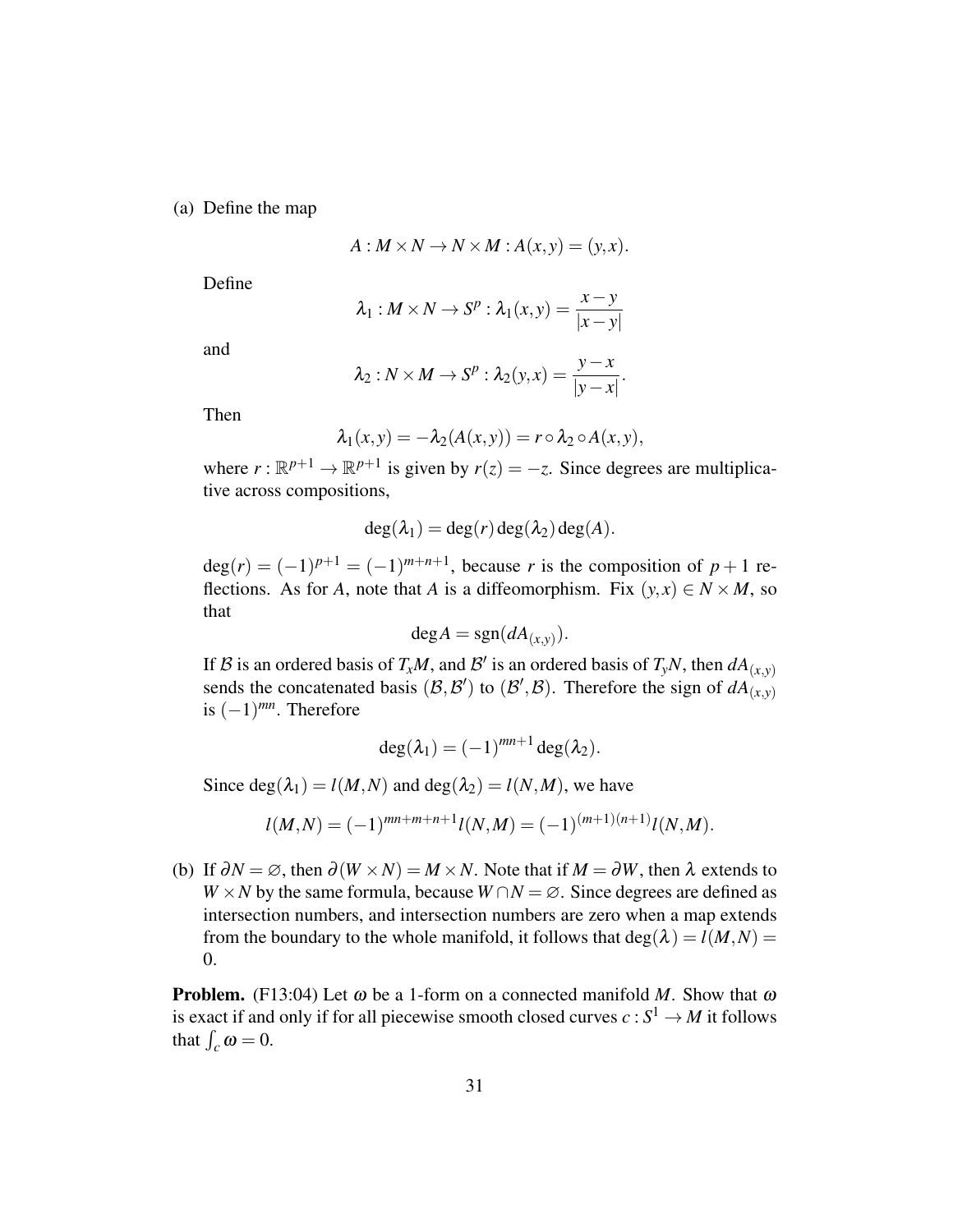(a) Define the map

$$A : M \times N \to N \times M : A(x,y) = (y,x).$$

Define

$$\lambda_1 : M \times N \to S^p : \lambda_1(x,y) = \frac{x-y}{|x-y|}$$

and

$$\lambda_2 : N \times M \to S^p : \lambda_2(y,x) = \frac{y-x}{|y-x|}.$$

Then

$$\lambda_1(x,y) = -\lambda_2(A(x,y)) = r \circ \lambda_2 \circ A(x,y),$$

where $r : \mathbb{R}^{p+1} \to \mathbb{R}^{p+1}$ is given by $r(z) = -z$. Since degrees are multiplicative across compositions,

$$\deg(\lambda_1) = \deg(r)\deg(\lambda_2)\deg(A).$$

$\deg(r) = (-1)^{p+1} = (-1)^{m+n+1}$, because $r$ is the composition of $p+1$ reflections. As for $A$, note that $A$ is a diffeomorphism. Fix $(y,x) \in N \times M$, so that

$$\deg A = \operatorname{sgn}(dA_{(x,y)}).$$

If $\mathcal{B}$ is an ordered basis of $T_xM$, and $\mathcal{B}'$ is an ordered basis of $T_yN$, then $dA_{(x,y)}$ sends the concatenated basis $(\mathcal{B}, \mathcal{B}')$ to $(\mathcal{B}', \mathcal{B})$. Therefore the sign of $dA_{(x,y)}$ is $(-1)^{mn}$. Therefore

$$\deg(\lambda_1) = (-1)^{mn+1}\deg(\lambda_2).$$

Since $\deg(\lambda_1) = l(M,N)$ and $\deg(\lambda_2) = l(N,M)$, we have

$$l(M,N) = (-1)^{mn+m+n+1} l(N,M) = (-1)^{(m+1)(n+1)} l(N,M).$$

(b) If $\partial N = \varnothing$, then $\partial(W \times N) = M \times N$. Note that if $M = \partial W$, then $\lambda$ extends to $W \times N$ by the same formula, because $W \cap N = \varnothing$. Since degrees are defined as intersection numbers, and intersection numbers are zero when a map extends from the boundary to the whole manifold, it follows that $\deg(\lambda) = l(M,N) = 0$.

**Problem.** (F13:04) Let $\omega$ be a 1-form on a connected manifold $M$. Show that $\omega$ is exact if and only if for all piecewise smooth closed curves $c : S^1 \to M$ it follows that $\int_c \omega = 0$.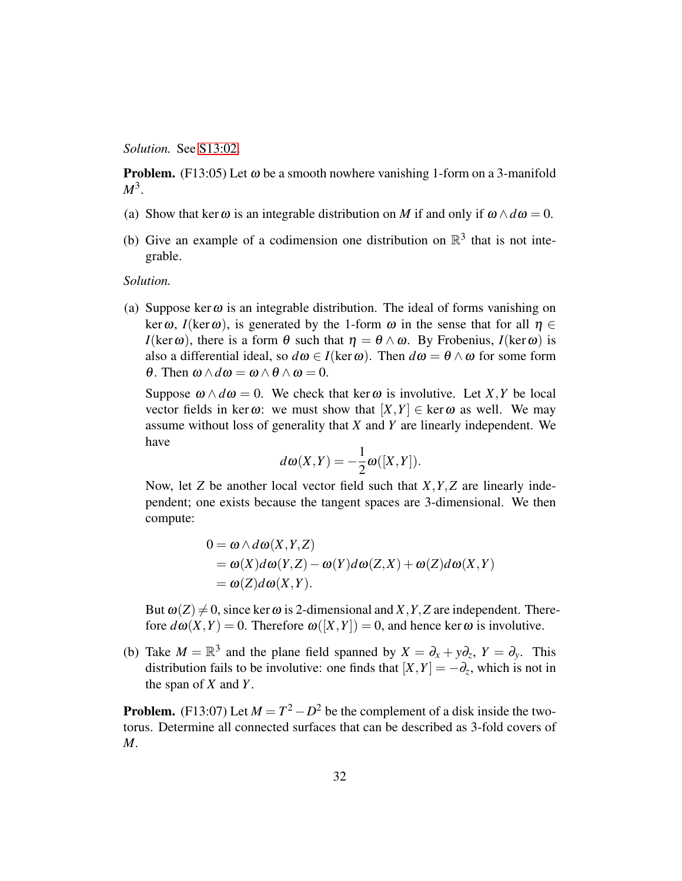*Solution.* See S13:02.

**Problem.** (F13:05) Let $\omega$ be a smooth nowhere vanishing 1-form on a 3-manifold $M^3$.

(a) Show that $\ker \omega$ is an integrable distribution on $M$ if and only if $\omega \wedge d\omega = 0$.

(b) Give an example of a codimension one distribution on $\mathbb{R}^3$ that is not integrable.

*Solution.*

(a) Suppose $\ker \omega$ is an integrable distribution. The ideal of forms vanishing on $\ker \omega$, $I(\ker \omega)$, is generated by the 1-form $\omega$ in the sense that for all $\eta \in I(\ker \omega)$, there is a form $\theta$ such that $\eta = \theta \wedge \omega$. By Frobenius, $I(\ker \omega)$ is also a differential ideal, so $d\omega \in I(\ker \omega)$. Then $d\omega = \theta \wedge \omega$ for some form $\theta$. Then $\omega \wedge d\omega = \omega \wedge \theta \wedge \omega = 0$.

   Suppose $\omega \wedge d\omega = 0$. We check that $\ker \omega$ is involutive. Let $X, Y$ be local vector fields in $\ker \omega$: we must show that $[X,Y] \in \ker \omega$ as well. We may assume without loss of generality that $X$ and $Y$ are linearly independent. We have
$$d\omega(X,Y) = -\frac{1}{2}\omega([X,Y]).$$
   Now, let $Z$ be another local vector field such that $X, Y, Z$ are linearly independent; one exists because the tangent spaces are 3-dimensional. We then compute:
$$\begin{aligned}
0 &= \omega \wedge d\omega(X,Y,Z) \\
&= \omega(X)d\omega(Y,Z) - \omega(Y)d\omega(Z,X) + \omega(Z)d\omega(X,Y) \\
&= \omega(Z)d\omega(X,Y).
\end{aligned}$$
   But $\omega(Z) \neq 0$, since $\ker \omega$ is 2-dimensional and $X, Y, Z$ are independent. Therefore $d\omega(X,Y) = 0$. Therefore $\omega([X,Y]) = 0$, and hence $\ker \omega$ is involutive.

(b) Take $M = \mathbb{R}^3$ and the plane field spanned by $X = \partial_x + y\partial_z$, $Y = \partial_y$. This distribution fails to be involutive: one finds that $[X,Y] = -\partial_z$, which is not in the span of $X$ and $Y$.

**Problem.** (F13:07) Let $M = T^2 - D^2$ be the complement of a disk inside the two-torus. Determine all connected surfaces that can be described as 3-fold covers of $M$.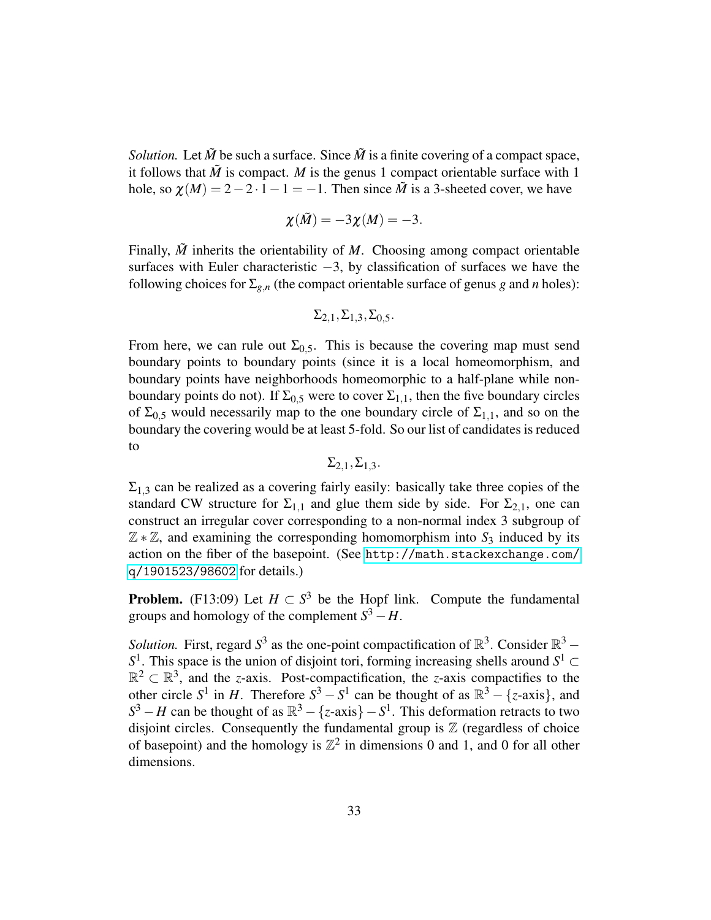*Solution.* Let $\tilde{M}$ be such a surface. Since $\tilde{M}$ is a finite covering of a compact space, it follows that $\tilde{M}$ is compact. $M$ is the genus 1 compact orientable surface with 1 hole, so $\chi(M) = 2 - 2 \cdot 1 - 1 = -1$. Then since $\tilde{M}$ is a 3-sheeted cover, we have

$$\chi(\tilde{M}) = -3\chi(M) = -3.$$

Finally, $\tilde{M}$ inherits the orientability of $M$. Choosing among compact orientable surfaces with Euler characteristic $-3$, by classification of surfaces we have the following choices for $\Sigma_{g,n}$ (the compact orientable surface of genus $g$ and $n$ holes):

$$\Sigma_{2,1}, \Sigma_{1,3}, \Sigma_{0,5}.$$

From here, we can rule out $\Sigma_{0,5}$. This is because the covering map must send boundary points to boundary points (since it is a local homeomorphism, and boundary points have neighborhoods homeomorphic to a half-plane while non-boundary points do not). If $\Sigma_{0,5}$ were to cover $\Sigma_{1,1}$, then the five boundary circles of $\Sigma_{0,5}$ would necessarily map to the one boundary circle of $\Sigma_{1,1}$, and so on the boundary the covering would be at least 5-fold. So our list of candidates is reduced to

$$\Sigma_{2,1}, \Sigma_{1,3}.$$

$\Sigma_{1,3}$ can be realized as a covering fairly easily: basically take three copies of the standard CW structure for $\Sigma_{1,1}$ and glue them side by side. For $\Sigma_{2,1}$, one can construct an irregular cover corresponding to a non-normal index 3 subgroup of $\mathbb{Z} * \mathbb{Z}$, and examining the corresponding homomorphism into $S_3$ induced by its action on the fiber of the basepoint. (See http://math.stackexchange.com/q/1901523/98602 for details.)

**Problem.** (F13:09) Let $H \subset S^3$ be the Hopf link. Compute the fundamental groups and homology of the complement $S^3 - H$.

*Solution.* First, regard $S^3$ as the one-point compactification of $\mathbb{R}^3$. Consider $\mathbb{R}^3 - S^1$. This space is the union of disjoint tori, forming increasing shells around $S^1 \subset \mathbb{R}^2 \subset \mathbb{R}^3$, and the $z$-axis. Post-compactification, the $z$-axis compactifies to the other circle $S^1$ in $H$. Therefore $S^3 - S^1$ can be thought of as $\mathbb{R}^3 - \{z\text{-axis}\}$, and $S^3 - H$ can be thought of as $\mathbb{R}^3 - \{z\text{-axis}\} - S^1$. This deformation retracts to two disjoint circles. Consequently the fundamental group is $\mathbb{Z}$ (regardless of choice of basepoint) and the homology is $\mathbb{Z}^2$ in dimensions 0 and 1, and 0 for all other dimensions.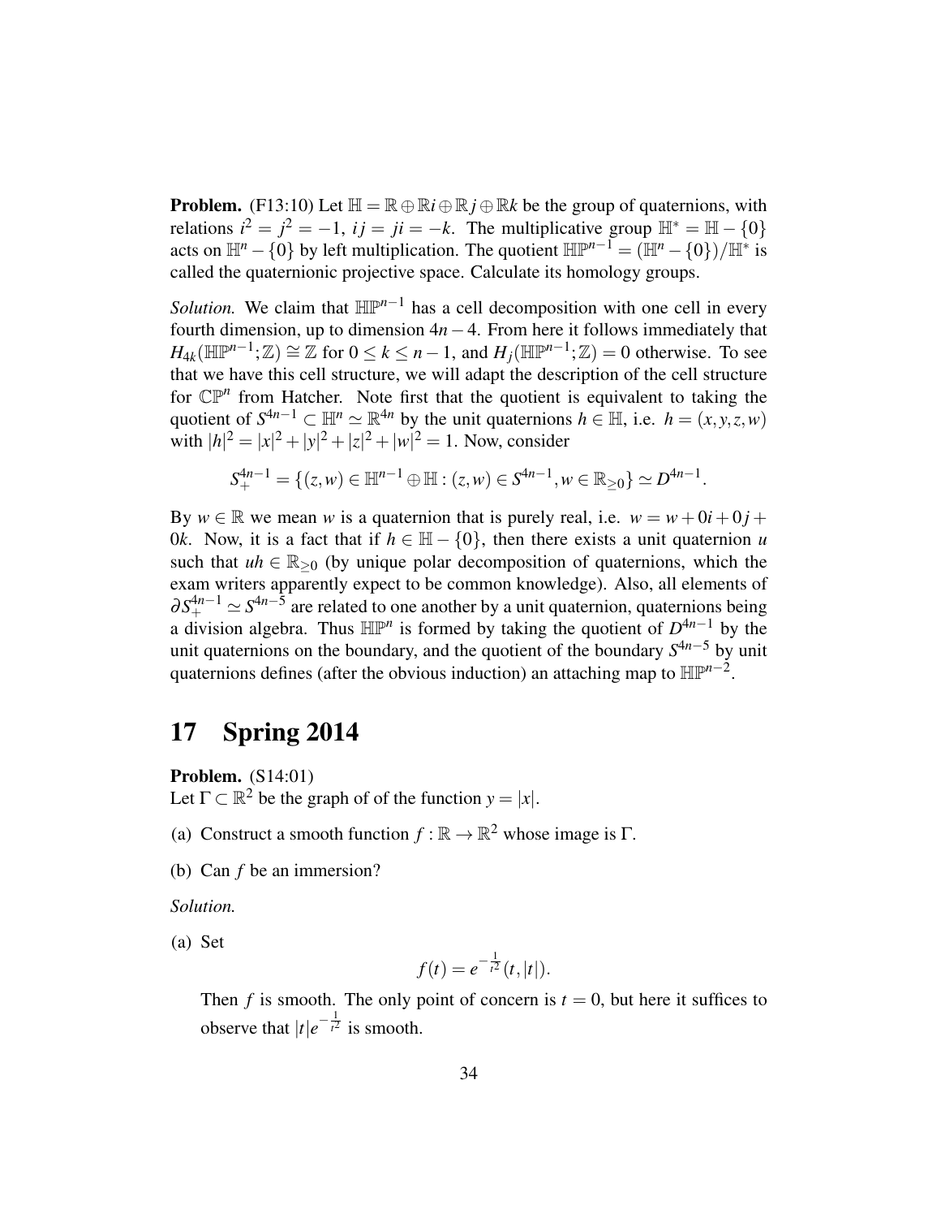**Problem.** (F13:10) Let $\mathbb{H} = \mathbb{R} \oplus \mathbb{R}i \oplus \mathbb{R}j \oplus \mathbb{R}k$ be the group of quaternions, with relations $i^2 = j^2 = -1$, $ij = ji = -k$. The multiplicative group $\mathbb{H}^* = \mathbb{H} - \{0\}$ acts on $\mathbb{H}^n - \{0\}$ by left multiplication. The quotient $\mathbb{HP}^{n-1} = (\mathbb{H}^n - \{0\})/\mathbb{H}^*$ is called the quaternionic projective space. Calculate its homology groups.

*Solution.* We claim that $\mathbb{HP}^{n-1}$ has a cell decomposition with one cell in every fourth dimension, up to dimension $4n-4$. From here it follows immediately that $H_{4k}(\mathbb{HP}^{n-1};\mathbb{Z}) \cong \mathbb{Z}$ for $0 \leq k \leq n-1$, and $H_j(\mathbb{HP}^{n-1};\mathbb{Z}) = 0$ otherwise. To see that we have this cell structure, we will adapt the description of the cell structure for $\mathbb{CP}^n$ from Hatcher. Note first that the quotient is equivalent to taking the quotient of $S^{4n-1} \subset \mathbb{H}^n \simeq \mathbb{R}^{4n}$ by the unit quaternions $h \in \mathbb{H}$, i.e. $h = (x,y,z,w)$ with $|h|^2 = |x|^2 + |y|^2 + |z|^2 + |w|^2 = 1$. Now, consider

$$S_+^{4n-1} = \{(z,w) \in \mathbb{H}^{n-1} \oplus \mathbb{H} : (z,w) \in S^{4n-1}, w \in \mathbb{R}_{\geq 0}\} \simeq D^{4n-1}.$$

By $w \in \mathbb{R}$ we mean $w$ is a quaternion that is purely real, i.e. $w = w + 0i + 0j + 0k$. Now, it is a fact that if $h \in \mathbb{H} - \{0\}$, then there exists a unit quaternion $u$ such that $uh \in \mathbb{R}_{\geq 0}$ (by unique polar decomposition of quaternions, which the exam writers apparently expect to be common knowledge). Also, all elements of $\partial S_+^{4n-1} \simeq S^{4n-5}$ are related to one another by a unit quaternion, quaternions being a division algebra. Thus $\mathbb{HP}^n$ is formed by taking the quotient of $D^{4n-1}$ by the unit quaternions on the boundary, and the quotient of the boundary $S^{4n-5}$ by unit quaternions defines (after the obvious induction) an attaching map to $\mathbb{HP}^{n-2}$.

# 17 Spring 2014

**Problem.** (S14:01)
Let $\Gamma \subset \mathbb{R}^2$ be the graph of of the function $y = |x|$.

(a) Construct a smooth function $f : \mathbb{R} \to \mathbb{R}^2$ whose image is $\Gamma$.

(b) Can $f$ be an immersion?

*Solution.*

(a) Set

$$f(t) = e^{-\frac{1}{t^2}}(t, |t|).$$

Then $f$ is smooth. The only point of concern is $t = 0$, but here it suffices to observe that $|t|e^{-\frac{1}{t^2}}$ is smooth.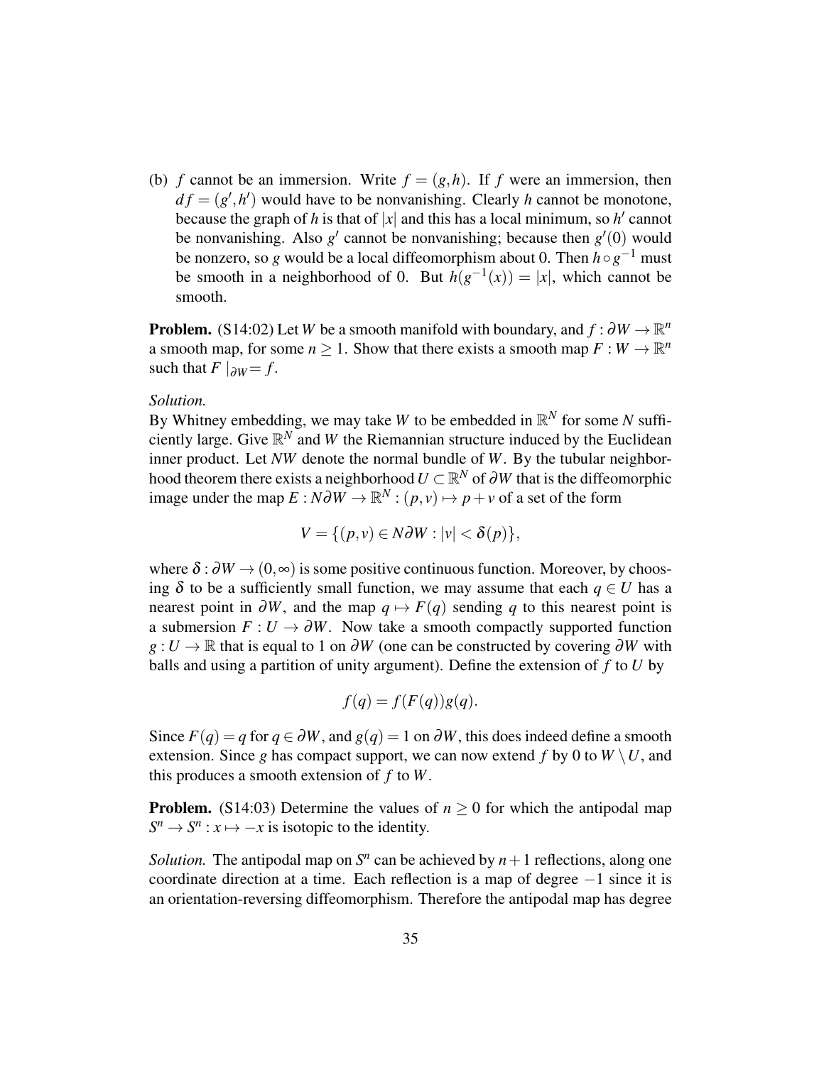(b) $f$ cannot be an immersion. Write $f = (g,h)$. If $f$ were an immersion, then $df = (g', h')$ would have to be nonvanishing. Clearly $h$ cannot be monotone, because the graph of $h$ is that of $|x|$ and this has a local minimum, so $h'$ cannot be nonvanishing. Also $g'$ cannot be nonvanishing; because then $g'(0)$ would be nonzero, so $g$ would be a local diffeomorphism about 0. Then $h \circ g^{-1}$ must be smooth in a neighborhood of 0. But $h(g^{-1}(x)) = |x|$, which cannot be smooth.

**Problem.** (S14:02) Let $W$ be a smooth manifold with boundary, and $f : \partial W \to \mathbb{R}^n$ a smooth map, for some $n \geq 1$. Show that there exists a smooth map $F : W \to \mathbb{R}^n$ such that $F\mid_{\partial W} = f$.

*Solution.*
By Whitney embedding, we may take $W$ to be embedded in $\mathbb{R}^N$ for some $N$ sufficiently large. Give $\mathbb{R}^N$ and $W$ the Riemannian structure induced by the Euclidean inner product. Let $NW$ denote the normal bundle of $W$. By the tubular neighborhood theorem there exists a neighborhood $U \subset \mathbb{R}^N$ of $\partial W$ that is the diffeomorphic image under the map $E : N\partial W \to \mathbb{R}^N : (p,v) \mapsto p + v$ of a set of the form

$$V = \{(p,v) \in N\partial W : |v| < \delta(p)\},$$

where $\delta : \partial W \to (0,\infty)$ is some positive continuous function. Moreover, by choosing $\delta$ to be a sufficiently small function, we may assume that each $q \in U$ has a nearest point in $\partial W$, and the map $q \mapsto F(q)$ sending $q$ to this nearest point is a submersion $F : U \to \partial W$. Now take a smooth compactly supported function $g : U \to \mathbb{R}$ that is equal to 1 on $\partial W$ (one can be constructed by covering $\partial W$ with balls and using a partition of unity argument). Define the extension of $f$ to $U$ by

$$f(q) = f(F(q))g(q).$$

Since $F(q) = q$ for $q \in \partial W$, and $g(q) = 1$ on $\partial W$, this does indeed define a smooth extension. Since $g$ has compact support, we can now extend $f$ by 0 to $W \setminus U$, and this produces a smooth extension of $f$ to $W$.

**Problem.** (S14:03) Determine the values of $n \geq 0$ for which the antipodal map $S^n \to S^n : x \mapsto -x$ is isotopic to the identity.

*Solution.* The antipodal map on $S^n$ can be achieved by $n+1$ reflections, along one coordinate direction at a time. Each reflection is a map of degree $-1$ since it is an orientation-reversing diffeomorphism. Therefore the antipodal map has degree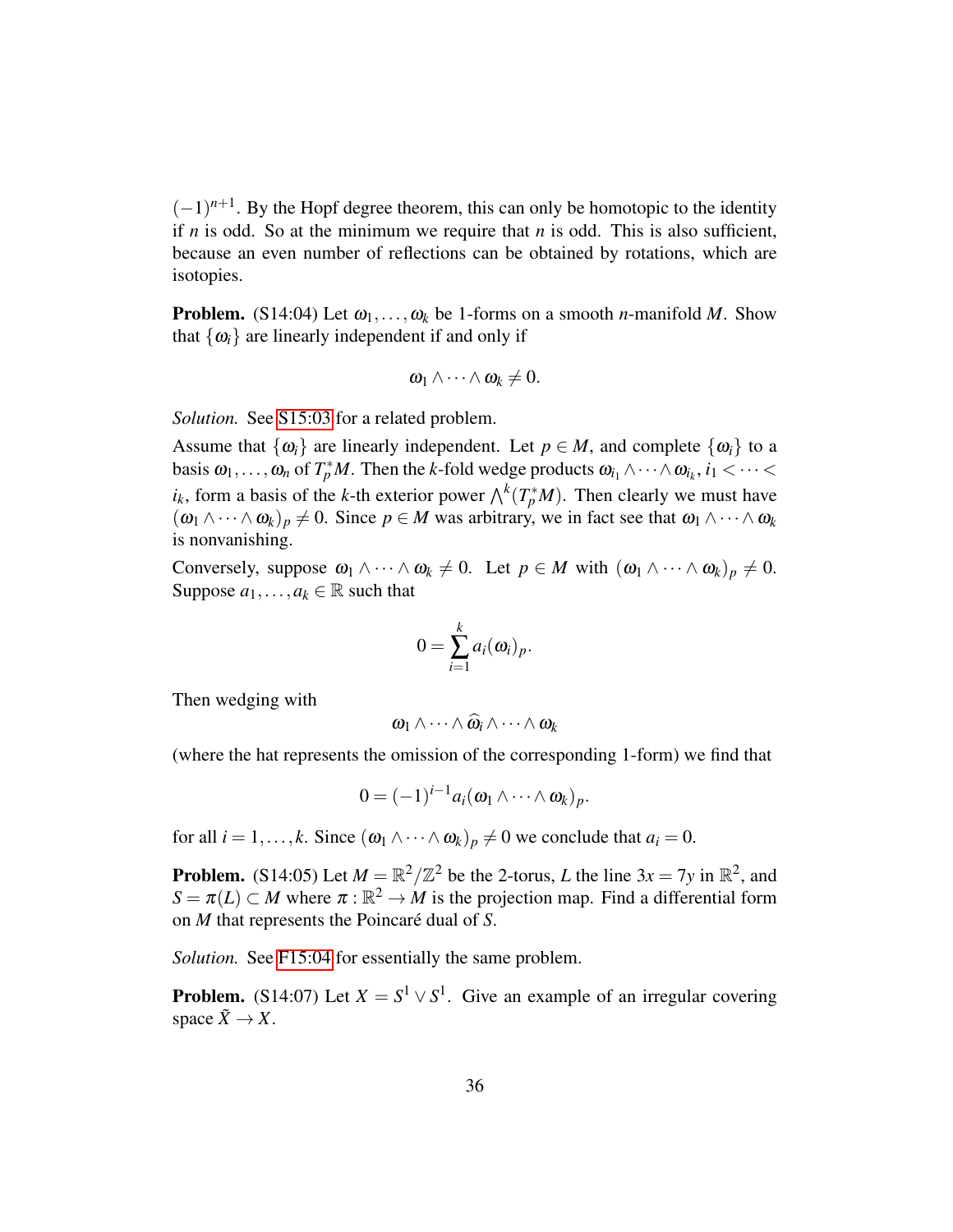$(-1)^{n+1}$. By the Hopf degree theorem, this can only be homotopic to the identity if $n$ is odd. So at the minimum we require that $n$ is odd. This is also sufficient, because an even number of reflections can be obtained by rotations, which are isotopies.

**Problem.** (S14:04) Let $\omega_1, \ldots, \omega_k$ be 1-forms on a smooth $n$-manifold $M$. Show that $\{\omega_i\}$ are linearly independent if and only if

$$\omega_1 \wedge \cdots \wedge \omega_k \neq 0.$$

*Solution.* See S15:03 for a related problem.

Assume that $\{\omega_i\}$ are linearly independent. Let $p \in M$, and complete $\{\omega_i\}$ to a basis $\omega_1, \ldots, \omega_n$ of $T_p^*M$. Then the $k$-fold wedge products $\omega_{i_1} \wedge \cdots \wedge \omega_{i_k}$, $i_1 < \cdots < i_k$, form a basis of the $k$-th exterior power $\bigwedge^k(T_p^*M)$. Then clearly we must have $(\omega_1 \wedge \cdots \wedge \omega_k)_p \neq 0$. Since $p \in M$ was arbitrary, we in fact see that $\omega_1 \wedge \cdots \wedge \omega_k$ is nonvanishing.

Conversely, suppose $\omega_1 \wedge \cdots \wedge \omega_k \neq 0$. Let $p \in M$ with $(\omega_1 \wedge \cdots \wedge \omega_k)_p \neq 0$. Suppose $a_1, \ldots, a_k \in \mathbb{R}$ such that

$$0 = \sum_{i=1}^{k} a_i (\omega_i)_p.$$

Then wedging with

$$\omega_1 \wedge \cdots \wedge \widehat{\omega}_i \wedge \cdots \wedge \omega_k$$

(where the hat represents the omission of the corresponding 1-form) we find that

$$0 = (-1)^{i-1} a_i (\omega_1 \wedge \cdots \wedge \omega_k)_p.$$

for all $i = 1, \ldots, k$. Since $(\omega_1 \wedge \cdots \wedge \omega_k)_p \neq 0$ we conclude that $a_i = 0$.

**Problem.** (S14:05) Let $M = \mathbb{R}^2/\mathbb{Z}^2$ be the 2-torus, $L$ the line $3x = 7y$ in $\mathbb{R}^2$, and $S = \pi(L) \subset M$ where $\pi : \mathbb{R}^2 \to M$ is the projection map. Find a differential form on $M$ that represents the Poincaré dual of $S$.

*Solution.* See F15:04 for essentially the same problem.

**Problem.** (S14:07) Let $X = S^1 \vee S^1$. Give an example of an irregular covering space $\tilde{X} \to X$.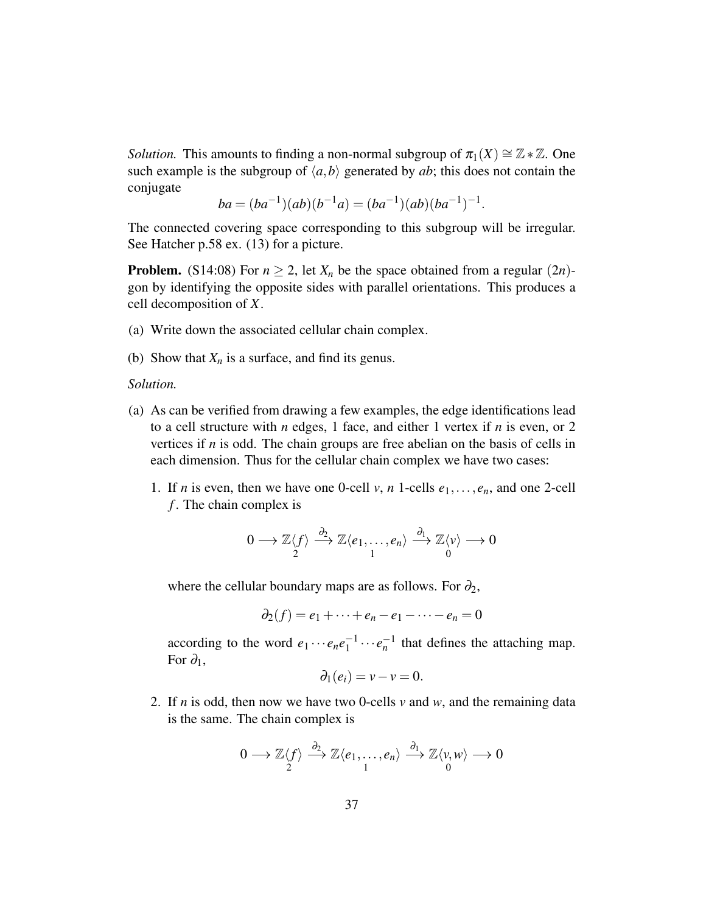*Solution.* This amounts to finding a non-normal subgroup of $\pi_1(X) \cong \mathbb{Z} * \mathbb{Z}$. One such example is the subgroup of $\langle a, b \rangle$ generated by $ab$; this does not contain the conjugate

$$ba = (ba^{-1})(ab)(b^{-1}a) = (ba^{-1})(ab)(ba^{-1})^{-1}.$$

The connected covering space corresponding to this subgroup will be irregular. See Hatcher p.58 ex. (13) for a picture.

**Problem.** (S14:08) For $n \geq 2$, let $X_n$ be the space obtained from a regular $(2n)$-gon by identifying the opposite sides with parallel orientations. This produces a cell decomposition of $X$.

(a) Write down the associated cellular chain complex.

(b) Show that $X_n$ is a surface, and find its genus.

*Solution.*

(a) As can be verified from drawing a few examples, the edge identifications lead to a cell structure with $n$ edges, 1 face, and either 1 vertex if $n$ is even, or 2 vertices if $n$ is odd. The chain groups are free abelian on the basis of cells in each dimension. Thus for the cellular chain complex we have two cases:

1. If $n$ is even, then we have one 0-cell $v$, $n$ 1-cells $e_1, \ldots, e_n$, and one 2-cell $f$. The chain complex is

$$0 \longrightarrow \underset{2}{\mathbb{Z}\langle f \rangle} \xrightarrow{\partial_2} \underset{1}{\mathbb{Z}\langle e_1, \ldots, e_n \rangle} \xrightarrow{\partial_1} \underset{0}{\mathbb{Z}\langle v \rangle} \longrightarrow 0$$

where the cellular boundary maps are as follows. For $\partial_2$,

$$\partial_2(f) = e_1 + \cdots + e_n - e_1 - \cdots - e_n = 0$$

according to the word $e_1 \cdots e_n e_1^{-1} \cdots e_n^{-1}$ that defines the attaching map. For $\partial_1$,

$$\partial_1(e_i) = v - v = 0.$$

2. If $n$ is odd, then now we have two 0-cells $v$ and $w$, and the remaining data is the same. The chain complex is

$$0 \longrightarrow \underset{2}{\mathbb{Z}\langle f \rangle} \xrightarrow{\partial_2} \underset{1}{\mathbb{Z}\langle e_1, \ldots, e_n \rangle} \xrightarrow{\partial_1} \underset{0}{\mathbb{Z}\langle v, w \rangle} \longrightarrow 0$$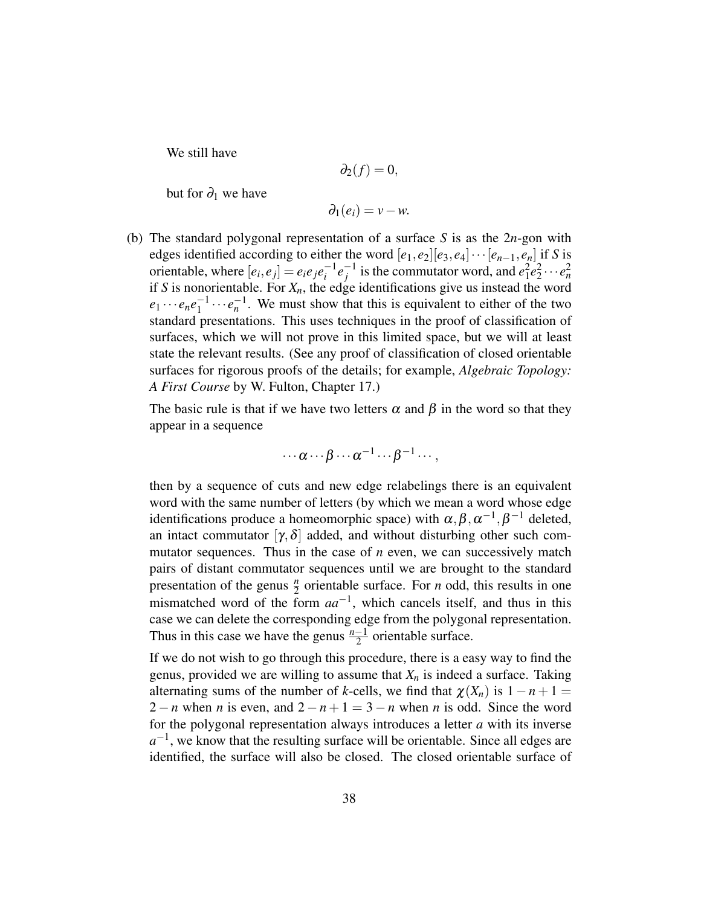We still have

$$\partial_2(f) = 0,$$

but for $\partial_1$ we have

$$\partial_1(e_i) = v - w.$$

(b) The standard polygonal representation of a surface $S$ is as the $2n$-gon with edges identified according to either the word $[e_1, e_2][e_3, e_4] \cdots [e_{n-1}, e_n]$ if $S$ is orientable, where $[e_i, e_j] = e_i e_j e_i^{-1} e_j^{-1}$ is the commutator word, and $e_1^2 e_2^2 \cdots e_n^2$ if $S$ is nonorientable. For $X_n$, the edge identifications give us instead the word $e_1 \cdots e_n e_1^{-1} \cdots e_n^{-1}$. We must show that this is equivalent to either of the two standard presentations. This uses techniques in the proof of classification of surfaces, which we will not prove in this limited space, but we will at least state the relevant results. (See any proof of classification of closed orientable surfaces for rigorous proofs of the details; for example, *Algebraic Topology: A First Course* by W. Fulton, Chapter 17.)

The basic rule is that if we have two letters $\alpha$ and $\beta$ in the word so that they appear in a sequence

$$\cdots \alpha \cdots \beta \cdots \alpha^{-1} \cdots \beta^{-1} \cdots,$$

then by a sequence of cuts and new edge relabelings there is an equivalent word with the same number of letters (by which we mean a word whose edge identifications produce a homeomorphic space) with $\alpha, \beta, \alpha^{-1}, \beta^{-1}$ deleted, an intact commutator $[\gamma, \delta]$ added, and without disturbing other such commutator sequences. Thus in the case of $n$ even, we can successively match pairs of distant commutator sequences until we are brought to the standard presentation of the genus $\frac{n}{2}$ orientable surface. For $n$ odd, this results in one mismatched word of the form $aa^{-1}$, which cancels itself, and thus in this case we can delete the corresponding edge from the polygonal representation. Thus in this case we have the genus $\frac{n-1}{2}$ orientable surface.

If we do not wish to go through this procedure, there is a easy way to find the genus, provided we are willing to assume that $X_n$ is indeed a surface. Taking alternating sums of the number of $k$-cells, we find that $\chi(X_n)$ is $1 - n + 1 = 2 - n$ when $n$ is even, and $2 - n + 1 = 3 - n$ when $n$ is odd. Since the word for the polygonal representation always introduces a letter $a$ with its inverse $a^{-1}$, we know that the resulting surface will be orientable. Since all edges are identified, the surface will also be closed. The closed orientable surface of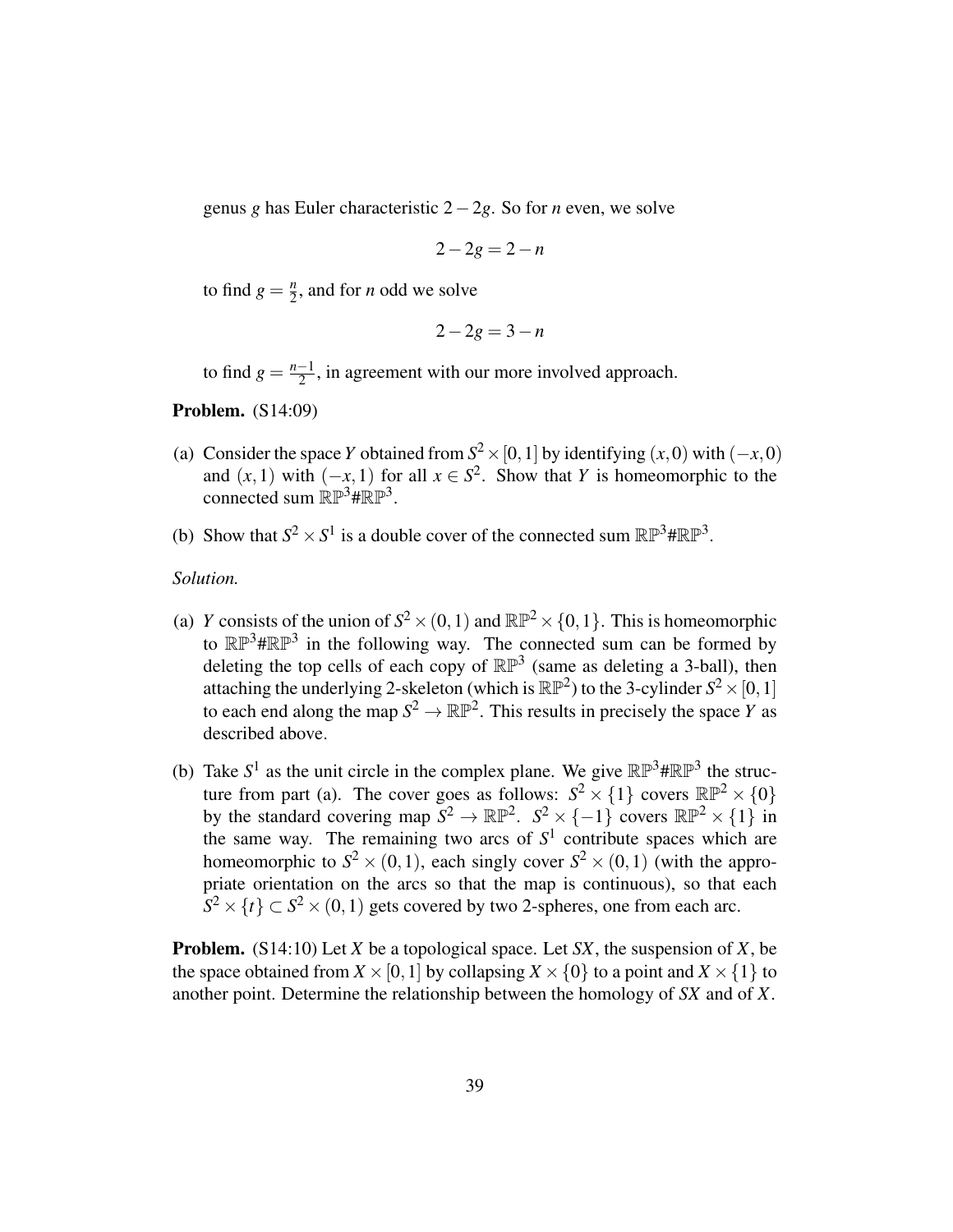genus $g$ has Euler characteristic $2-2g$. So for $n$ even, we solve

$$2-2g = 2-n$$

to find $g = \frac{n}{2}$, and for $n$ odd we solve

$$2-2g = 3-n$$

to find $g = \frac{n-1}{2}$, in agreement with our more involved approach.

**Problem.** (S14:09)

(a) Consider the space $Y$ obtained from $S^2 \times [0,1]$ by identifying $(x,0)$ with $(-x,0)$ and $(x,1)$ with $(-x,1)$ for all $x \in S^2$. Show that $Y$ is homeomorphic to the connected sum $\mathbb{RP}^3 \# \mathbb{RP}^3$.

(b) Show that $S^2 \times S^1$ is a double cover of the connected sum $\mathbb{RP}^3 \# \mathbb{RP}^3$.

*Solution.*

(a) $Y$ consists of the union of $S^2 \times (0,1)$ and $\mathbb{RP}^2 \times \{0,1\}$. This is homeomorphic to $\mathbb{RP}^3 \# \mathbb{RP}^3$ in the following way. The connected sum can be formed by deleting the top cells of each copy of $\mathbb{RP}^3$ (same as deleting a 3-ball), then attaching the underlying 2-skeleton (which is $\mathbb{RP}^2$) to the 3-cylinder $S^2 \times [0,1]$ to each end along the map $S^2 \to \mathbb{RP}^2$. This results in precisely the space $Y$ as described above.

(b) Take $S^1$ as the unit circle in the complex plane. We give $\mathbb{RP}^3 \# \mathbb{RP}^3$ the structure from part (a). The cover goes as follows: $S^2 \times \{1\}$ covers $\mathbb{RP}^2 \times \{0\}$ by the standard covering map $S^2 \to \mathbb{RP}^2$. $S^2 \times \{-1\}$ covers $\mathbb{RP}^2 \times \{1\}$ in the same way. The remaining two arcs of $S^1$ contribute spaces which are homeomorphic to $S^2 \times (0,1)$, each singly cover $S^2 \times (0,1)$ (with the appropriate orientation on the arcs so that the map is continuous), so that each $S^2 \times \{t\} \subset S^2 \times (0,1)$ gets covered by two 2-spheres, one from each arc.

**Problem.** (S14:10) Let $X$ be a topological space. Let $SX$, the suspension of $X$, be the space obtained from $X \times [0,1]$ by collapsing $X \times \{0\}$ to a point and $X \times \{1\}$ to another point. Determine the relationship between the homology of $SX$ and of $X$.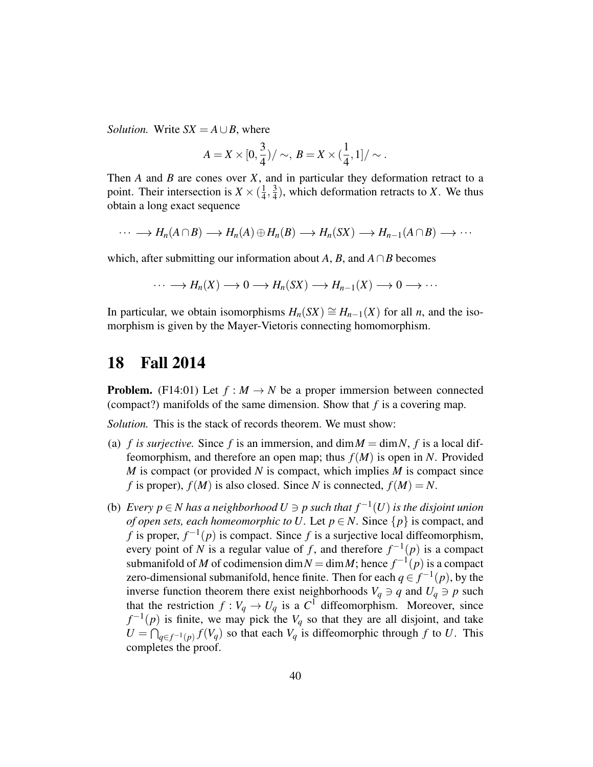*Solution.* Write $SX = A \cup B$, where

$$A = X \times [0, \frac{3}{4})/\sim,\ B = X \times (\frac{1}{4}, 1]/\sim.$$

Then $A$ and $B$ are cones over $X$, and in particular they deformation retract to a point. Their intersection is $X \times (\frac{1}{4}, \frac{3}{4})$, which deformation retracts to $X$. We thus obtain a long exact sequence

$$\cdots \longrightarrow H_n(A \cap B) \longrightarrow H_n(A) \oplus H_n(B) \longrightarrow H_n(SX) \longrightarrow H_{n-1}(A \cap B) \longrightarrow \cdots$$

which, after submitting our information about $A$, $B$, and $A \cap B$ becomes

$$\cdots \longrightarrow H_n(X) \longrightarrow 0 \longrightarrow H_n(SX) \longrightarrow H_{n-1}(X) \longrightarrow 0 \longrightarrow \cdots$$

In particular, we obtain isomorphisms $H_n(SX) \cong H_{n-1}(X)$ for all $n$, and the isomorphism is given by the Mayer-Vietoris connecting homomorphism.

# 18 Fall 2014

**Problem.** (F14:01) Let $f : M \to N$ be a proper immersion between connected (compact?) manifolds of the same dimension. Show that $f$ is a covering map.

*Solution.* This is the stack of records theorem. We must show:

(a) *$f$ is surjective.* Since $f$ is an immersion, and $\dim M = \dim N$, $f$ is a local diffeomorphism, and therefore an open map; thus $f(M)$ is open in $N$. Provided $M$ is compact (or provided $N$ is compact, which implies $M$ is compact since $f$ is proper), $f(M)$ is also closed. Since $N$ is connected, $f(M) = N$.

(b) *Every $p \in N$ has a neighborhood $U \ni p$ such that $f^{-1}(U)$ is the disjoint union of open sets, each homeomorphic to $U$.* Let $p \in N$. Since $\{p\}$ is compact, and $f$ is proper, $f^{-1}(p)$ is compact. Since $f$ is a surjective local diffeomorphism, every point of $N$ is a regular value of $f$, and therefore $f^{-1}(p)$ is a compact submanifold of $M$ of codimension $\dim N = \dim M$; hence $f^{-1}(p)$ is a compact zero-dimensional submanifold, hence finite. Then for each $q \in f^{-1}(p)$, by the inverse function theorem there exist neighborhoods $V_q \ni q$ and $U_q \ni p$ such that the restriction $f : V_q \to U_q$ is a $C^1$ diffeomorphism. Moreover, since $f^{-1}(p)$ is finite, we may pick the $V_q$ so that they are all disjoint, and take $U = \bigcap_{q \in f^{-1}(p)} f(V_q)$ so that each $V_q$ is diffeomorphic through $f$ to $U$. This completes the proof.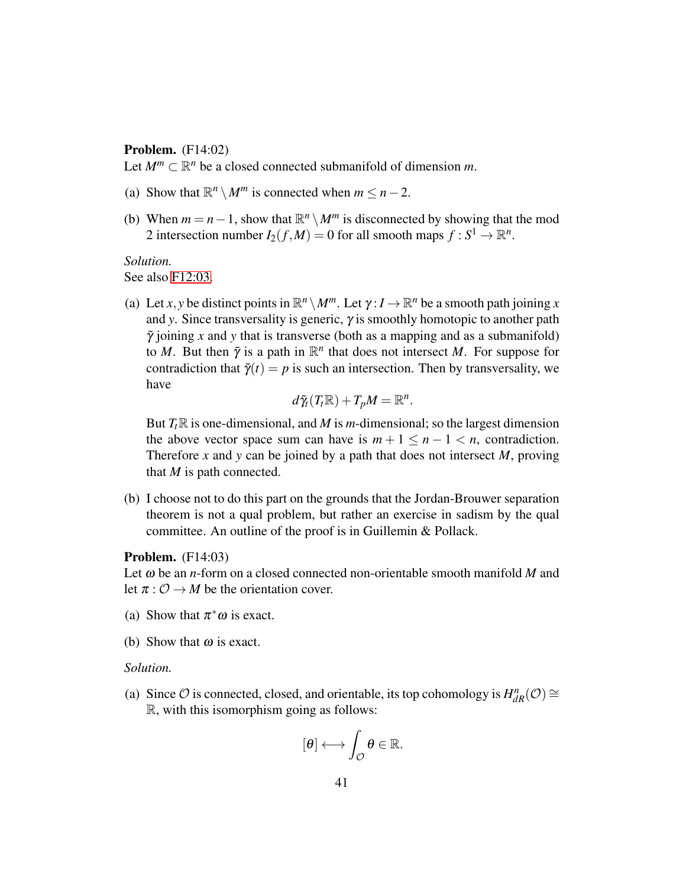**Problem.** (F14:02)
Let $M^m \subset \mathbb{R}^n$ be a closed connected submanifold of dimension $m$.

(a) Show that $\mathbb{R}^n \setminus M^m$ is connected when $m \leq n-2$.

(b) When $m = n-1$, show that $\mathbb{R}^n \setminus M^m$ is disconnected by showing that the mod 2 intersection number $I_2(f, M) = 0$ for all smooth maps $f : S^1 \to \mathbb{R}^n$.

*Solution.*
See also F12:03.

(a) Let $x, y$ be distinct points in $\mathbb{R}^n \setminus M^m$. Let $\gamma : I \to \mathbb{R}^n$ be a smooth path joining $x$ and $y$. Since transversality is generic, $\gamma$ is smoothly homotopic to another path $\tilde{\gamma}$ joining $x$ and $y$ that is transverse (both as a mapping and as a submanifold) to $M$. But then $\tilde{\gamma}$ is a path in $\mathbb{R}^n$ that does not intersect $M$. For suppose for contradiction that $\tilde{\gamma}(t) = p$ is such an intersection. Then by transversality, we have

$$d\tilde{\gamma}_t(T_t\mathbb{R}) + T_pM = \mathbb{R}^n.$$

But $T_t\mathbb{R}$ is one-dimensional, and $M$ is $m$-dimensional; so the largest dimension the above vector space sum can have is $m+1 \leq n-1 < n$, contradiction. Therefore $x$ and $y$ can be joined by a path that does not intersect $M$, proving that $M$ is path connected.

(b) I choose not to do this part on the grounds that the Jordan-Brouwer separation theorem is not a qual problem, but rather an exercise in sadism by the qual committee. An outline of the proof is in Guillemin & Pollack.

**Problem.** (F14:03)
Let $\omega$ be an $n$-form on a closed connected non-orientable smooth manifold $M$ and let $\pi : \mathcal{O} \to M$ be the orientation cover.

(a) Show that $\pi^*\omega$ is exact.

(b) Show that $\omega$ is exact.

*Solution.*

(a) Since $\mathcal{O}$ is connected, closed, and orientable, its top cohomology is $H^n_{dR}(\mathcal{O}) \cong \mathbb{R}$, with this isomorphism going as follows:

$$[\theta] \longleftrightarrow \int_{\mathcal{O}} \theta \in \mathbb{R}.$$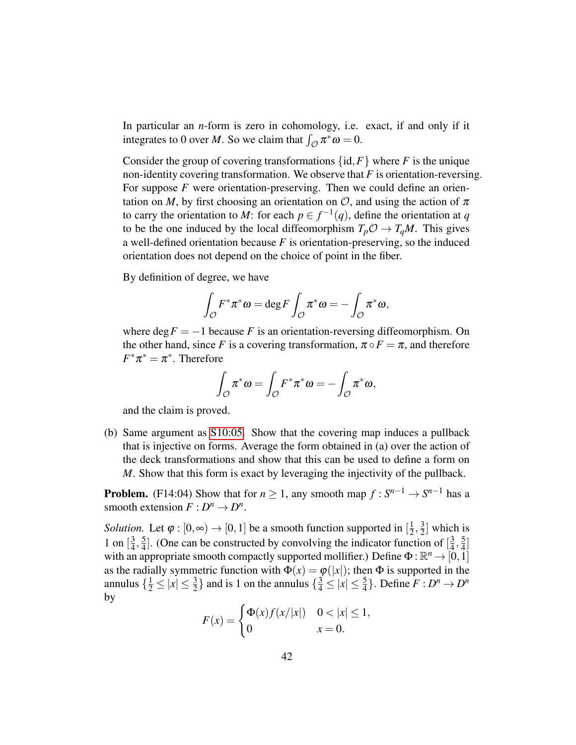In particular an $n$-form is zero in cohomology, i.e. exact, if and only if it integrates to 0 over $M$. So we claim that $\int_{\mathcal{O}} \pi^*\omega = 0$.

Consider the group of covering transformations $\{\text{id}, F\}$ where $F$ is the unique non-identity covering transformation. We observe that $F$ is orientation-reversing. For suppose $F$ were orientation-preserving. Then we could define an orientation on $M$, by first choosing an orientation on $\mathcal{O}$, and using the action of $\pi$ to carry the orientation to $M$: for each $p \in f^{-1}(q)$, define the orientation at $q$ to be the one induced by the local diffeomorphism $T_p\mathcal{O} \to T_qM$. This gives a well-defined orientation because $F$ is orientation-preserving, so the induced orientation does not depend on the choice of point in the fiber.

By definition of degree, we have

$$\int_{\mathcal{O}} F^*\pi^*\omega = \deg F \int_{\mathcal{O}} \pi^*\omega = -\int_{\mathcal{O}} \pi^*\omega,$$

where $\deg F = -1$ because $F$ is an orientation-reversing diffeomorphism. On the other hand, since $F$ is a covering transformation, $\pi \circ F = \pi$, and therefore $F^*\pi^* = \pi^*$. Therefore

$$\int_{\mathcal{O}} \pi^*\omega = \int_{\mathcal{O}} F^*\pi^*\omega = -\int_{\mathcal{O}} \pi^*\omega,$$

and the claim is proved.

(b) Same argument as S10:05. Show that the covering map induces a pullback that is injective on forms. Average the form obtained in (a) over the action of the deck transformations and show that this can be used to define a form on $M$. Show that this form is exact by leveraging the injectivity of the pullback.

**Problem.** (F14:04) Show that for $n \geq 1$, any smooth map $f : S^{n-1} \to S^{n-1}$ has a smooth extension $F : D^n \to D^n$.

*Solution.* Let $\varphi : [0, \infty) \to [0, 1]$ be a smooth function supported in $[\frac{1}{2}, \frac{3}{2}]$ which is 1 on $[\frac{3}{4}, \frac{5}{4}]$. (One can be constructed by convolving the indicator function of $[\frac{3}{4}, \frac{5}{4}]$ with an appropriate smooth compactly supported mollifier.) Define $\Phi : \mathbb{R}^n \to [0, 1]$ as the radially symmetric function with $\Phi(x) = \varphi(|x|)$; then $\Phi$ is supported in the annulus $\{\frac{1}{2} \leq |x| \leq \frac{3}{2}\}$ and is 1 on the annulus $\{\frac{3}{4} \leq |x| \leq \frac{5}{4}\}$. Define $F : D^n \to D^n$ by

$$F(x) = \begin{cases} \Phi(x) f(x/|x|) & 0 < |x| \leq 1, \\ 0 & x = 0. \end{cases}$$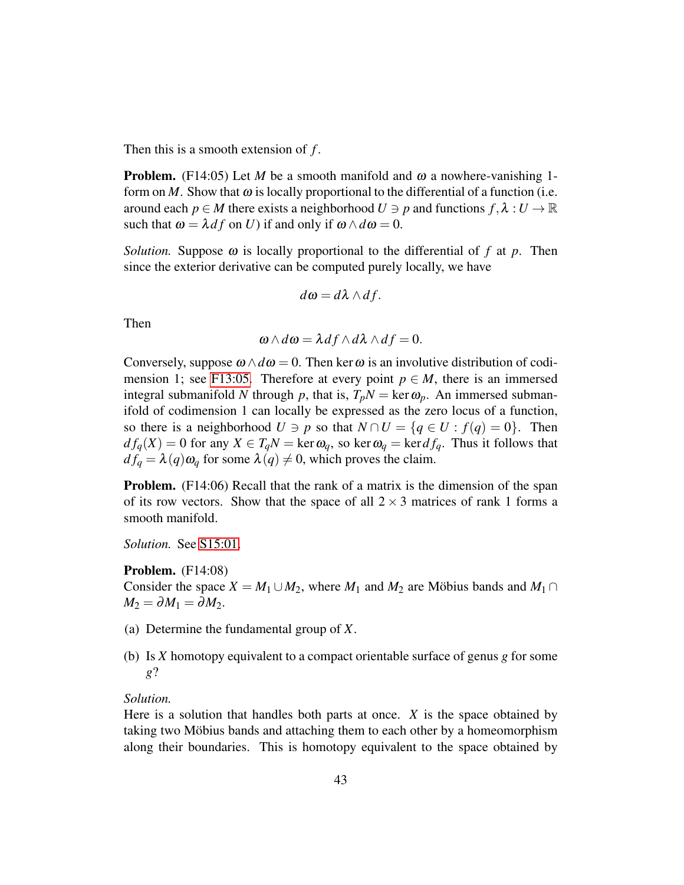Then this is a smooth extension of $f$.

**Problem.** (F14:05) Let $M$ be a smooth manifold and $\omega$ a nowhere-vanishing 1-form on $M$. Show that $\omega$ is locally proportional to the differential of a function (i.e. around each $p \in M$ there exists a neighborhood $U \ni p$ and functions $f, \lambda : U \to \mathbb{R}$ such that $\omega = \lambda df$ on $U$) if and only if $\omega \wedge d\omega = 0$.

*Solution.* Suppose $\omega$ is locally proportional to the differential of $f$ at $p$. Then since the exterior derivative can be computed purely locally, we have

$$d\omega = d\lambda \wedge df.$$

Then

$$\omega \wedge d\omega = \lambda df \wedge d\lambda \wedge df = 0.$$

Conversely, suppose $\omega \wedge d\omega = 0$. Then $\ker \omega$ is an involutive distribution of codimension 1; see F13:05. Therefore at every point $p \in M$, there is an immersed integral submanifold $N$ through $p$, that is, $T_pN = \ker \omega_p$. An immersed submanifold of codimension 1 can locally be expressed as the zero locus of a function, so there is a neighborhood $U \ni p$ so that $N \cap U = \{q \in U : f(q) = 0\}$. Then $df_q(X) = 0$ for any $X \in T_qN = \ker \omega_q$, so $\ker \omega_q = \ker df_q$. Thus it follows that $df_q = \lambda(q)\omega_q$ for some $\lambda(q) \neq 0$, which proves the claim.

**Problem.** (F14:06) Recall that the rank of a matrix is the dimension of the span of its row vectors. Show that the space of all $2 \times 3$ matrices of rank 1 forms a smooth manifold.

*Solution.* See S15:01.

**Problem.** (F14:08)
Consider the space $X = M_1 \cup M_2$, where $M_1$ and $M_2$ are Möbius bands and $M_1 \cap M_2 = \partial M_1 = \partial M_2$.

(a) Determine the fundamental group of $X$.

(b) Is $X$ homotopy equivalent to a compact orientable surface of genus $g$ for some $g$?

*Solution.*
Here is a solution that handles both parts at once. $X$ is the space obtained by taking two Möbius bands and attaching them to each other by a homeomorphism along their boundaries. This is homotopy equivalent to the space obtained by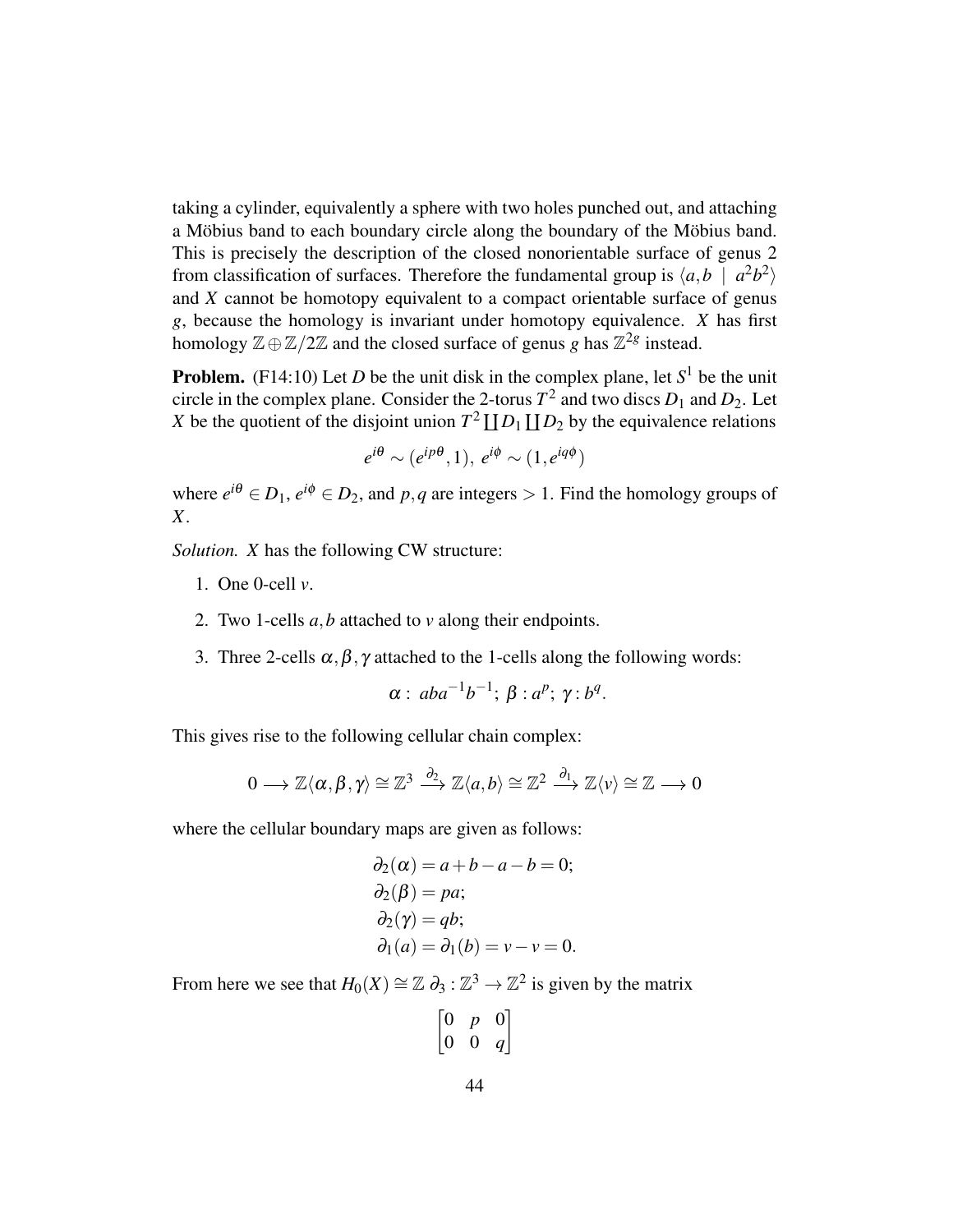taking a cylinder, equivalently a sphere with two holes punched out, and attaching a Möbius band to each boundary circle along the boundary of the Möbius band. This is precisely the description of the closed nonorientable surface of genus 2 from classification of surfaces. Therefore the fundamental group is $\langle a, b \mid a^2b^2 \rangle$ and $X$ cannot be homotopy equivalent to a compact orientable surface of genus $g$, because the homology is invariant under homotopy equivalence. $X$ has first homology $\mathbb{Z} \oplus \mathbb{Z}/2\mathbb{Z}$ and the closed surface of genus $g$ has $\mathbb{Z}^{2g}$ instead.

**Problem.** (F14:10) Let $D$ be the unit disk in the complex plane, let $S^1$ be the unit circle in the complex plane. Consider the 2-torus $T^2$ and two discs $D_1$ and $D_2$. Let $X$ be the quotient of the disjoint union $T^2 \coprod D_1 \coprod D_2$ by the equivalence relations

$$e^{i\theta} \sim (e^{ip\theta}, 1),\ e^{i\phi} \sim (1, e^{iq\phi})$$

where $e^{i\theta} \in D_1$, $e^{i\phi} \in D_2$, and $p, q$ are integers $> 1$. Find the homology groups of $X$.

*Solution.* $X$ has the following CW structure:

1. One 0-cell $v$.
2. Two 1-cells $a, b$ attached to $v$ along their endpoints.
3. Three 2-cells $\alpha, \beta, \gamma$ attached to the 1-cells along the following words:

$$\alpha:\ aba^{-1}b^{-1};\ \beta: a^p;\ \gamma: b^q.$$

This gives rise to the following cellular chain complex:

$$0 \longrightarrow \mathbb{Z}\langle \alpha, \beta, \gamma \rangle \cong \mathbb{Z}^3 \xrightarrow{\partial_2} \mathbb{Z}\langle a, b \rangle \cong \mathbb{Z}^2 \xrightarrow{\partial_1} \mathbb{Z}\langle v \rangle \cong \mathbb{Z} \longrightarrow 0$$

where the cellular boundary maps are given as follows:

$$\begin{aligned}
\partial_2(\alpha) &= a + b - a - b = 0; \\
\partial_2(\beta) &= pa; \\
\partial_2(\gamma) &= qb; \\
\partial_1(a) &= \partial_1(b) = v - v = 0.
\end{aligned}$$

From here we see that $H_0(X) \cong \mathbb{Z}$ $\partial_3 : \mathbb{Z}^3 \to \mathbb{Z}^2$ is given by the matrix

$$\begin{bmatrix} 0 & p & 0 \\ 0 & 0 & q \end{bmatrix}$$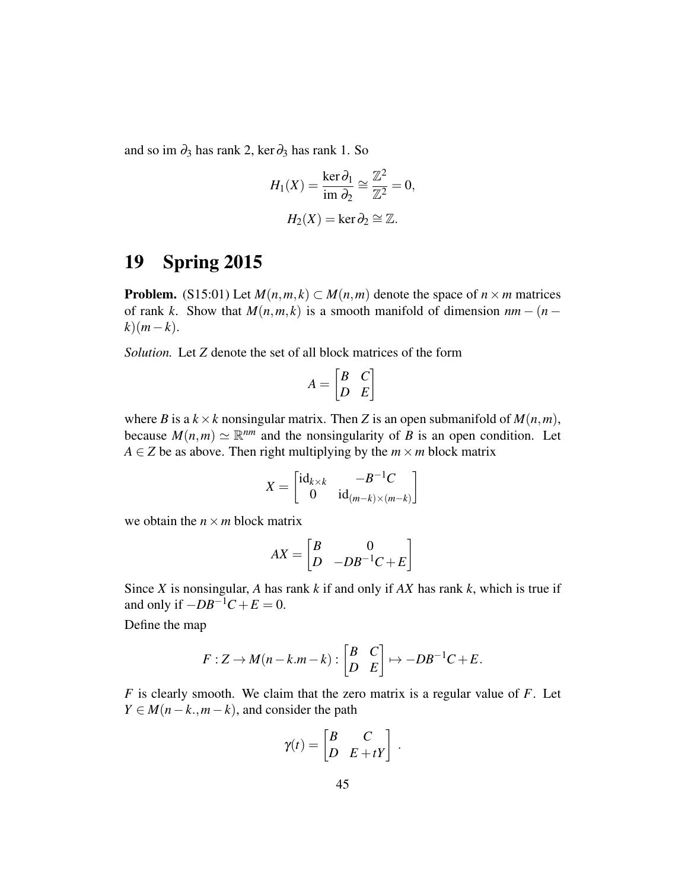and so im $\partial_3$ has rank 2, ker $\partial_3$ has rank 1. So

$$H_1(X) = \frac{\ker \partial_1}{\text{im } \partial_2} \cong \frac{\mathbb{Z}^2}{\mathbb{Z}^2} = 0,$$

$$H_2(X) = \ker \partial_2 \cong \mathbb{Z}.$$

# 19 Spring 2015

**Problem.** (S15:01) Let $M(n,m,k) \subset M(n,m)$ denote the space of $n \times m$ matrices of rank $k$. Show that $M(n,m,k)$ is a smooth manifold of dimension $nm - (n-k)(m-k)$.

*Solution.* Let $Z$ denote the set of all block matrices of the form

$$A = \begin{bmatrix} B & C \\ D & E \end{bmatrix}$$

where $B$ is a $k \times k$ nonsingular matrix. Then $Z$ is an open submanifold of $M(n,m)$, because $M(n,m) \simeq \mathbb{R}^{nm}$ and the nonsingularity of $B$ is an open condition. Let $A \in Z$ be as above. Then right multiplying by the $m \times m$ block matrix

$$X = \begin{bmatrix} \text{id}_{k \times k} & -B^{-1}C \\ 0 & \text{id}_{(m-k)\times(m-k)} \end{bmatrix}$$

we obtain the $n \times m$ block matrix

$$AX = \begin{bmatrix} B & 0 \\ D & -DB^{-1}C + E \end{bmatrix}$$

Since $X$ is nonsingular, $A$ has rank $k$ if and only if $AX$ has rank $k$, which is true if and only if $-DB^{-1}C + E = 0$.

Define the map

$$F : Z \to M(n-k.m-k) : \begin{bmatrix} B & C \\ D & E \end{bmatrix} \mapsto -DB^{-1}C + E.$$

$F$ is clearly smooth. We claim that the zero matrix is a regular value of $F$. Let $Y \in M(n-k.,m-k)$, and consider the path

$$\gamma(t) = \begin{bmatrix} B & C \\ D & E + tY \end{bmatrix}.$$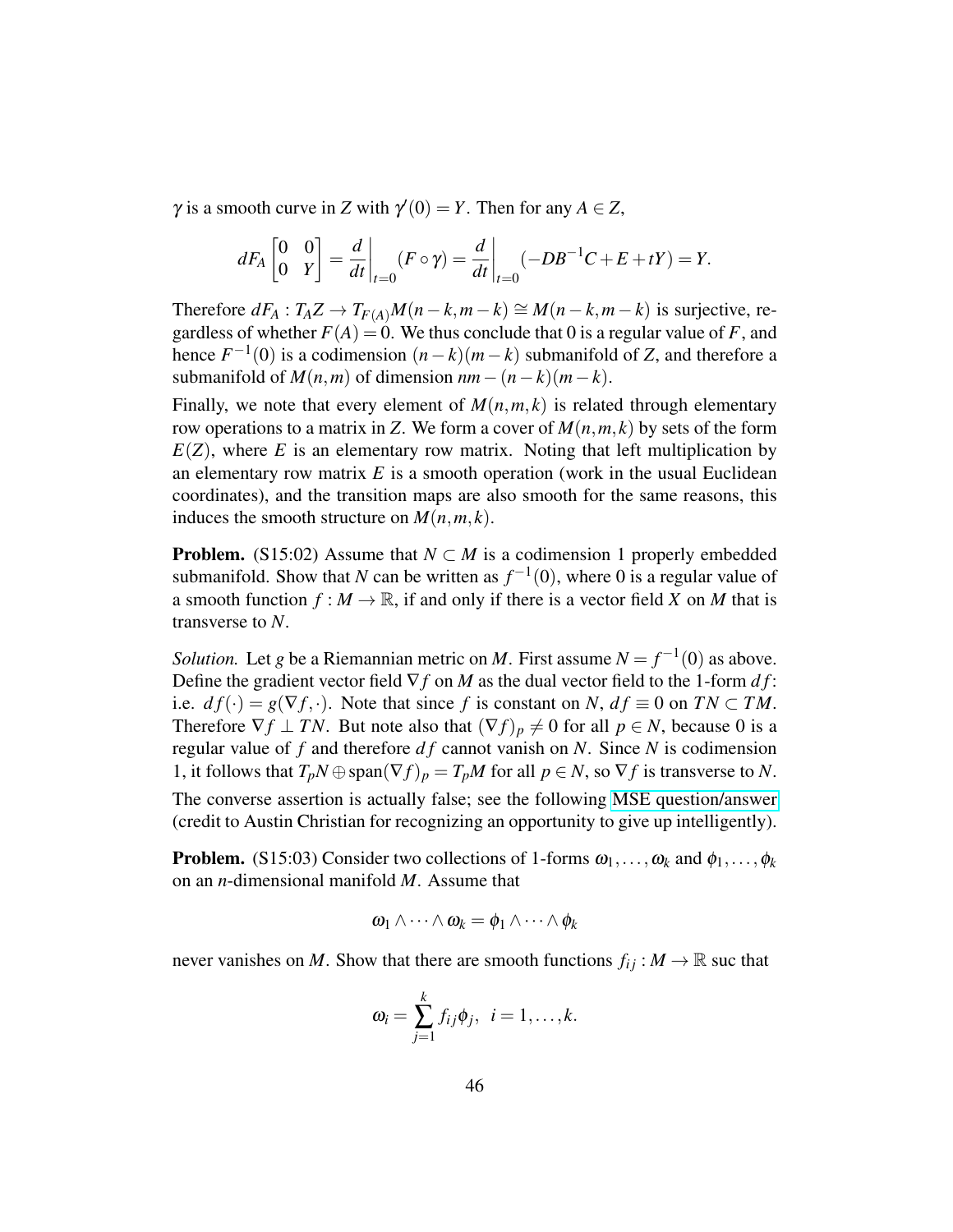$\gamma$ is a smooth curve in $Z$ with $\gamma'(0) = Y$. Then for any $A \in Z$,

$$dF_A \begin{bmatrix} 0 & 0 \\ 0 & Y \end{bmatrix} = \left.\frac{d}{dt}\right|_{t=0} (F \circ \gamma) = \left.\frac{d}{dt}\right|_{t=0} (-DB^{-1}C + E + tY) = Y.$$

Therefore $dF_A : T_A Z \to T_{F(A)} M(n-k, m-k) \cong M(n-k, m-k)$ is surjective, regardless of whether $F(A) = 0$. We thus conclude that 0 is a regular value of $F$, and hence $F^{-1}(0)$ is a codimension $(n-k)(m-k)$ submanifold of $Z$, and therefore a submanifold of $M(n,m)$ of dimension $nm - (n-k)(m-k)$.

Finally, we note that every element of $M(n,m,k)$ is related through elementary row operations to a matrix in $Z$. We form a cover of $M(n,m,k)$ by sets of the form $E(Z)$, where $E$ is an elementary row matrix. Noting that left multiplication by an elementary row matrix $E$ is a smooth operation (work in the usual Euclidean coordinates), and the transition maps are also smooth for the same reasons, this induces the smooth structure on $M(n,m,k)$.

**Problem.** (S15:02) Assume that $N \subset M$ is a codimension 1 properly embedded submanifold. Show that $N$ can be written as $f^{-1}(0)$, where 0 is a regular value of a smooth function $f : M \to \mathbb{R}$, if and only if there is a vector field $X$ on $M$ that is transverse to $N$.

*Solution.* Let $g$ be a Riemannian metric on $M$. First assume $N = f^{-1}(0)$ as above. Define the gradient vector field $\nabla f$ on $M$ as the dual vector field to the 1-form $df$: i.e. $df(\cdot) = g(\nabla f, \cdot)$. Note that since $f$ is constant on $N$, $df \equiv 0$ on $TN \subset TM$. Therefore $\nabla f \perp TN$. But note also that $(\nabla f)_p \neq 0$ for all $p \in N$, because 0 is a regular value of $f$ and therefore $df$ cannot vanish on $N$. Since $N$ is codimension 1, it follows that $T_p N \oplus \operatorname{span}(\nabla f)_p = T_p M$ for all $p \in N$, so $\nabla f$ is transverse to $N$.

The converse assertion is actually false; see the following MSE question/answer (credit to Austin Christian for recognizing an opportunity to give up intelligently).

**Problem.** (S15:03) Consider two collections of 1-forms $\omega_1, \ldots, \omega_k$ and $\phi_1, \ldots, \phi_k$ on an $n$-dimensional manifold $M$. Assume that

$$\omega_1 \wedge \cdots \wedge \omega_k = \phi_1 \wedge \cdots \wedge \phi_k$$

never vanishes on $M$. Show that there are smooth functions $f_{ij} : M \to \mathbb{R}$ suc that

$$\omega_i = \sum_{j=1}^{k} f_{ij} \phi_j, \quad i = 1, \ldots, k.$$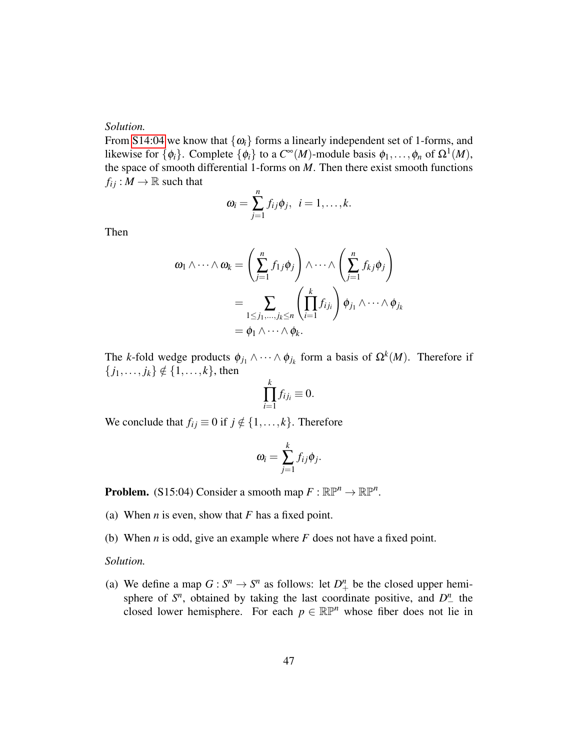*Solution.*
From S14:04 we know that $\{\omega_i\}$ forms a linearly independent set of 1-forms, and likewise for $\{\phi_i\}$. Complete $\{\phi_i\}$ to a $C^\infty(M)$-module basis $\phi_1, \dots, \phi_n$ of $\Omega^1(M)$, the space of smooth differential 1-forms on $M$. Then there exist smooth functions $f_{ij} : M \to \mathbb{R}$ such that

$$\omega_i = \sum_{j=1}^{n} f_{ij}\phi_j, \;\; i = 1, \dots, k.$$

Then

$$\begin{aligned}
\omega_1 \wedge \cdots \wedge \omega_k &= \left(\sum_{j=1}^{n} f_{1j}\phi_j\right) \wedge \cdots \wedge \left(\sum_{j=1}^{n} f_{kj}\phi_j\right) \\
&= \sum_{1 \le j_1, \dots, j_k \le n} \left(\prod_{i=1}^{k} f_{ij_i}\right) \phi_{j_1} \wedge \cdots \wedge \phi_{j_k} \\
&= \phi_1 \wedge \cdots \wedge \phi_k.
\end{aligned}$$

The $k$-fold wedge products $\phi_{j_1} \wedge \cdots \wedge \phi_{j_k}$ form a basis of $\Omega^k(M)$. Therefore if $\{j_1, \dots, j_k\} \notin \{1, \dots, k\}$, then

$$\prod_{i=1}^{k} f_{ij_i} \equiv 0.$$

We conclude that $f_{ij} \equiv 0$ if $j \notin \{1, \dots, k\}$. Therefore

$$\omega_i = \sum_{j=1}^{k} f_{ij}\phi_j.$$

**Problem.** (S15:04) Consider a smooth map $F : \mathbb{RP}^n \to \mathbb{RP}^n$.

(a) When $n$ is even, show that $F$ has a fixed point.

(b) When $n$ is odd, give an example where $F$ does not have a fixed point.

*Solution.*

(a) We define a map $G : S^n \to S^n$ as follows: let $D^n_+$ be the closed upper hemisphere of $S^n$, obtained by taking the last coordinate positive, and $D^n_-$ the closed lower hemisphere. For each $p \in \mathbb{RP}^n$ whose fiber does not lie in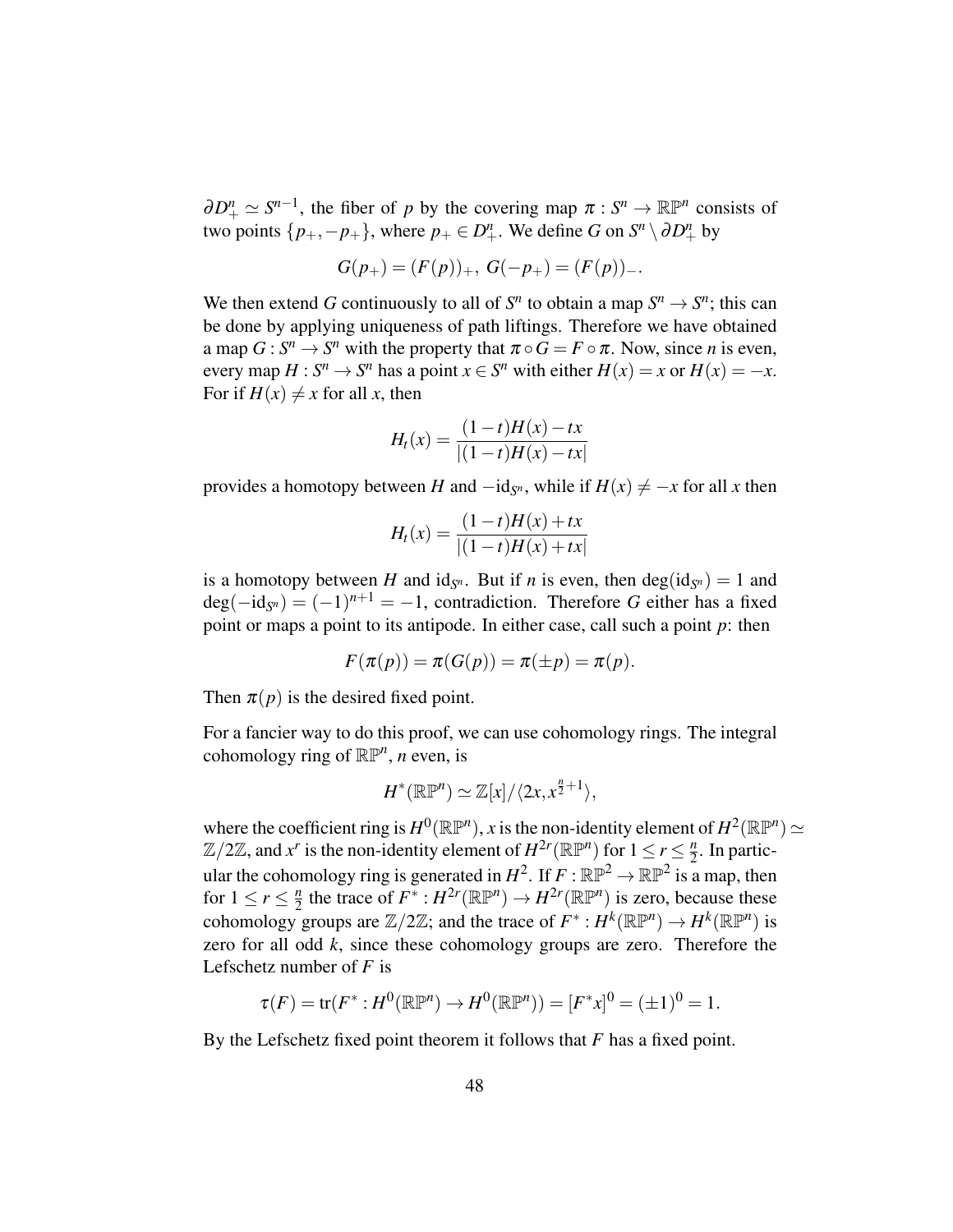$\partial D^n_+ \simeq S^{n-1}$, the fiber of $p$ by the covering map $\pi : S^n \to \mathbb{RP}^n$ consists of two points $\{p_+, -p_+\}$, where $p_+ \in D^n_+$. We define $G$ on $S^n \setminus \partial D^n_+$ by

$$G(p_+) = (F(p))_+,\; G(-p_+) = (F(p))_-.$$

We then extend $G$ continuously to all of $S^n$ to obtain a map $S^n \to S^n$; this can be done by applying uniqueness of path liftings. Therefore we have obtained a map $G : S^n \to S^n$ with the property that $\pi \circ G = F \circ \pi$. Now, since $n$ is even, every map $H : S^n \to S^n$ has a point $x \in S^n$ with either $H(x) = x$ or $H(x) = -x$. For if $H(x) \neq x$ for all $x$, then

$$H_t(x) = \frac{(1-t)H(x) - tx}{|(1-t)H(x) - tx|}$$

provides a homotopy between $H$ and $-\mathrm{id}_{S^n}$, while if $H(x) \neq -x$ for all $x$ then

$$H_t(x) = \frac{(1-t)H(x) + tx}{|(1-t)H(x) + tx|}$$

is a homotopy between $H$ and $\mathrm{id}_{S^n}$. But if $n$ is even, then $\deg(\mathrm{id}_{S^n}) = 1$ and $\deg(-\mathrm{id}_{S^n}) = (-1)^{n+1} = -1$, contradiction. Therefore $G$ either has a fixed point or maps a point to its antipode. In either case, call such a point $p$: then

$$F(\pi(p)) = \pi(G(p)) = \pi(\pm p) = \pi(p).$$

Then $\pi(p)$ is the desired fixed point.

For a fancier way to do this proof, we can use cohomology rings. The integral cohomology ring of $\mathbb{RP}^n$, $n$ even, is

$$H^*(\mathbb{RP}^n) \simeq \mathbb{Z}[x]/\langle 2x, x^{\frac{n}{2}+1}\rangle,$$

where the coefficient ring is $H^0(\mathbb{RP}^n)$, $x$ is the non-identity element of $H^2(\mathbb{RP}^n) \simeq \mathbb{Z}/2\mathbb{Z}$, and $x^r$ is the non-identity element of $H^{2r}(\mathbb{RP}^n)$ for $1 \leq r \leq \frac{n}{2}$. In particular the cohomology ring is generated in $H^2$. If $F : \mathbb{RP}^2 \to \mathbb{RP}^2$ is a map, then for $1 \leq r \leq \frac{n}{2}$ the trace of $F^* : H^{2r}(\mathbb{RP}^n) \to H^{2r}(\mathbb{RP}^n)$ is zero, because these cohomology groups are $\mathbb{Z}/2\mathbb{Z}$; and the trace of $F^* : H^k(\mathbb{RP}^n) \to H^k(\mathbb{RP}^n)$ is zero for all odd $k$, since these cohomology groups are zero. Therefore the Lefschetz number of $F$ is

$$\tau(F) = \mathrm{tr}(F^* : H^0(\mathbb{RP}^n) \to H^0(\mathbb{RP}^n)) = [F^*x]^0 = (\pm 1)^0 = 1.$$

By the Lefschetz fixed point theorem it follows that $F$ has a fixed point.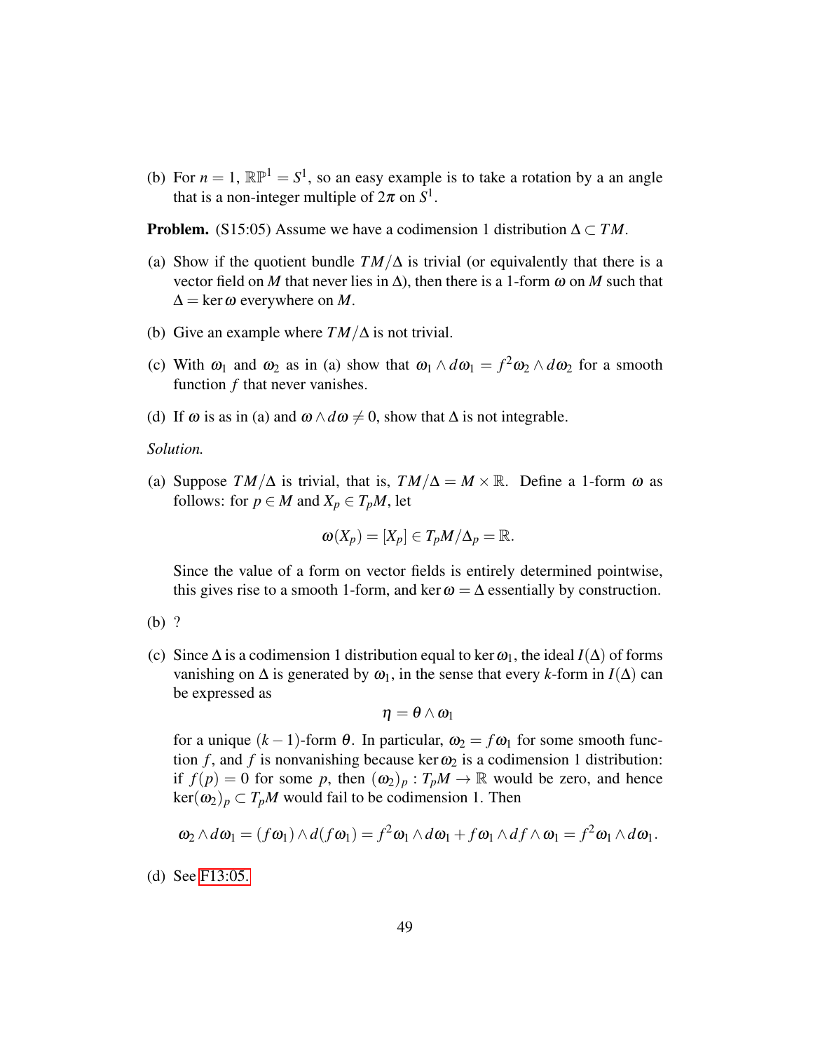(b) For $n = 1$, $\mathbb{RP}^1 = S^1$, so an easy example is to take a rotation by a an angle that is a non-integer multiple of $2\pi$ on $S^1$.

**Problem.** (S15:05) Assume we have a codimension 1 distribution $\Delta \subset TM$.

(a) Show if the quotient bundle $TM/\Delta$ is trivial (or equivalently that there is a vector field on $M$ that never lies in $\Delta$), then there is a 1-form $\omega$ on $M$ such that $\Delta = \ker \omega$ everywhere on $M$.

(b) Give an example where $TM/\Delta$ is not trivial.

(c) With $\omega_1$ and $\omega_2$ as in (a) show that $\omega_1 \wedge d\omega_1 = f^2 \omega_2 \wedge d\omega_2$ for a smooth function $f$ that never vanishes.

(d) If $\omega$ is as in (a) and $\omega \wedge d\omega \neq 0$, show that $\Delta$ is not integrable.

*Solution.*

(a) Suppose $TM/\Delta$ is trivial, that is, $TM/\Delta = M \times \mathbb{R}$. Define a 1-form $\omega$ as follows: for $p \in M$ and $X_p \in T_pM$, let

$$\omega(X_p) = [X_p] \in T_pM/\Delta_p = \mathbb{R}.$$

Since the value of a form on vector fields is entirely determined pointwise, this gives rise to a smooth 1-form, and $\ker \omega = \Delta$ essentially by construction.

(b) ?

(c) Since $\Delta$ is a codimension 1 distribution equal to $\ker \omega_1$, the ideal $I(\Delta)$ of forms vanishing on $\Delta$ is generated by $\omega_1$, in the sense that every $k$-form in $I(\Delta)$ can be expressed as

$$\eta = \theta \wedge \omega_1$$

for a unique $(k-1)$-form $\theta$. In particular, $\omega_2 = f\omega_1$ for some smooth function $f$, and $f$ is nonvanishing because $\ker \omega_2$ is a codimension 1 distribution: if $f(p) = 0$ for some $p$, then $(\omega_2)_p : T_pM \to \mathbb{R}$ would be zero, and hence $\ker(\omega_2)_p \subset T_pM$ would fail to be codimension 1. Then

$$\omega_2 \wedge d\omega_1 = (f\omega_1) \wedge d(f\omega_1) = f^2 \omega_1 \wedge d\omega_1 + f\omega_1 \wedge df \wedge \omega_1 = f^2 \omega_1 \wedge d\omega_1.$$

(d) See F13:05.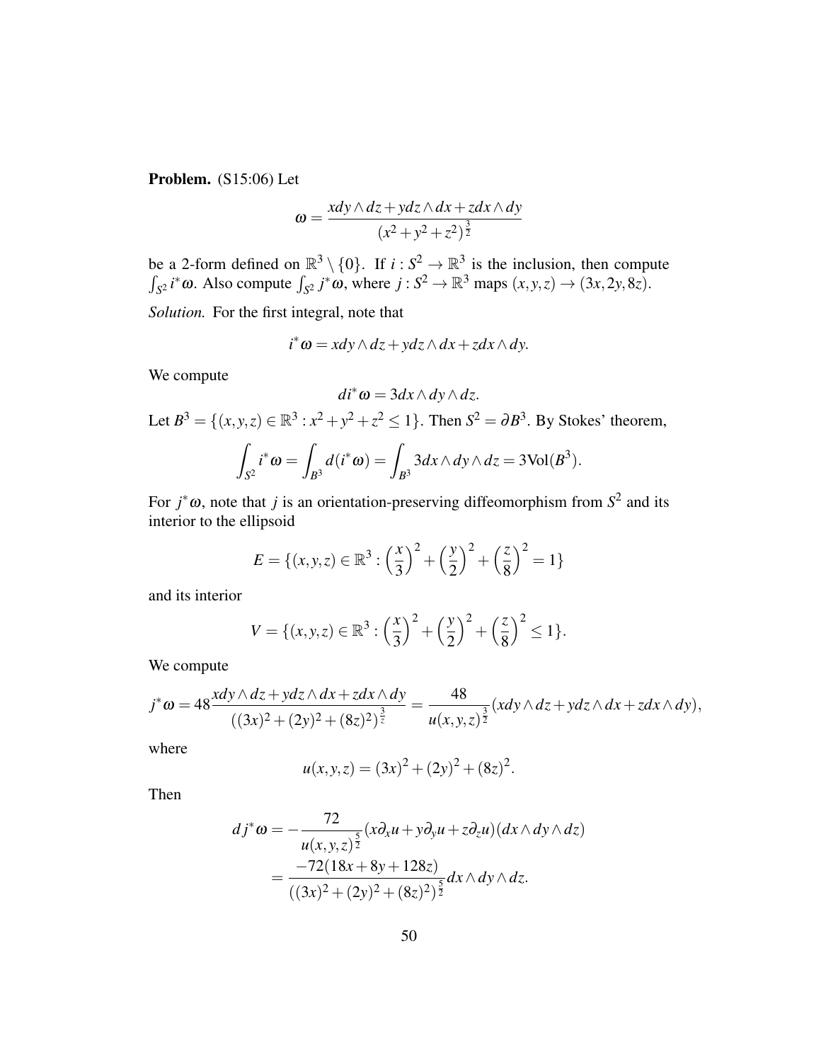**Problem.** (S15:06) Let

$$\omega = \frac{xdy \wedge dz + ydz \wedge dx + zdx \wedge dy}{(x^2+y^2+z^2)^{\frac{3}{2}}}$$

be a 2-form defined on $\mathbb{R}^3 \setminus \{0\}$. If $i : S^2 \to \mathbb{R}^3$ is the inclusion, then compute $\int_{S^2} i^*\omega$. Also compute $\int_{S^2} j^*\omega$, where $j : S^2 \to \mathbb{R}^3$ maps $(x,y,z) \to (3x, 2y, 8z)$.

*Solution.* For the first integral, note that

$$i^*\omega = xdy \wedge dz + ydz \wedge dx + zdx \wedge dy.$$

We compute

$$di^*\omega = 3dx \wedge dy \wedge dz.$$

Let $B^3 = \{(x,y,z) \in \mathbb{R}^3 : x^2+y^2+z^2 \leq 1\}$. Then $S^2 = \partial B^3$. By Stokes' theorem,

$$\int_{S^2} i^*\omega = \int_{B^3} d(i^*\omega) = \int_{B^3} 3dx \wedge dy \wedge dz = 3\text{Vol}(B^3).$$

For $j^*\omega$, note that $j$ is an orientation-preserving diffeomorphism from $S^2$ and its interior to the ellipsoid

$$E = \{(x,y,z) \in \mathbb{R}^3 : \left(\frac{x}{3}\right)^2 + \left(\frac{y}{2}\right)^2 + \left(\frac{z}{8}\right)^2 = 1\}$$

and its interior

$$V = \{(x,y,z) \in \mathbb{R}^3 : \left(\frac{x}{3}\right)^2 + \left(\frac{y}{2}\right)^2 + \left(\frac{z}{8}\right)^2 \leq 1\}.$$

We compute

$$j^*\omega = 48\frac{xdy \wedge dz + ydz \wedge dx + zdx \wedge dy}{((3x)^2+(2y)^2+(8z)^2)^{\frac{3}{z}}} = \frac{48}{u(x,y,z)^{\frac{3}{2}}}(xdy \wedge dz + ydz \wedge dx + zdx \wedge dy),$$

where

$$u(x,y,z) = (3x)^2 + (2y)^2 + (8z)^2.$$

Then

$$\begin{aligned}
dj^*\omega &= -\frac{72}{u(x,y,z)^{\frac{5}{2}}}(x\partial_x u + y\partial_y u + z\partial_z u)(dx \wedge dy \wedge dz) \\
&= \frac{-72(18x+8y+128z)}{((3x)^2+(2y)^2+(8z)^2)^{\frac{5}{2}}} dx \wedge dy \wedge dz.
\end{aligned}$$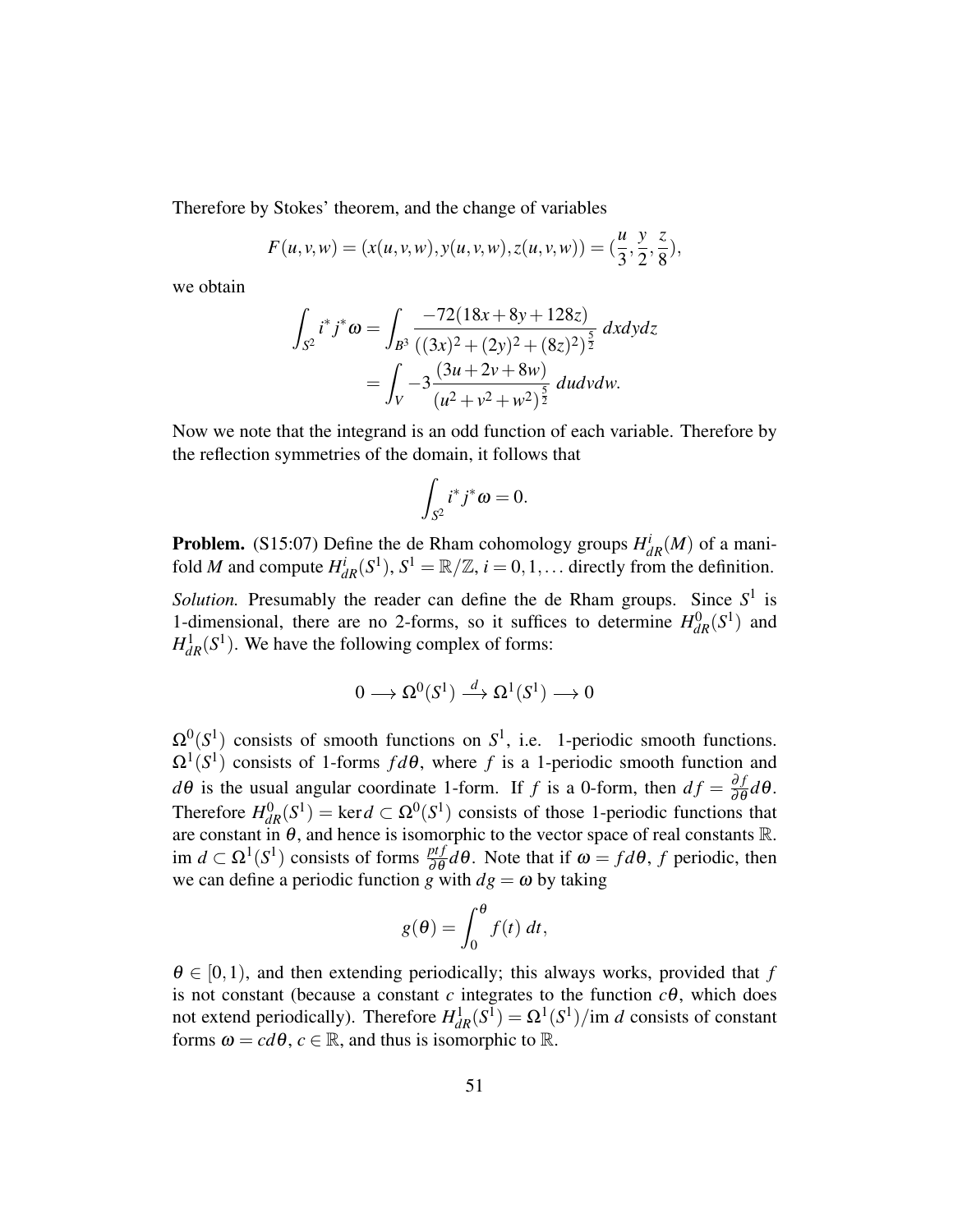Therefore by Stokes' theorem, and the change of variables

$$F(u,v,w) = (x(u,v,w), y(u,v,w), z(u,v,w)) = (\frac{u}{3}, \frac{y}{2}, \frac{z}{8}),$$

we obtain

$$\int_{S^2} i^* j^* \omega = \int_{B^3} \frac{-72(18x+8y+128z)}{((3x)^2+(2y)^2+(8z)^2)^{\frac{5}{2}}} \, dxdydz$$
$$= \int_V -3\frac{(3u+2v+8w)}{(u^2+v^2+w^2)^{\frac{5}{2}}} \, dudvdw.$$

Now we note that the integrand is an odd function of each variable. Therefore by the reflection symmetries of the domain, it follows that

$$\int_{S^2} i^* j^* \omega = 0.$$

**Problem.** (S15:07) Define the de Rham cohomology groups $H^i_{dR}(M)$ of a manifold $M$ and compute $H^i_{dR}(S^1)$, $S^1 = \mathbb{R}/\mathbb{Z}$, $i = 0, 1, \ldots$ directly from the definition.

*Solution.* Presumably the reader can define the de Rham groups. Since $S^1$ is 1-dimensional, there are no 2-forms, so it suffices to determine $H^0_{dR}(S^1)$ and $H^1_{dR}(S^1)$. We have the following complex of forms:

$$0 \longrightarrow \Omega^0(S^1) \xrightarrow{d} \Omega^1(S^1) \longrightarrow 0$$

$\Omega^0(S^1)$ consists of smooth functions on $S^1$, i.e. 1-periodic smooth functions. $\Omega^1(S^1)$ consists of 1-forms $f d\theta$, where $f$ is a 1-periodic smooth function and $d\theta$ is the usual angular coordinate 1-form. If $f$ is a 0-form, then $df = \frac{\partial f}{\partial \theta} d\theta$. Therefore $H^0_{dR}(S^1) = \ker d \subset \Omega^0(S^1)$ consists of those 1-periodic functions that are constant in $\theta$, and hence is isomorphic to the vector space of real constants $\mathbb{R}$. im $d \subset \Omega^1(S^1)$ consists of forms $\frac{pt f}{\partial \theta} d\theta$. Note that if $\omega = f d\theta$, $f$ periodic, then we can define a periodic function $g$ with $dg = \omega$ by taking

$$g(\theta) = \int_0^\theta f(t) \, dt,$$

$\theta \in [0,1)$, and then extending periodically; this always works, provided that $f$ is not constant (because a constant $c$ integrates to the function $c\theta$, which does not extend periodically). Therefore $H^1_{dR}(S^1) = \Omega^1(S^1)/\text{im } d$ consists of constant forms $\omega = c d\theta$, $c \in \mathbb{R}$, and thus is isomorphic to $\mathbb{R}$.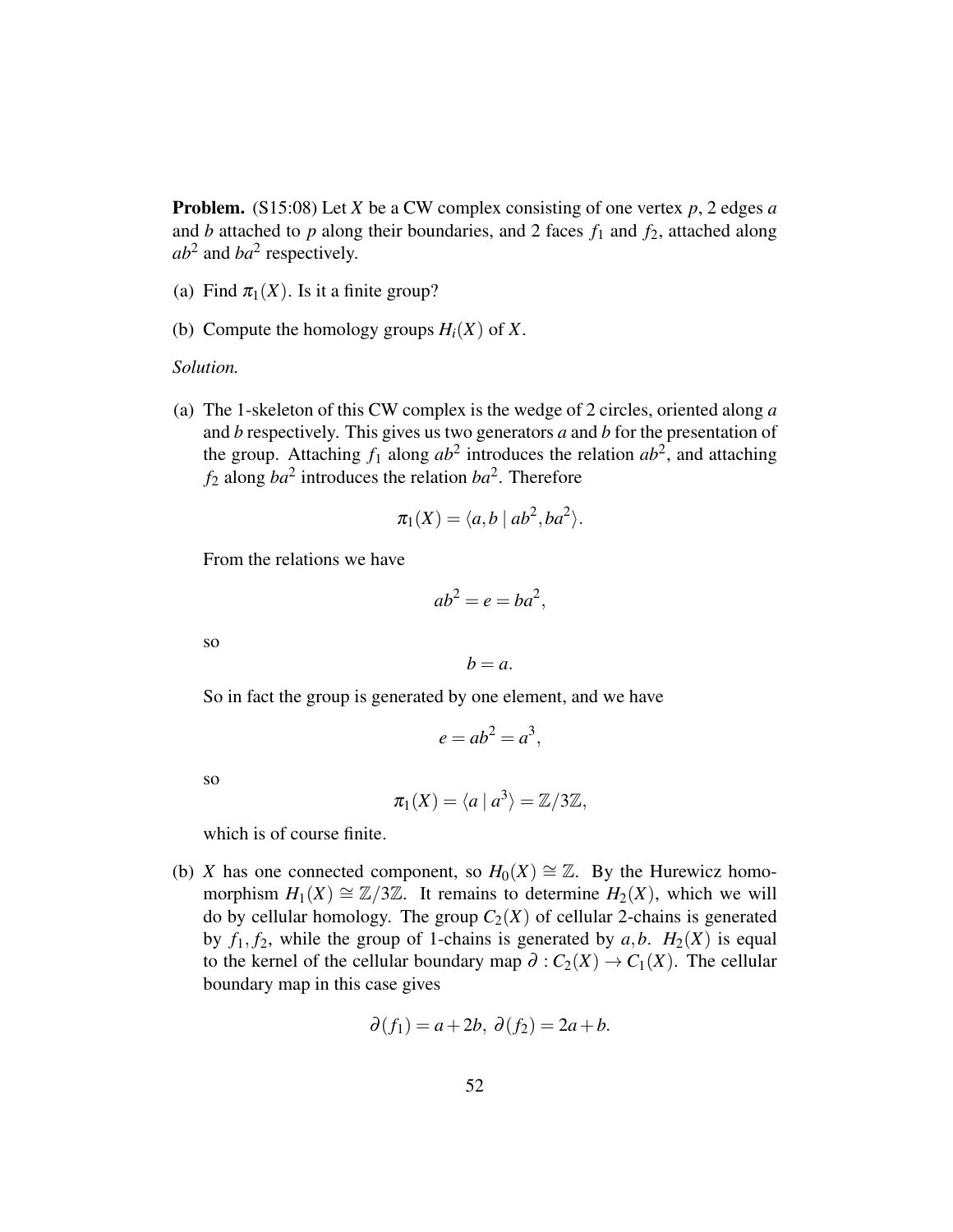**Problem.** (S15:08) Let $X$ be a CW complex consisting of one vertex $p$, 2 edges $a$ and $b$ attached to $p$ along their boundaries, and 2 faces $f_1$ and $f_2$, attached along $ab^2$ and $ba^2$ respectively.

(a) Find $\pi_1(X)$. Is it a finite group?

(b) Compute the homology groups $H_i(X)$ of $X$.

*Solution.*

(a) The 1-skeleton of this CW complex is the wedge of 2 circles, oriented along $a$ and $b$ respectively. This gives us two generators $a$ and $b$ for the presentation of the group. Attaching $f_1$ along $ab^2$ introduces the relation $ab^2$, and attaching $f_2$ along $ba^2$ introduces the relation $ba^2$. Therefore

$$\pi_1(X) = \langle a, b \mid ab^2, ba^2 \rangle.$$

From the relations we have

$$ab^2 = e = ba^2,$$

so

$$b = a.$$

So in fact the group is generated by one element, and we have

$$e = ab^2 = a^3,$$

so

$$\pi_1(X) = \langle a \mid a^3 \rangle = \mathbb{Z}/3\mathbb{Z},$$

which is of course finite.

(b) $X$ has one connected component, so $H_0(X) \cong \mathbb{Z}$. By the Hurewicz homomorphism $H_1(X) \cong \mathbb{Z}/3\mathbb{Z}$. It remains to determine $H_2(X)$, which we will do by cellular homology. The group $C_2(X)$ of cellular 2-chains is generated by $f_1, f_2$, while the group of 1-chains is generated by $a, b$. $H_2(X)$ is equal to the kernel of the cellular boundary map $\partial : C_2(X) \to C_1(X)$. The cellular boundary map in this case gives

$$\partial(f_1) = a + 2b, \; \partial(f_2) = 2a + b.$$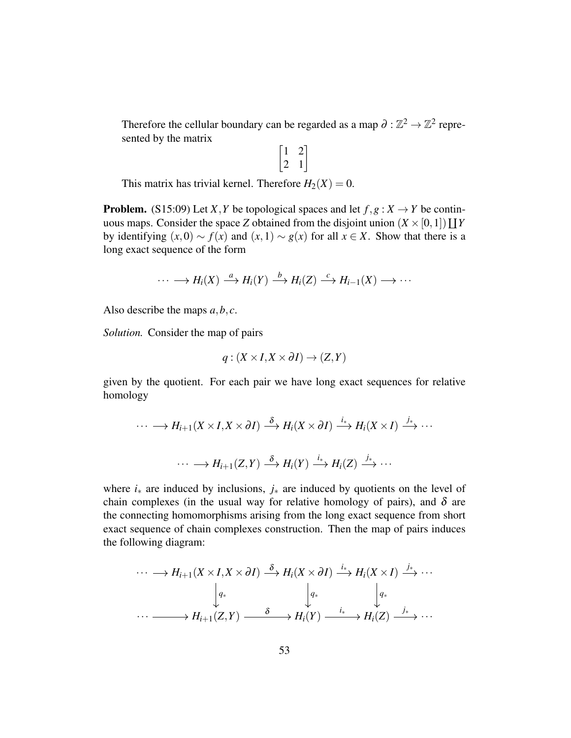Therefore the cellular boundary can be regarded as a map $\partial : \mathbb{Z}^2 \to \mathbb{Z}^2$ represented by the matrix

$$\begin{bmatrix} 1 & 2 \\ 2 & 1 \end{bmatrix}$$

This matrix has trivial kernel. Therefore $H_2(X) = 0$.

**Problem.** (S15:09) Let $X, Y$ be topological spaces and let $f, g : X \to Y$ be continuous maps. Consider the space $Z$ obtained from the disjoint union $(X \times [0,1]) \coprod Y$ by identifying $(x, 0) \sim f(x)$ and $(x, 1) \sim g(x)$ for all $x \in X$. Show that there is a long exact sequence of the form

$$\cdots \longrightarrow H_i(X) \xrightarrow{a} H_i(Y) \xrightarrow{b} H_i(Z) \xrightarrow{c} H_{i-1}(X) \longrightarrow \cdots$$

Also describe the maps $a, b, c$.

*Solution.* Consider the map of pairs

$$q : (X \times I, X \times \partial I) \to (Z, Y)$$

given by the quotient. For each pair we have long exact sequences for relative homology

$$\cdots \longrightarrow H_{i+1}(X \times I, X \times \partial I) \xrightarrow{\delta} H_i(X \times \partial I) \xrightarrow{i_*} H_i(X \times I) \xrightarrow{j_*} \cdots$$

$$\cdots \longrightarrow H_{i+1}(Z, Y) \xrightarrow{\delta} H_i(Y) \xrightarrow{i_*} H_i(Z) \xrightarrow{j_*} \cdots$$

where $i_*$ are induced by inclusions, $j_*$ are induced by quotients on the level of chain complexes (in the usual way for relative homology of pairs), and $\delta$ are the connecting homomorphisms arising from the long exact sequence from short exact sequence of chain complexes construction. Then the map of pairs induces the following diagram:

$$\begin{array}{ccccccc}
\cdots \longrightarrow H_{i+1}(X \times I, X \times \partial I) & \xrightarrow{\delta} & H_i(X \times \partial I) & \xrightarrow{i_*} & H_i(X \times I) & \xrightarrow{j_*} & \cdots \\
\downarrow{\scriptstyle q_*} & & \downarrow{\scriptstyle q_*} & & \downarrow{\scriptstyle q_*} & & \\
\cdots \longrightarrow H_{i+1}(Z, Y) & \xrightarrow{\delta} & H_i(Y) & \xrightarrow{i_*} & H_i(Z) & \xrightarrow{j_*} & \cdots
\end{array}$$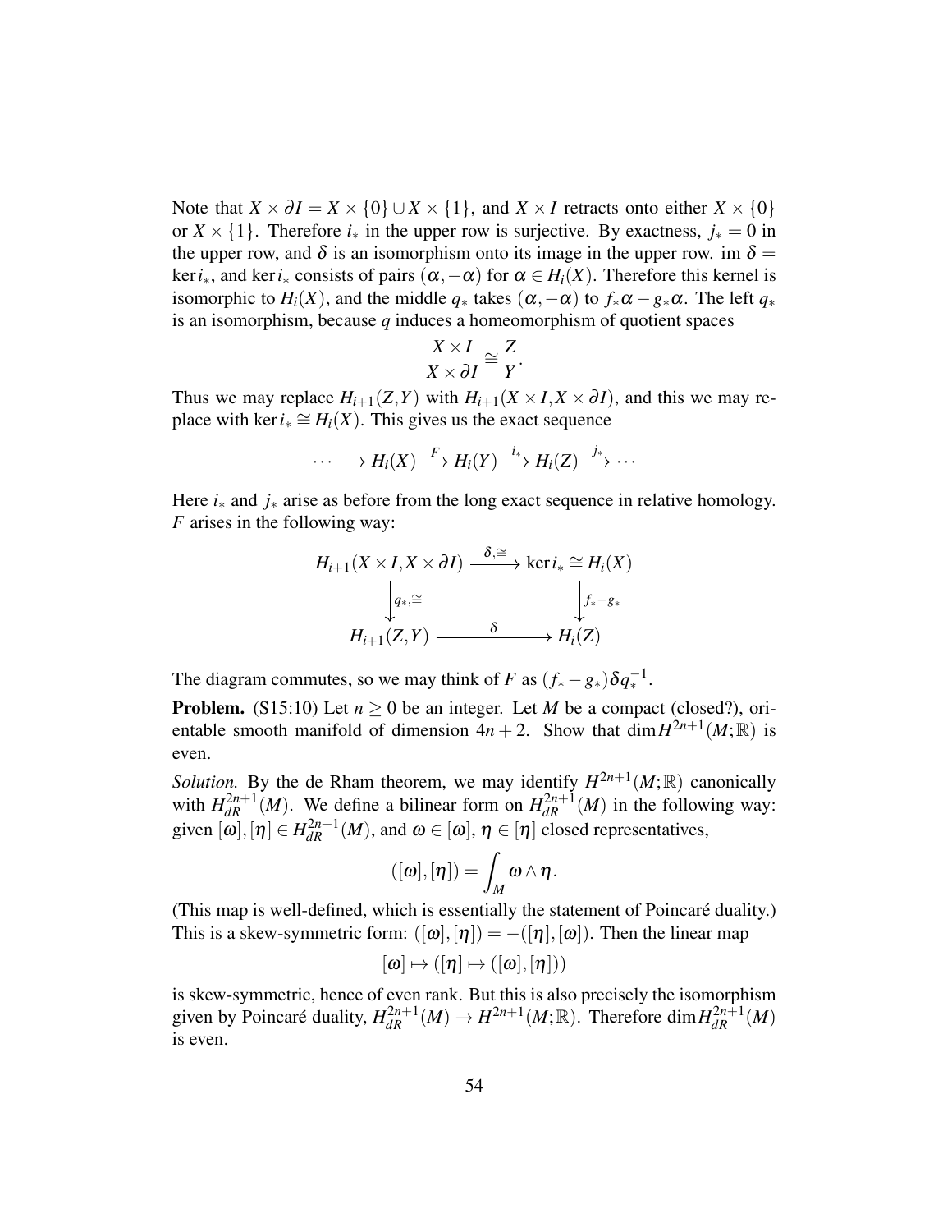Note that $X \times \partial I = X \times \{0\} \cup X \times \{1\}$, and $X \times I$ retracts onto either $X \times \{0\}$ or $X \times \{1\}$. Therefore $i_*$ in the upper row is surjective. By exactness, $j_* = 0$ in the upper row, and $\delta$ is an isomorphism onto its image in the upper row. im $\delta = \ker i_*$, and $\ker i_*$ consists of pairs $(\alpha, -\alpha)$ for $\alpha \in H_i(X)$. Therefore this kernel is isomorphic to $H_i(X)$, and the middle $q_*$ takes $(\alpha, -\alpha)$ to $f_*\alpha - g_*\alpha$. The left $q_*$ is an isomorphism, because $q$ induces a homeomorphism of quotient spaces

$$\frac{X \times I}{X \times \partial I} \cong \frac{Z}{Y}.$$

Thus we may replace $H_{i+1}(Z,Y)$ with $H_{i+1}(X \times I, X \times \partial I)$, and this we may replace with $\ker i_* \cong H_i(X)$. This gives us the exact sequence

$$\cdots \longrightarrow H_i(X) \xrightarrow{F} H_i(Y) \xrightarrow{i_*} H_i(Z) \xrightarrow{j_*} \cdots$$

Here $i_*$ and $j_*$ arise as before from the long exact sequence in relative homology. $F$ arises in the following way:

$$\begin{array}{ccc} H_{i+1}(X \times I, X \times \partial I) & \xrightarrow{\delta, \cong} & \ker i_* \cong H_i(X) \\ \Big\downarrow{\scriptstyle q_*, \cong} & & \Big\downarrow{\scriptstyle f_* - g_*} \\ H_{i+1}(Z,Y) & \xrightarrow{\quad \delta \quad} & H_i(Z) \end{array}$$

The diagram commutes, so we may think of $F$ as $(f_* - g_*)\delta q_*^{-1}$.

**Problem.** (S15:10) Let $n \geq 0$ be an integer. Let $M$ be a compact (closed?), orientable smooth manifold of dimension $4n+2$. Show that $\dim H^{2n+1}(M;\mathbb{R})$ is even.

*Solution.* By the de Rham theorem, we may identify $H^{2n+1}(M;\mathbb{R})$ canonically with $H^{2n+1}_{dR}(M)$. We define a bilinear form on $H^{2n+1}_{dR}(M)$ in the following way: given $[\omega], [\eta] \in H^{2n+1}_{dR}(M)$, and $\omega \in [\omega]$, $\eta \in [\eta]$ closed representatives,

$$([\omega],[\eta]) = \int_M \omega \wedge \eta.$$

(This map is well-defined, which is essentially the statement of Poincaré duality.) This is a skew-symmetric form: $([\omega],[\eta]) = -([\eta],[\omega])$. Then the linear map

$$[\omega] \mapsto ([\eta] \mapsto ([\omega],[\eta]))$$

is skew-symmetric, hence of even rank. But this is also precisely the isomorphism given by Poincaré duality, $H^{2n+1}_{dR}(M) \to H^{2n+1}(M;\mathbb{R})$. Therefore $\dim H^{2n+1}_{dR}(M)$ is even.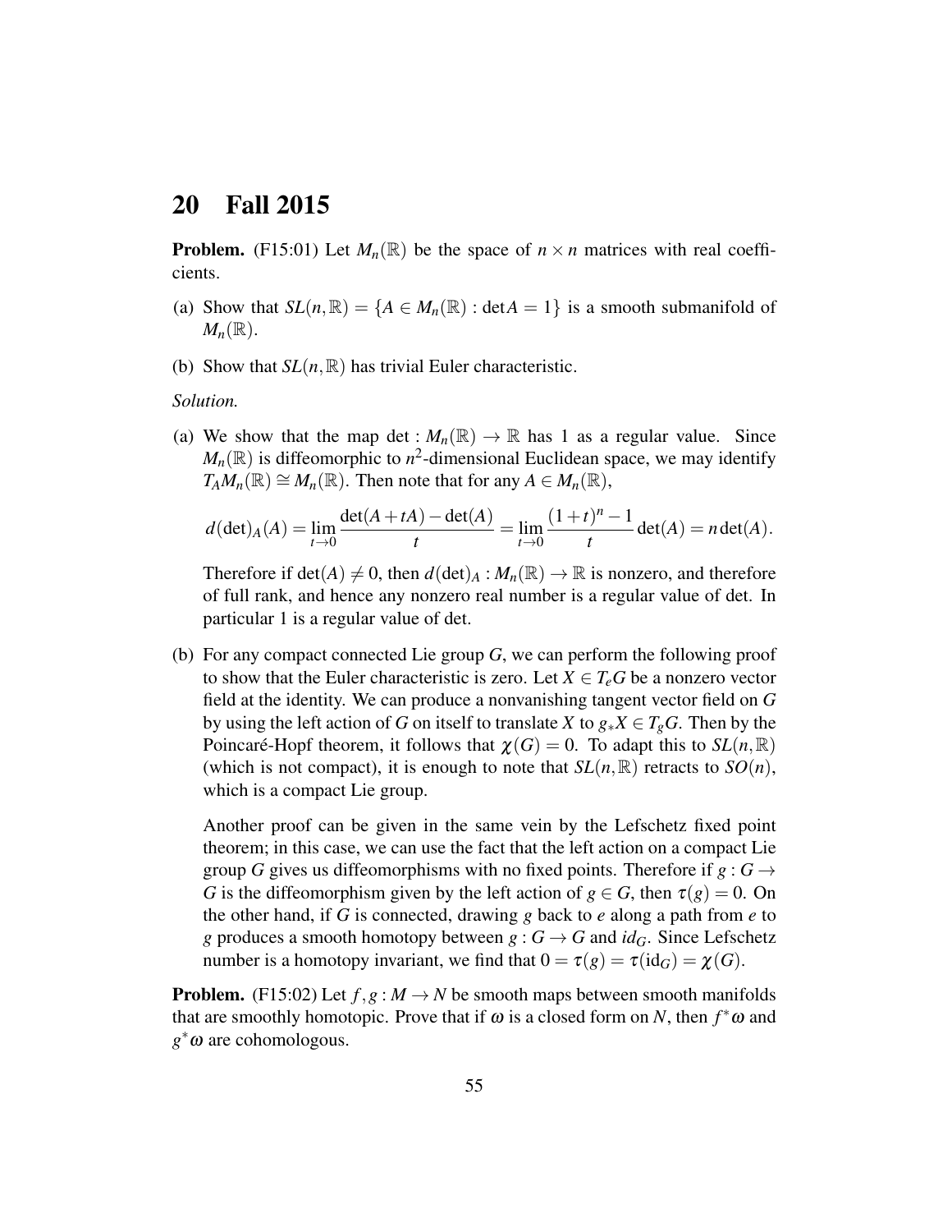# 20 Fall 2015

**Problem.** (F15:01) Let $M_n(\mathbb{R})$ be the space of $n \times n$ matrices with real coefficients.

(a) Show that $SL(n,\mathbb{R}) = \{A \in M_n(\mathbb{R}) : \det A = 1\}$ is a smooth submanifold of $M_n(\mathbb{R})$.

(b) Show that $SL(n,\mathbb{R})$ has trivial Euler characteristic.

*Solution.*

(a) We show that the map $\det : M_n(\mathbb{R}) \to \mathbb{R}$ has 1 as a regular value. Since $M_n(\mathbb{R})$ is diffeomorphic to $n^2$-dimensional Euclidean space, we may identify $T_A M_n(\mathbb{R}) \cong M_n(\mathbb{R})$. Then note that for any $A \in M_n(\mathbb{R})$,

$$d(\det)_A(A) = \lim_{t\to 0} \frac{\det(A+tA) - \det(A)}{t} = \lim_{t\to 0} \frac{(1+t)^n - 1}{t} \det(A) = n \det(A).$$

Therefore if $\det(A) \neq 0$, then $d(\det)_A : M_n(\mathbb{R}) \to \mathbb{R}$ is nonzero, and therefore of full rank, and hence any nonzero real number is a regular value of det. In particular 1 is a regular value of det.

(b) For any compact connected Lie group $G$, we can perform the following proof to show that the Euler characteristic is zero. Let $X \in T_e G$ be a nonzero vector field at the identity. We can produce a nonvanishing tangent vector field on $G$ by using the left action of $G$ on itself to translate $X$ to $g_* X \in T_g G$. Then by the Poincaré-Hopf theorem, it follows that $\chi(G) = 0$. To adapt this to $SL(n,\mathbb{R})$ (which is not compact), it is enough to note that $SL(n,\mathbb{R})$ retracts to $SO(n)$, which is a compact Lie group.

Another proof can be given in the same vein by the Lefschetz fixed point theorem; in this case, we can use the fact that the left action on a compact Lie group $G$ gives us diffeomorphisms with no fixed points. Therefore if $g : G \to G$ is the diffeomorphism given by the left action of $g \in G$, then $\tau(g) = 0$. On the other hand, if $G$ is connected, drawing $g$ back to $e$ along a path from $e$ to $g$ produces a smooth homotopy between $g : G \to G$ and $id_G$. Since Lefschetz number is a homotopy invariant, we find that $0 = \tau(g) = \tau(\mathrm{id}_G) = \chi(G)$.

**Problem.** (F15:02) Let $f, g : M \to N$ be smooth maps between smooth manifolds that are smoothly homotopic. Prove that if $\omega$ is a closed form on $N$, then $f^*\omega$ and $g^*\omega$ are cohomologous.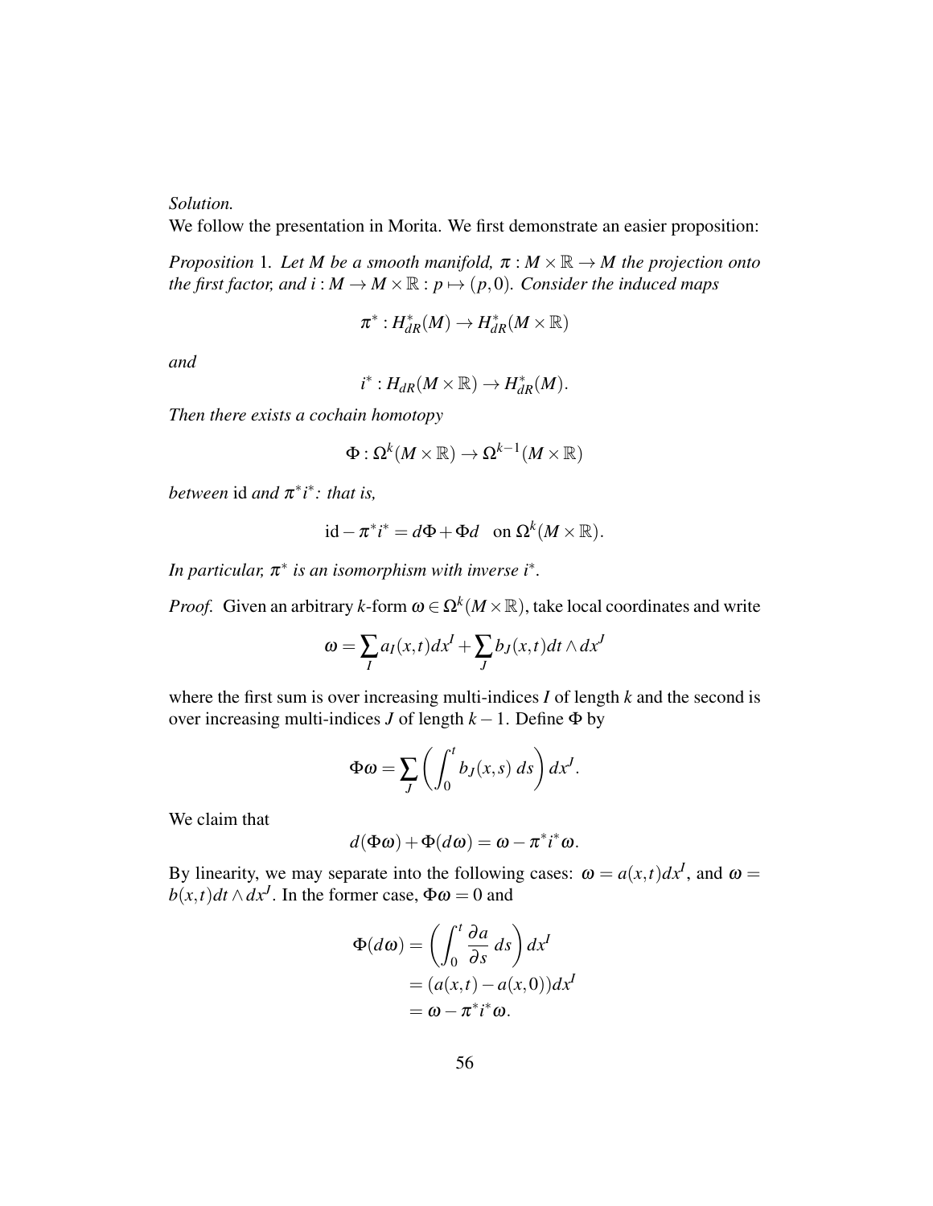*Solution.*

We follow the presentation in Morita. We first demonstrate an easier proposition:

*Proposition* 1. *Let $M$ be a smooth manifold, $\pi : M \times \mathbb{R} \to M$ the projection onto the first factor, and $i : M \to M \times \mathbb{R} : p \mapsto (p, 0)$. Consider the induced maps*

$$\pi^* : H^*_{dR}(M) \to H^*_{dR}(M \times \mathbb{R})$$

*and*

$$i^* : H_{dR}(M \times \mathbb{R}) \to H^*_{dR}(M).$$

*Then there exists a cochain homotopy*

$$\Phi : \Omega^k(M \times \mathbb{R}) \to \Omega^{k-1}(M \times \mathbb{R})$$

*between* id *and $\pi^* i^*$: that is,*

$$\mathrm{id} - \pi^* i^* = d\Phi + \Phi d \quad \text{on } \Omega^k(M \times \mathbb{R}).$$

*In particular, $\pi^*$ is an isomorphism with inverse $i^*$.*

*Proof.* Given an arbitrary $k$-form $\omega \in \Omega^k(M \times \mathbb{R})$, take local coordinates and write

$$\omega = \sum_I a_I(x,t) dx^I + \sum_J b_J(x,t) dt \wedge dx^J$$

where the first sum is over increasing multi-indices $I$ of length $k$ and the second is over increasing multi-indices $J$ of length $k-1$. Define $\Phi$ by

$$\Phi\omega = \sum_J \left( \int_0^t b_J(x,s)\, ds \right) dx^J.$$

We claim that

$$d(\Phi\omega) + \Phi(d\omega) = \omega - \pi^* i^* \omega.$$

By linearity, we may separate into the following cases: $\omega = a(x,t) dx^I$, and $\omega = b(x,t) dt \wedge dx^J$. In the former case, $\Phi\omega = 0$ and

$$\begin{aligned}
\Phi(d\omega) &= \left( \int_0^t \frac{\partial a}{\partial s}\, ds \right) dx^I \\
&= (a(x,t) - a(x,0)) dx^I \\
&= \omega - \pi^* i^* \omega.
\end{aligned}$$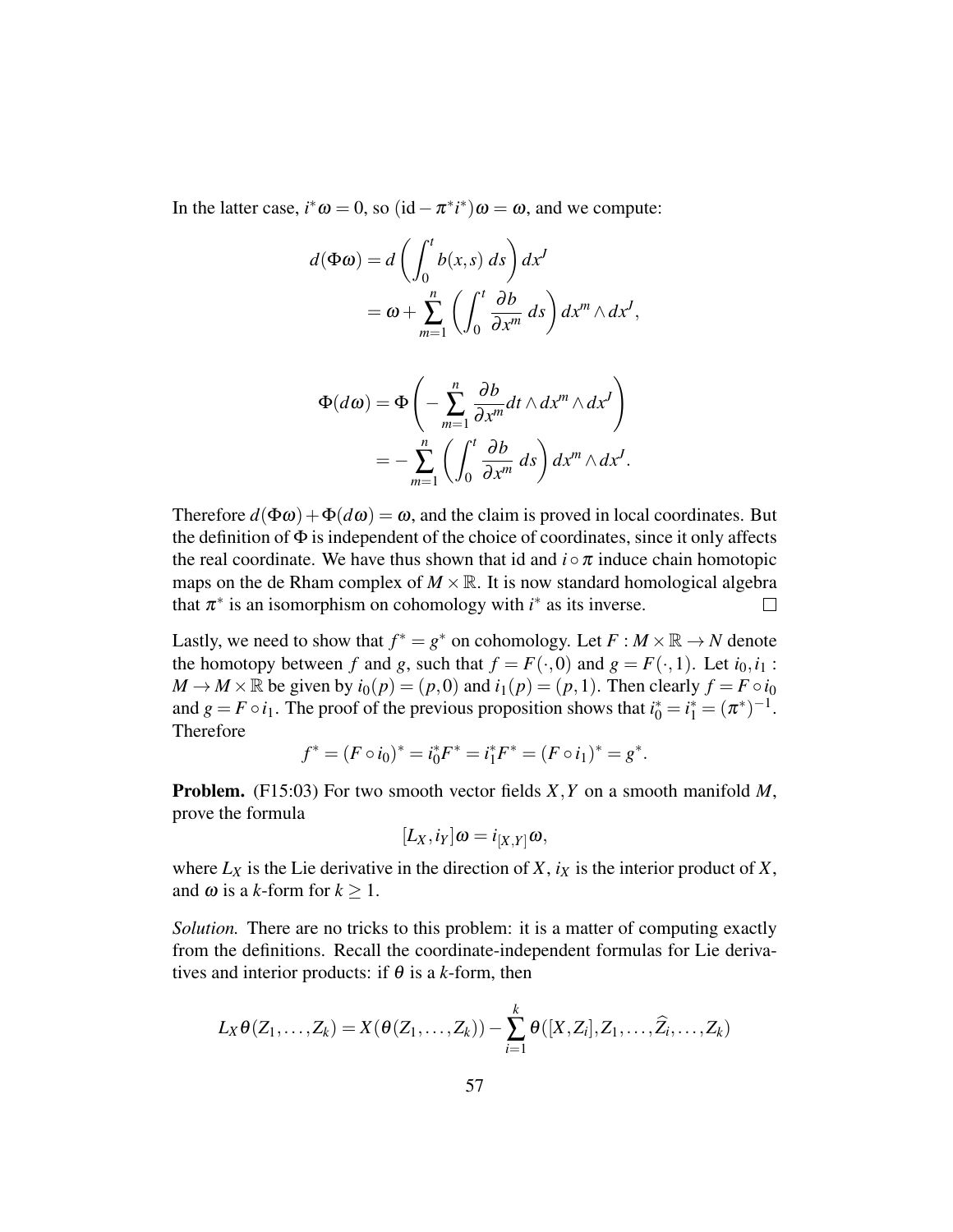In the latter case, $i^*\omega = 0$, so $(\mathrm{id} - \pi^* i^*)\omega = \omega$, and we compute:

$$
\begin{aligned}
d(\Phi\omega) &= d\left(\int_0^t b(x,s)\, ds\right) dx^J \\
&= \omega + \sum_{m=1}^n \left(\int_0^t \frac{\partial b}{\partial x^m}\, ds\right) dx^m \wedge dx^J,
\end{aligned}
$$

$$
\begin{aligned}
\Phi(d\omega) &= \Phi\left(-\sum_{m=1}^n \frac{\partial b}{\partial x^m} dt \wedge dx^m \wedge dx^J\right) \\
&= -\sum_{m=1}^n \left(\int_0^t \frac{\partial b}{\partial x^m}\, ds\right) dx^m \wedge dx^J.
\end{aligned}
$$

Therefore $d(\Phi\omega) + \Phi(d\omega) = \omega$, and the claim is proved in local coordinates. But the definition of $\Phi$ is independent of the choice of coordinates, since it only affects the real coordinate. We have thus shown that id and $i \circ \pi$ induce chain homotopic maps on the de Rham complex of $M \times \mathbb{R}$. It is now standard homological algebra that $\pi^*$ is an isomorphism on cohomology with $i^*$ as its inverse. $\square$

Lastly, we need to show that $f^* = g^*$ on cohomology. Let $F : M \times \mathbb{R} \to N$ denote the homotopy between $f$ and $g$, such that $f = F(\cdot, 0)$ and $g = F(\cdot, 1)$. Let $i_0, i_1 : M \to M \times \mathbb{R}$ be given by $i_0(p) = (p, 0)$ and $i_1(p) = (p, 1)$. Then clearly $f = F \circ i_0$ and $g = F \circ i_1$. The proof of the previous proposition shows that $i_0^* = i_1^* = (\pi^*)^{-1}$. Therefore

$$
f^* = (F \circ i_0)^* = i_0^* F^* = i_1^* F^* = (F \circ i_1)^* = g^*.
$$

**Problem.** (F15:03) For two smooth vector fields $X, Y$ on a smooth manifold $M$, prove the formula

$$
[L_X, i_Y]\omega = i_{[X,Y]}\omega,
$$

where $L_X$ is the Lie derivative in the direction of $X$, $i_X$ is the interior product of $X$, and $\omega$ is a $k$-form for $k \geq 1$.

*Solution.* There are no tricks to this problem: it is a matter of computing exactly from the definitions. Recall the coordinate-independent formulas for Lie derivatives and interior products: if $\theta$ is a $k$-form, then

$$
L_X\theta(Z_1, \dots, Z_k) = X(\theta(Z_1, \dots, Z_k)) - \sum_{i=1}^k \theta([X, Z_i], Z_1, \dots, \widehat{Z_i}, \dots, Z_k)
$$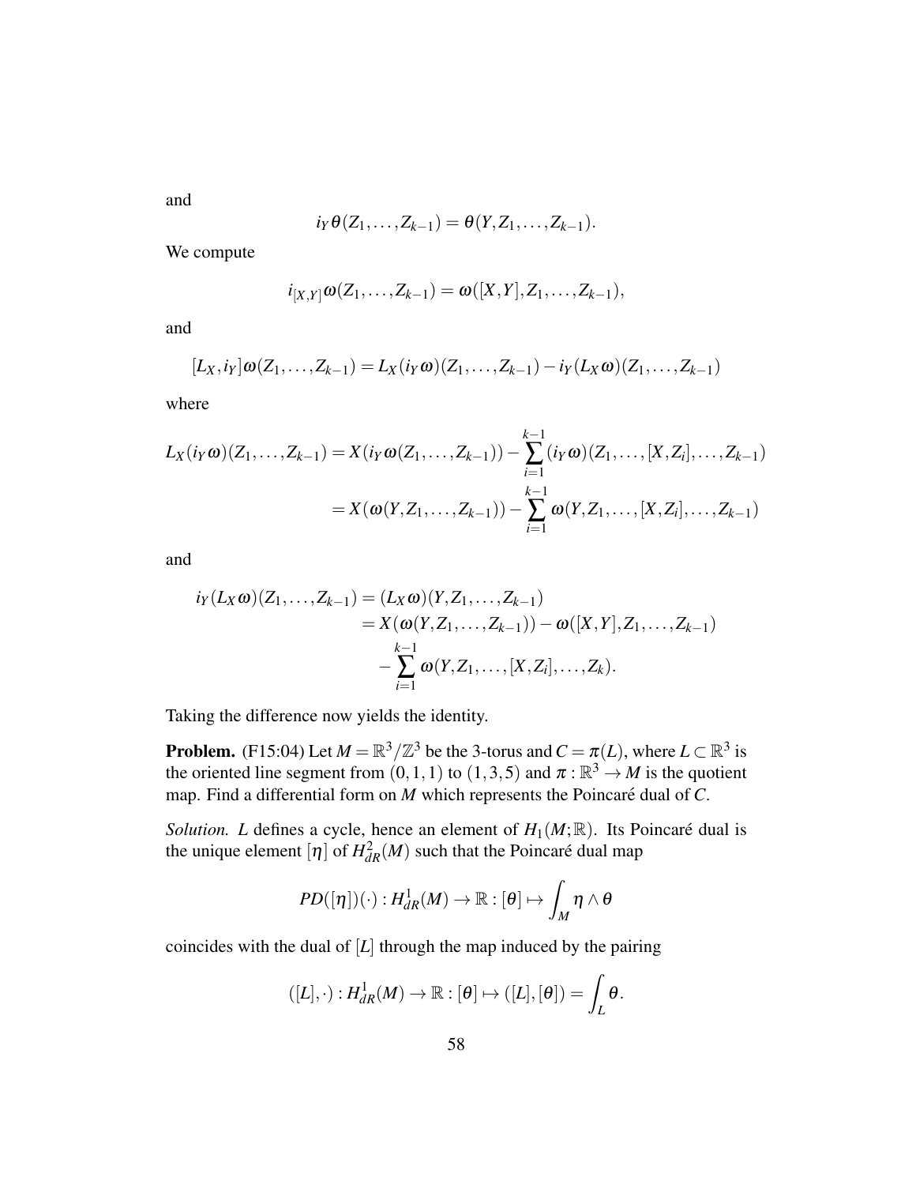and

$$i_Y \theta(Z_1, \ldots, Z_{k-1}) = \theta(Y, Z_1, \ldots, Z_{k-1}).$$

We compute

$$i_{[X,Y]}\omega(Z_1, \ldots, Z_{k-1}) = \omega([X,Y], Z_1, \ldots, Z_{k-1}),$$

and

$$[L_X, i_Y]\omega(Z_1, \ldots, Z_{k-1}) = L_X(i_Y \omega)(Z_1, \ldots, Z_{k-1}) - i_Y(L_X \omega)(Z_1, \ldots, Z_{k-1})$$

where

$$\begin{aligned} L_X(i_Y \omega)(Z_1, \ldots, Z_{k-1}) &= X(i_Y \omega(Z_1, \ldots, Z_{k-1})) - \sum_{i=1}^{k-1} (i_Y \omega)(Z_1, \ldots, [X, Z_i], \ldots, Z_{k-1}) \\ &= X(\omega(Y, Z_1, \ldots, Z_{k-1})) - \sum_{i=1}^{k-1} \omega(Y, Z_1, \ldots, [X, Z_i], \ldots, Z_{k-1}) \end{aligned}$$

and

$$\begin{aligned} i_Y(L_X \omega)(Z_1, \ldots, Z_{k-1}) &= (L_X \omega)(Y, Z_1, \ldots, Z_{k-1}) \\ &= X(\omega(Y, Z_1, \ldots, Z_{k-1})) - \omega([X,Y], Z_1, \ldots, Z_{k-1}) \\ &\quad - \sum_{i=1}^{k-1} \omega(Y, Z_1, \ldots, [X, Z_i], \ldots, Z_k). \end{aligned}$$

Taking the difference now yields the identity.

**Problem.** (F15:04) Let $M = \mathbb{R}^3/\mathbb{Z}^3$ be the 3-torus and $C = \pi(L)$, where $L \subset \mathbb{R}^3$ is the oriented line segment from $(0,1,1)$ to $(1,3,5)$ and $\pi : \mathbb{R}^3 \to M$ is the quotient map. Find a differential form on $M$ which represents the Poincaré dual of $C$.

*Solution.* $L$ defines a cycle, hence an element of $H_1(M;\mathbb{R})$. Its Poincaré dual is the unique element $[\eta]$ of $H^2_{dR}(M)$ such that the Poincaré dual map

$$PD([\eta])(\cdot) : H^1_{dR}(M) \to \mathbb{R} : [\theta] \mapsto \int_M \eta \wedge \theta$$

coincides with the dual of $[L]$ through the map induced by the pairing

$$([L], \cdot) : H^1_{dR}(M) \to \mathbb{R} : [\theta] \mapsto ([L], [\theta]) = \int_L \theta.$$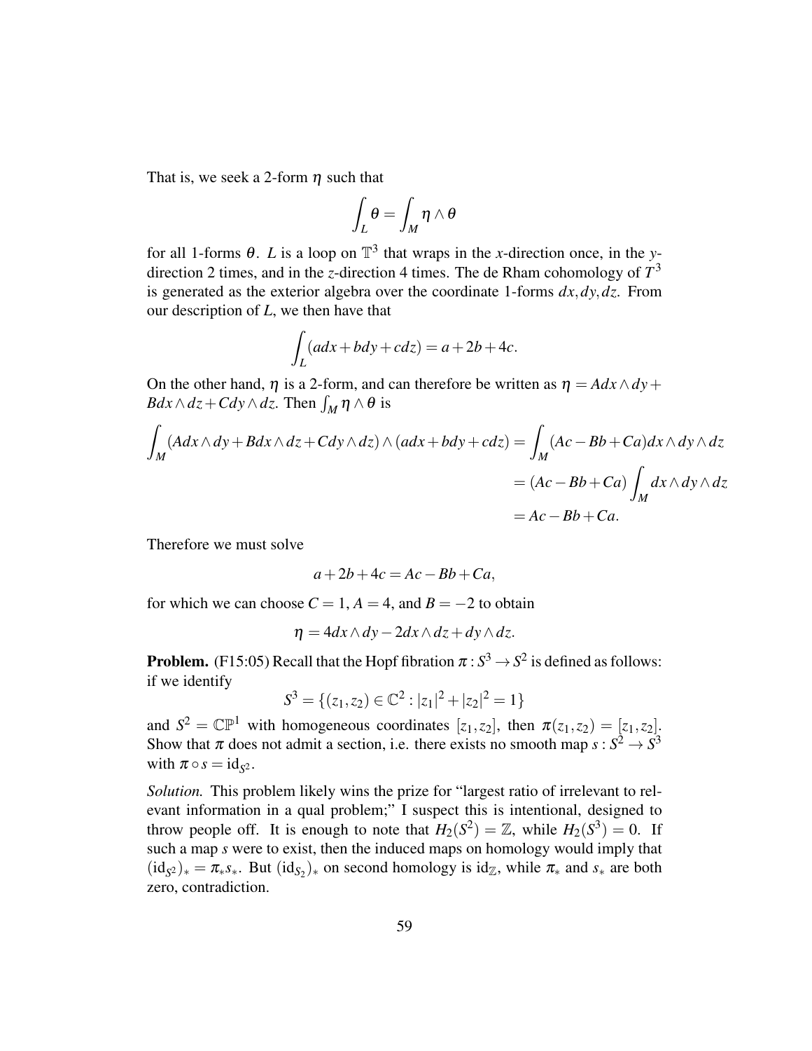That is, we seek a 2-form $\eta$ such that

$$\int_L \theta = \int_M \eta \wedge \theta$$

for all 1-forms $\theta$. $L$ is a loop on $\mathbb{T}^3$ that wraps in the $x$-direction once, in the $y$-direction 2 times, and in the $z$-direction 4 times. The de Rham cohomology of $T^3$ is generated as the exterior algebra over the coordinate 1-forms $dx, dy, dz$. From our description of $L$, we then have that

$$\int_L (adx + bdy + cdz) = a + 2b + 4c.$$

On the other hand, $\eta$ is a 2-form, and can therefore be written as $\eta = Adx \wedge dy + Bdx \wedge dz + Cdy \wedge dz$. Then $\int_M \eta \wedge \theta$ is

$$\begin{aligned}\int_M (Adx \wedge dy + Bdx \wedge dz + Cdy \wedge dz) \wedge (adx + bdy + cdz) &= \int_M (Ac - Bb + Ca) dx \wedge dy \wedge dz \\ &= (Ac - Bb + Ca) \int_M dx \wedge dy \wedge dz \\ &= Ac - Bb + Ca.\end{aligned}$$

Therefore we must solve

$$a + 2b + 4c = Ac - Bb + Ca,$$

for which we can choose $C = 1$, $A = 4$, and $B = -2$ to obtain

$$\eta = 4dx \wedge dy - 2dx \wedge dz + dy \wedge dz.$$

**Problem.** (F15:05) Recall that the Hopf fibration $\pi : S^3 \to S^2$ is defined as follows: if we identify

$$S^3 = \{(z_1, z_2) \in \mathbb{C}^2 : |z_1|^2 + |z_2|^2 = 1\}$$

and $S^2 = \mathbb{CP}^1$ with homogeneous coordinates $[z_1, z_2]$, then $\pi(z_1, z_2) = [z_1, z_2]$. Show that $\pi$ does not admit a section, i.e. there exists no smooth map $s : S^2 \to S^3$ with $\pi \circ s = \mathrm{id}_{S^2}$.

*Solution.* This problem likely wins the prize for "largest ratio of irrelevant to relevant information in a qual problem;" I suspect this is intentional, designed to throw people off. It is enough to note that $H_2(S^2) = \mathbb{Z}$, while $H_2(S^3) = 0$. If such a map $s$ were to exist, then the induced maps on homology would imply that $(\mathrm{id}_{S^2})_* = \pi_* s_*$. But $(\mathrm{id}_{S_2})_*$ on second homology is $\mathrm{id}_{\mathbb{Z}}$, while $\pi_*$ and $s_*$ are both zero, contradiction.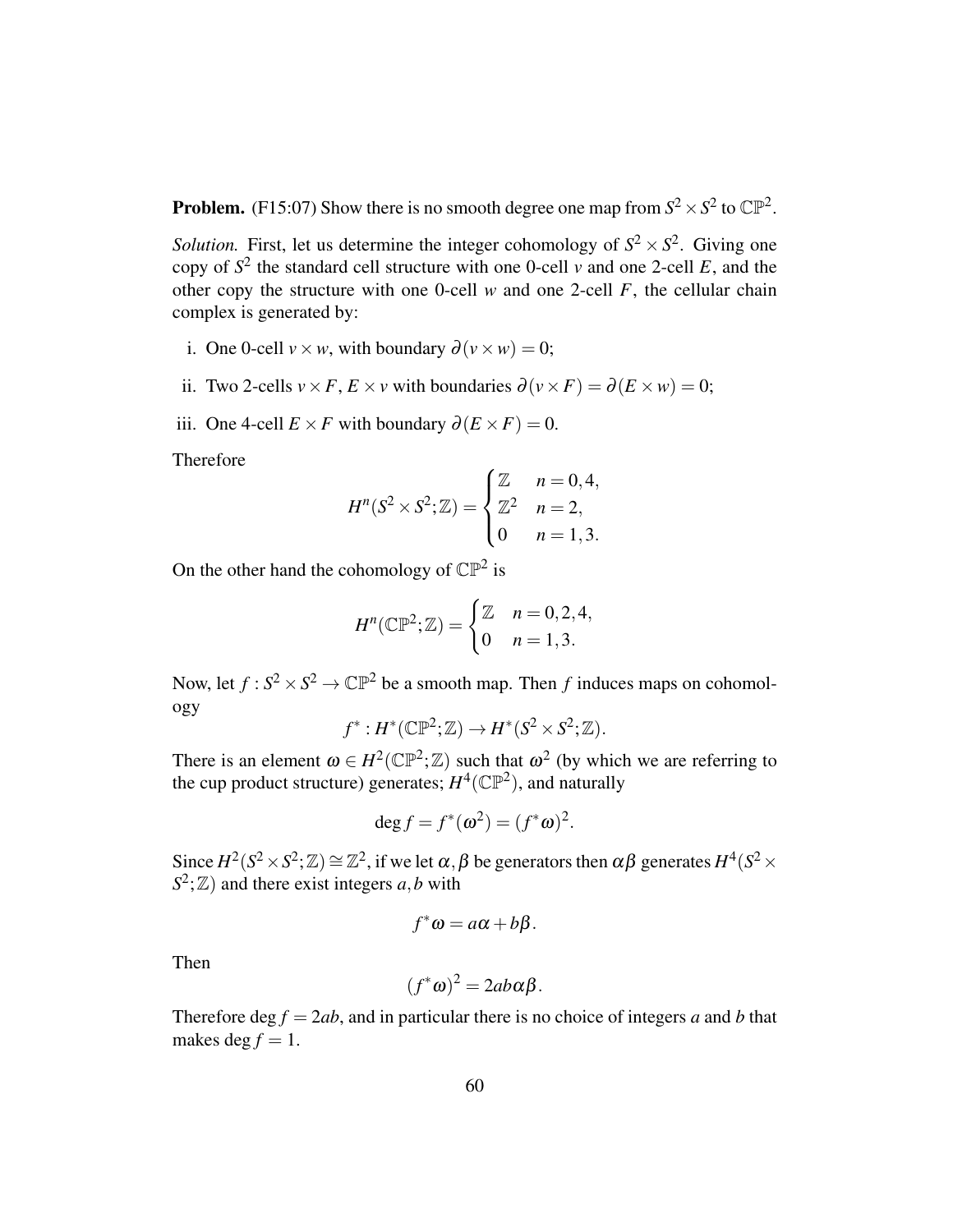**Problem.** (F15:07) Show there is no smooth degree one map from $S^2 \times S^2$ to $\mathbb{CP}^2$.

*Solution.* First, let us determine the integer cohomology of $S^2 \times S^2$. Giving one copy of $S^2$ the standard cell structure with one 0-cell $v$ and one 2-cell $E$, and the other copy the structure with one 0-cell $w$ and one 2-cell $F$, the cellular chain complex is generated by:

i. One 0-cell $v \times w$, with boundary $\partial(v \times w) = 0$;

ii. Two 2-cells $v \times F$, $E \times v$ with boundaries $\partial(v \times F) = \partial(E \times w) = 0$;

iii. One 4-cell $E \times F$ with boundary $\partial(E \times F) = 0$.

Therefore

$$H^n(S^2 \times S^2; \mathbb{Z}) = \begin{cases} \mathbb{Z} & n = 0, 4, \\ \mathbb{Z}^2 & n = 2, \\ 0 & n = 1, 3. \end{cases}$$

On the other hand the cohomology of $\mathbb{CP}^2$ is

$$H^n(\mathbb{CP}^2; \mathbb{Z}) = \begin{cases} \mathbb{Z} & n = 0, 2, 4, \\ 0 & n = 1, 3. \end{cases}$$

Now, let $f : S^2 \times S^2 \to \mathbb{CP}^2$ be a smooth map. Then $f$ induces maps on cohomology

$$f^* : H^*(\mathbb{CP}^2; \mathbb{Z}) \to H^*(S^2 \times S^2; \mathbb{Z}).$$

There is an element $\omega \in H^2(\mathbb{CP}^2; \mathbb{Z})$ such that $\omega^2$ (by which we are referring to the cup product structure) generates; $H^4(\mathbb{CP}^2)$, and naturally

$$\deg f = f^*(\omega^2) = (f^*\omega)^2.$$

Since $H^2(S^2 \times S^2; \mathbb{Z}) \cong \mathbb{Z}^2$, if we let $\alpha, \beta$ be generators then $\alpha\beta$ generates $H^4(S^2 \times S^2; \mathbb{Z})$ and there exist integers $a, b$ with

$$f^*\omega = a\alpha + b\beta.$$

Then

$$(f^*\omega)^2 = 2ab\alpha\beta.$$

Therefore $\deg f = 2ab$, and in particular there is no choice of integers $a$ and $b$ that makes $\deg f = 1$.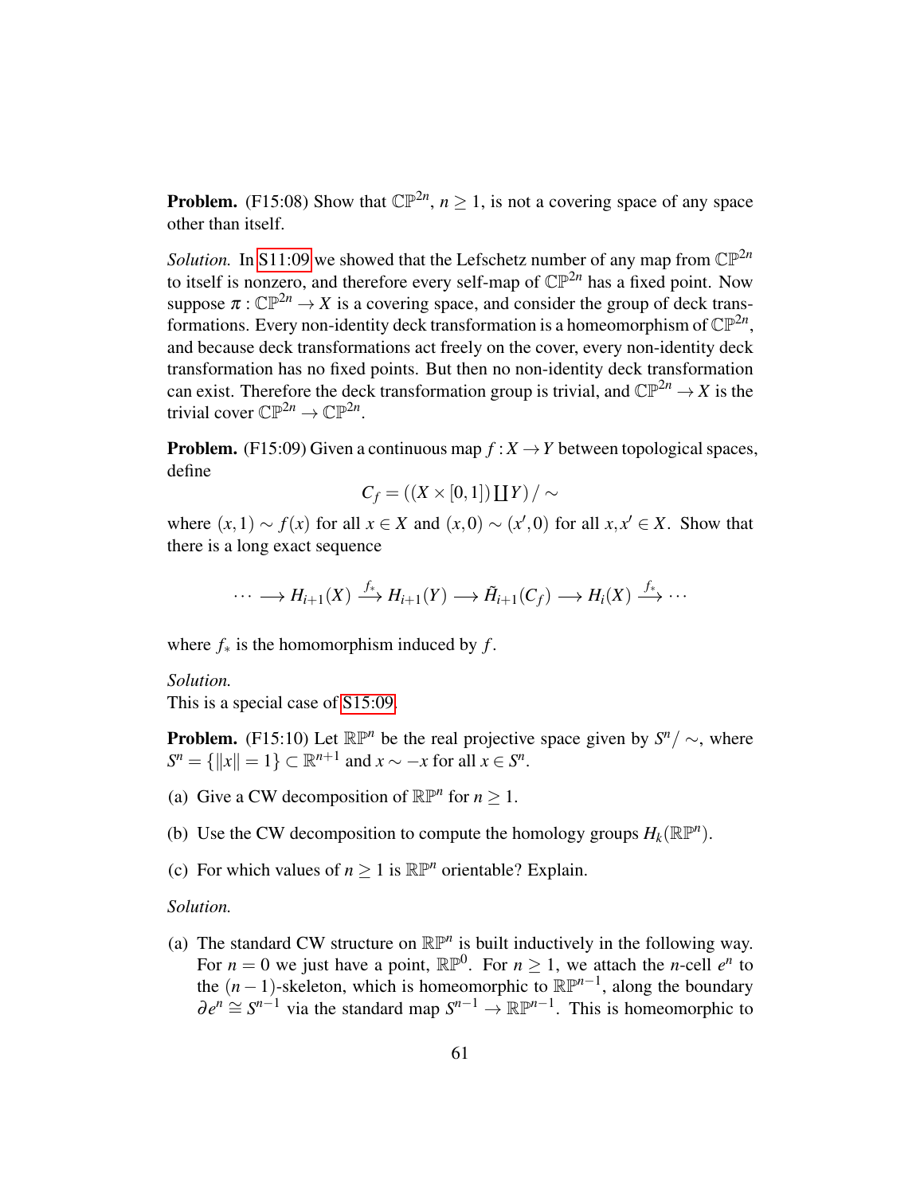**Problem.** (F15:08) Show that $\mathbb{CP}^{2n}$, $n \geq 1$, is not a covering space of any space other than itself.

*Solution.* In S11:09 we showed that the Lefschetz number of any map from $\mathbb{CP}^{2n}$ to itself is nonzero, and therefore every self-map of $\mathbb{CP}^{2n}$ has a fixed point. Now suppose $\pi : \mathbb{CP}^{2n} \to X$ is a covering space, and consider the group of deck transformations. Every non-identity deck transformation is a homeomorphism of $\mathbb{CP}^{2n}$, and because deck transformations act freely on the cover, every non-identity deck transformation has no fixed points. But then no non-identity deck transformation can exist. Therefore the deck transformation group is trivial, and $\mathbb{CP}^{2n} \to X$ is the trivial cover $\mathbb{CP}^{2n} \to \mathbb{CP}^{2n}$.

**Problem.** (F15:09) Given a continuous map $f : X \to Y$ between topological spaces, define

$$C_f = ((X \times [0,1]) \coprod Y) / \sim$$

where $(x,1) \sim f(x)$ for all $x \in X$ and $(x,0) \sim (x',0)$ for all $x, x' \in X$. Show that there is a long exact sequence

$$\cdots \longrightarrow H_{i+1}(X) \xrightarrow{f_*} H_{i+1}(Y) \longrightarrow \tilde{H}_{i+1}(C_f) \longrightarrow H_i(X) \xrightarrow{f_*} \cdots$$

where $f_*$ is the homomorphism induced by $f$.

*Solution.*
This is a special case of S15:09.

**Problem.** (F15:10) Let $\mathbb{RP}^n$ be the real projective space given by $S^n/\sim$, where $S^n = \{\|x\| = 1\} \subset \mathbb{R}^{n+1}$ and $x \sim -x$ for all $x \in S^n$.

(a) Give a CW decomposition of $\mathbb{RP}^n$ for $n \geq 1$.

(b) Use the CW decomposition to compute the homology groups $H_k(\mathbb{RP}^n)$.

(c) For which values of $n \geq 1$ is $\mathbb{RP}^n$ orientable? Explain.

*Solution.*

(a) The standard CW structure on $\mathbb{RP}^n$ is built inductively in the following way. For $n = 0$ we just have a point, $\mathbb{RP}^0$. For $n \geq 1$, we attach the $n$-cell $e^n$ to the $(n-1)$-skeleton, which is homeomorphic to $\mathbb{RP}^{n-1}$, along the boundary $\partial e^n \cong S^{n-1}$ via the standard map $S^{n-1} \to \mathbb{RP}^{n-1}$. This is homeomorphic to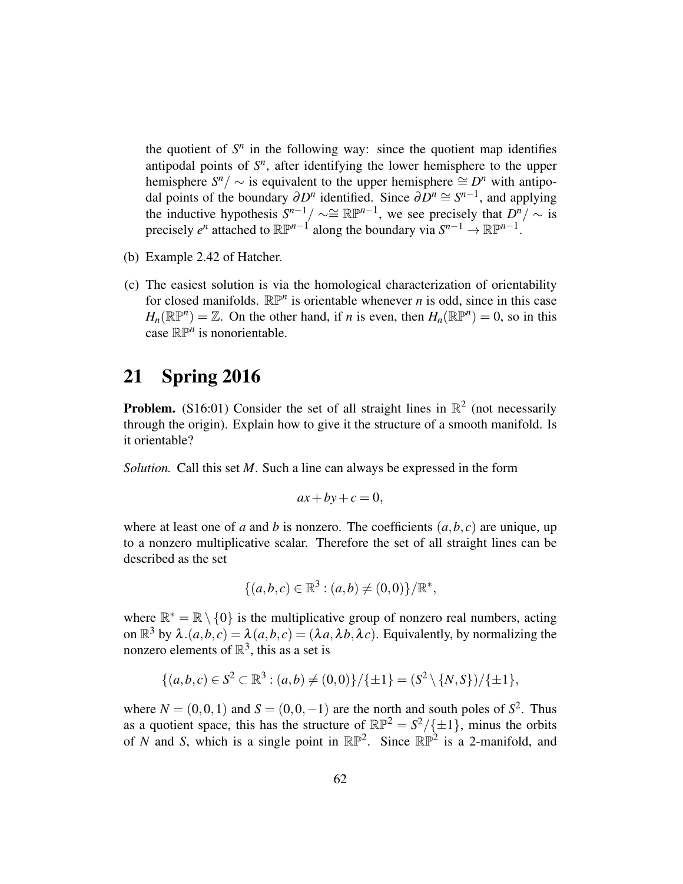the quotient of $S^n$ in the following way: since the quotient map identifies antipodal points of $S^n$, after identifying the lower hemisphere to the upper hemisphere $S^n/\sim$ is equivalent to the upper hemisphere $\cong D^n$ with antipodal points of the boundary $\partial D^n$ identified. Since $\partial D^n \cong S^{n-1}$, and applying the inductive hypothesis $S^{n-1}/\sim \cong \mathbb{RP}^{n-1}$, we see precisely that $D^n/\sim$ is precisely $e^n$ attached to $\mathbb{RP}^{n-1}$ along the boundary via $S^{n-1} \to \mathbb{RP}^{n-1}$.

(b) Example 2.42 of Hatcher.

(c) The easiest solution is via the homological characterization of orientability for closed manifolds. $\mathbb{RP}^n$ is orientable whenever $n$ is odd, since in this case $H_n(\mathbb{RP}^n) = \mathbb{Z}$. On the other hand, if $n$ is even, then $H_n(\mathbb{RP}^n) = 0$, so in this case $\mathbb{RP}^n$ is nonorientable.

# 21 Spring 2016

**Problem.** (S16:01) Consider the set of all straight lines in $\mathbb{R}^2$ (not necessarily through the origin). Explain how to give it the structure of a smooth manifold. Is it orientable?

*Solution.* Call this set $M$. Such a line can always be expressed in the form

$$ax + by + c = 0,$$

where at least one of $a$ and $b$ is nonzero. The coefficients $(a,b,c)$ are unique, up to a nonzero multiplicative scalar. Therefore the set of all straight lines can be described as the set

$$\{(a,b,c) \in \mathbb{R}^3 : (a,b) \neq (0,0)\}/\mathbb{R}^*,$$

where $\mathbb{R}^* = \mathbb{R} \setminus \{0\}$ is the multiplicative group of nonzero real numbers, acting on $\mathbb{R}^3$ by $\lambda.(a,b,c) = \lambda(a,b,c) = (\lambda a, \lambda b, \lambda c)$. Equivalently, by normalizing the nonzero elements of $\mathbb{R}^3$, this as a set is

$$\{(a,b,c) \in S^2 \subset \mathbb{R}^3 : (a,b) \neq (0,0)\}/\{\pm 1\} = (S^2 \setminus \{N,S\})/\{\pm 1\},$$

where $N = (0,0,1)$ and $S = (0,0,-1)$ are the north and south poles of $S^2$. Thus as a quotient space, this has the structure of $\mathbb{RP}^2 = S^2/\{\pm 1\}$, minus the orbits of $N$ and $S$, which is a single point in $\mathbb{RP}^2$. Since $\mathbb{RP}^2$ is a 2-manifold, and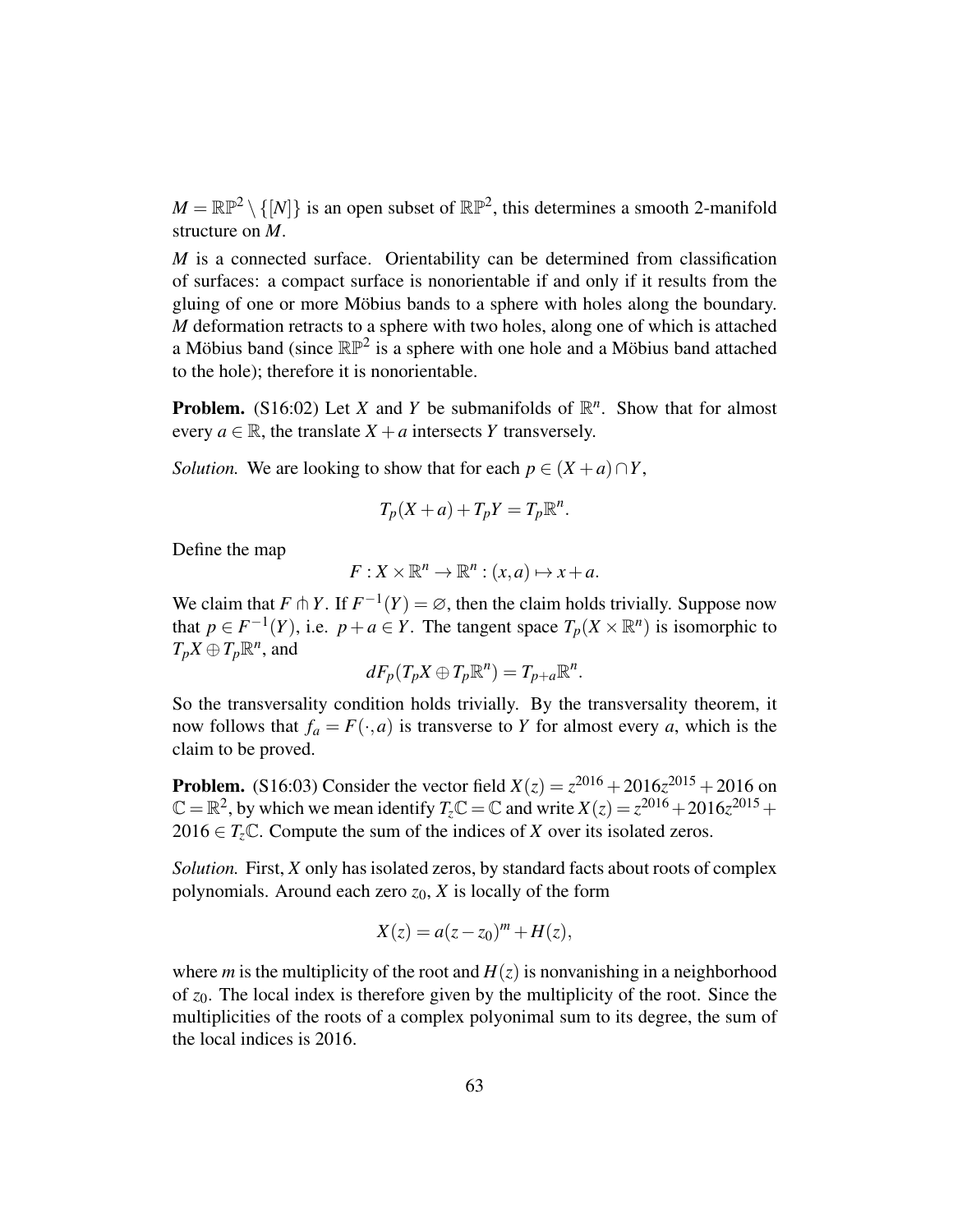$M = \mathbb{RP}^2 \setminus \{[N]\}$ is an open subset of $\mathbb{RP}^2$, this determines a smooth 2-manifold structure on $M$.

$M$ is a connected surface. Orientability can be determined from classification of surfaces: a compact surface is nonorientable if and only if it results from the gluing of one or more Möbius bands to a sphere with holes along the boundary. $M$ deformation retracts to a sphere with two holes, along one of which is attached a Möbius band (since $\mathbb{RP}^2$ is a sphere with one hole and a Möbius band attached to the hole); therefore it is nonorientable.

**Problem.** (S16:02) Let $X$ and $Y$ be submanifolds of $\mathbb{R}^n$. Show that for almost every $a \in \mathbb{R}$, the translate $X + a$ intersects $Y$ transversely.

*Solution.* We are looking to show that for each $p \in (X+a) \cap Y$,

$$T_p(X+a) + T_pY = T_p\mathbb{R}^n.$$

Define the map

$$F : X \times \mathbb{R}^n \to \mathbb{R}^n : (x,a) \mapsto x + a.$$

We claim that $F \pitchfork Y$. If $F^{-1}(Y) = \varnothing$, then the claim holds trivially. Suppose now that $p \in F^{-1}(Y)$, i.e. $p + a \in Y$. The tangent space $T_p(X \times \mathbb{R}^n)$ is isomorphic to $T_pX \oplus T_p\mathbb{R}^n$, and

$$dF_p(T_pX \oplus T_p\mathbb{R}^n) = T_{p+a}\mathbb{R}^n.$$

So the transversality condition holds trivially. By the transversality theorem, it now follows that $f_a = F(\cdot, a)$ is transverse to $Y$ for almost every $a$, which is the claim to be proved.

**Problem.** (S16:03) Consider the vector field $X(z) = z^{2016} + 2016z^{2015} + 2016$ on $\mathbb{C} = \mathbb{R}^2$, by which we mean identify $T_z\mathbb{C} = \mathbb{C}$ and write $X(z) = z^{2016} + 2016z^{2015} + 2016 \in T_z\mathbb{C}$. Compute the sum of the indices of $X$ over its isolated zeros.

*Solution.* First, $X$ only has isolated zeros, by standard facts about roots of complex polynomials. Around each zero $z_0$, $X$ is locally of the form

$$X(z) = a(z - z_0)^m + H(z),$$

where $m$ is the multiplicity of the root and $H(z)$ is nonvanishing in a neighborhood of $z_0$. The local index is therefore given by the multiplicity of the root. Since the multiplicities of the roots of a complex polyonimal sum to its degree, the sum of the local indices is 2016.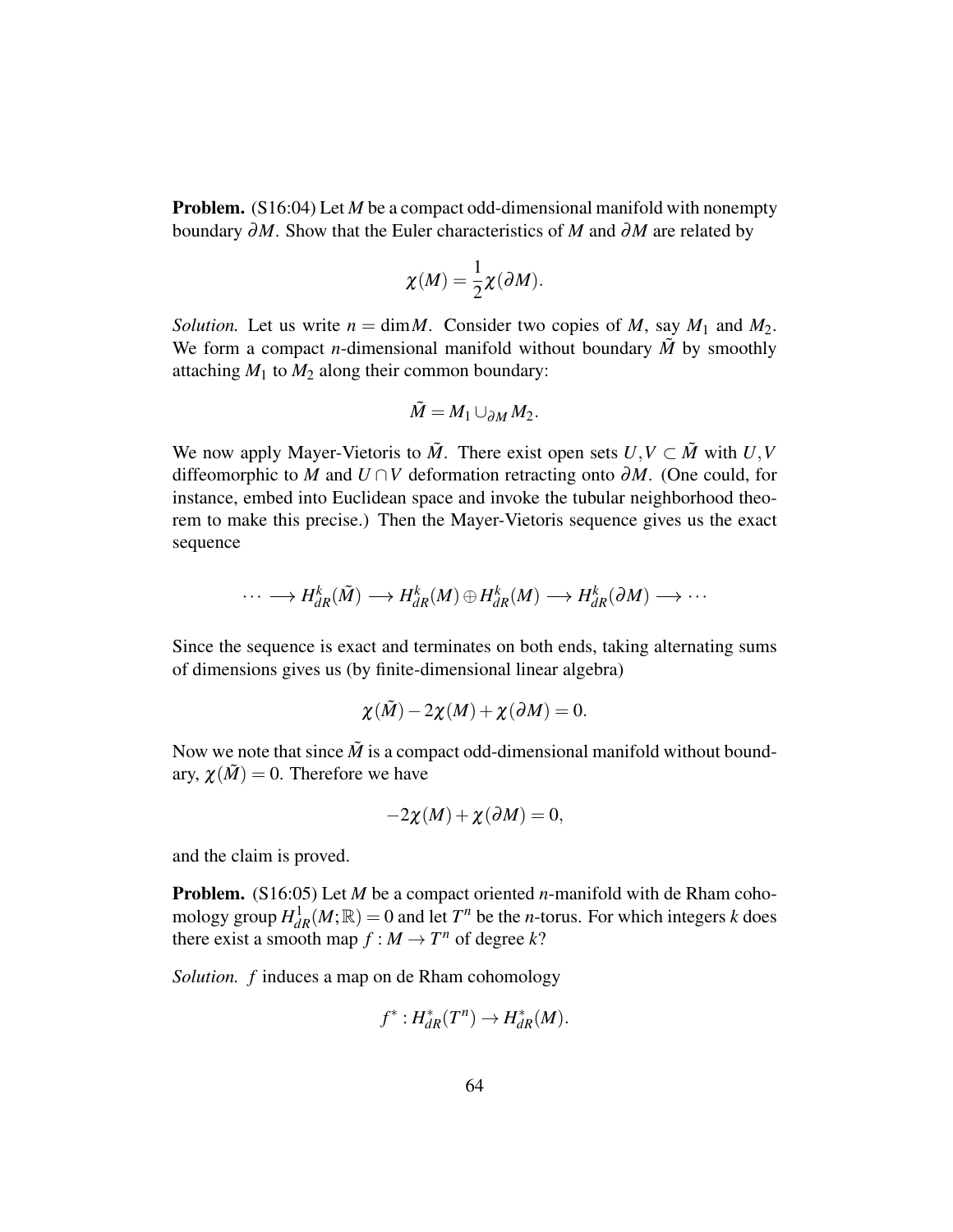**Problem.** (S16:04) Let $M$ be a compact odd-dimensional manifold with nonempty boundary $\partial M$. Show that the Euler characteristics of $M$ and $\partial M$ are related by

$$\chi(M) = \frac{1}{2}\chi(\partial M).$$

*Solution.* Let us write $n = \dim M$. Consider two copies of $M$, say $M_1$ and $M_2$. We form a compact $n$-dimensional manifold without boundary $\tilde{M}$ by smoothly attaching $M_1$ to $M_2$ along their common boundary:

$$\tilde{M} = M_1 \cup_{\partial M} M_2.$$

We now apply Mayer-Vietoris to $\tilde{M}$. There exist open sets $U, V \subset \tilde{M}$ with $U, V$ diffeomorphic to $M$ and $U \cap V$ deformation retracting onto $\partial M$. (One could, for instance, embed into Euclidean space and invoke the tubular neighborhood theorem to make this precise.) Then the Mayer-Vietoris sequence gives us the exact sequence

$$\cdots \longrightarrow H^k_{dR}(\tilde{M}) \longrightarrow H^k_{dR}(M) \oplus H^k_{dR}(M) \longrightarrow H^k_{dR}(\partial M) \longrightarrow \cdots$$

Since the sequence is exact and terminates on both ends, taking alternating sums of dimensions gives us (by finite-dimensional linear algebra)

$$\chi(\tilde{M}) - 2\chi(M) + \chi(\partial M) = 0.$$

Now we note that since $\tilde{M}$ is a compact odd-dimensional manifold without boundary, $\chi(\tilde{M}) = 0$. Therefore we have

$$-2\chi(M) + \chi(\partial M) = 0,$$

and the claim is proved.

**Problem.** (S16:05) Let $M$ be a compact oriented $n$-manifold with de Rham cohomology group $H^1_{dR}(M;\mathbb{R}) = 0$ and let $T^n$ be the $n$-torus. For which integers $k$ does there exist a smooth map $f : M \to T^n$ of degree $k$?

*Solution.* $f$ induces a map on de Rham cohomology

$$f^* : H^*_{dR}(T^n) \to H^*_{dR}(M).$$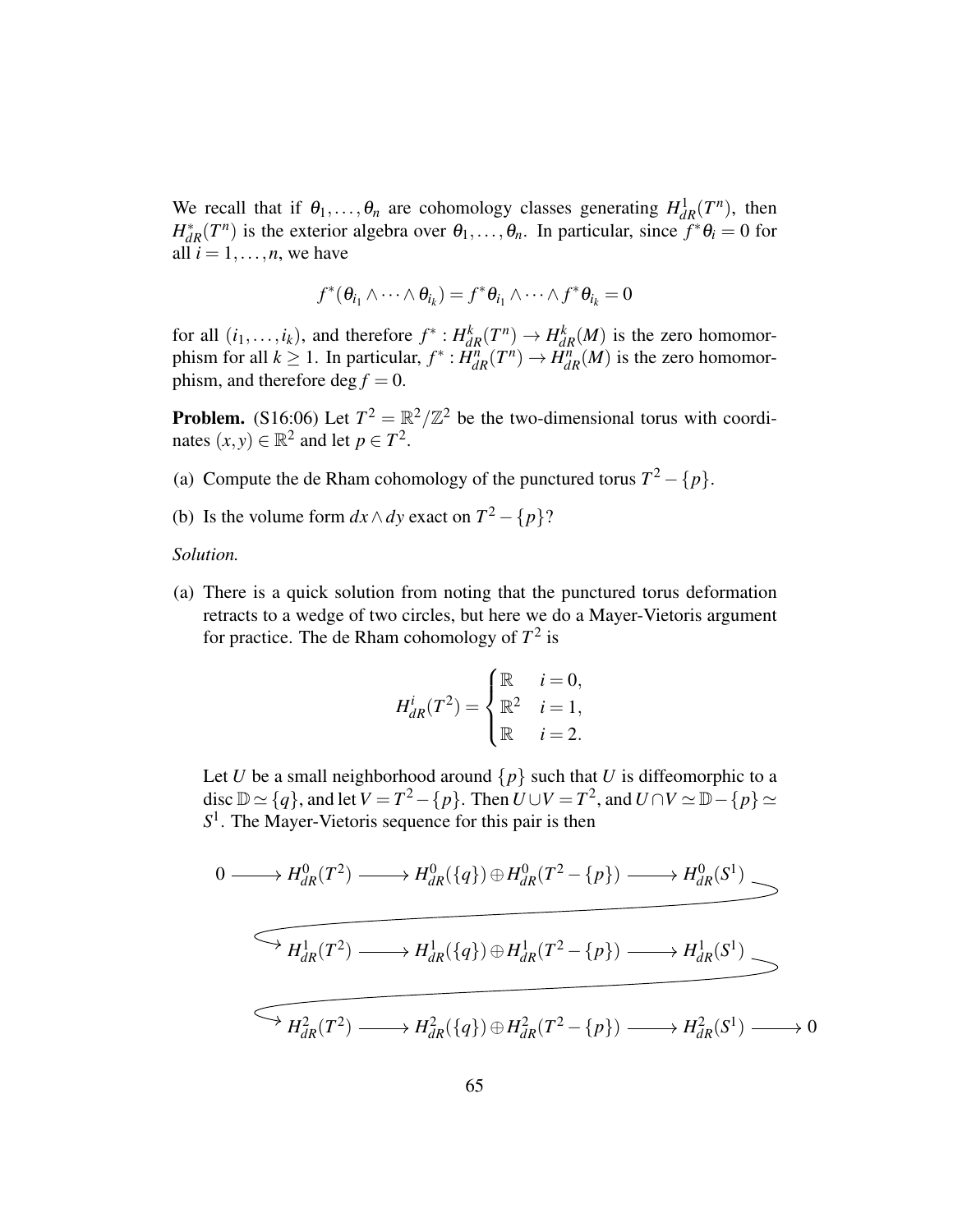We recall that if $\theta_1, \dots, \theta_n$ are cohomology classes generating $H^1_{dR}(T^n)$, then $H^*_{dR}(T^n)$ is the exterior algebra over $\theta_1, \dots, \theta_n$. In particular, since $f^*\theta_i = 0$ for all $i = 1, \dots, n$, we have

$$f^*(\theta_{i_1} \wedge \cdots \wedge \theta_{i_k}) = f^*\theta_{i_1} \wedge \cdots \wedge f^*\theta_{i_k} = 0$$

for all $(i_1, \dots, i_k)$, and therefore $f^* : H^k_{dR}(T^n) \to H^k_{dR}(M)$ is the zero homomorphism for all $k \geq 1$. In particular, $f^* : H^n_{dR}(T^n) \to H^n_{dR}(M)$ is the zero homomorphism, and therefore $\deg f = 0$.

**Problem.** (S16:06) Let $T^2 = \mathbb{R}^2/\mathbb{Z}^2$ be the two-dimensional torus with coordinates $(x,y) \in \mathbb{R}^2$ and let $p \in T^2$.

(a) Compute the de Rham cohomology of the punctured torus $T^2 - \{p\}$.

(b) Is the volume form $dx \wedge dy$ exact on $T^2 - \{p\}$?

*Solution.*

(a) There is a quick solution from noting that the punctured torus deformation retracts to a wedge of two circles, but here we do a Mayer-Vietoris argument for practice. The de Rham cohomology of $T^2$ is

$$H^i_{dR}(T^2) = \begin{cases} \mathbb{R} & i = 0, \\ \mathbb{R}^2 & i = 1, \\ \mathbb{R} & i = 2. \end{cases}$$

Let $U$ be a small neighborhood around $\{p\}$ such that $U$ is diffeomorphic to a disc $\mathbb{D} \simeq \{q\}$, and let $V = T^2 - \{p\}$. Then $U \cup V = T^2$, and $U \cap V \simeq \mathbb{D} - \{p\} \simeq S^1$. The Mayer-Vietoris sequence for this pair is then

$$\begin{array}{l} 0 \longrightarrow H^0_{dR}(T^2) \longrightarrow H^0_{dR}(\{q\}) \oplus H^0_{dR}(T^2 - \{p\}) \longrightarrow H^0_{dR}(S^1) \\ \longrightarrow H^1_{dR}(T^2) \longrightarrow H^1_{dR}(\{q\}) \oplus H^1_{dR}(T^2 - \{p\}) \longrightarrow H^1_{dR}(S^1) \\ \longrightarrow H^2_{dR}(T^2) \longrightarrow H^2_{dR}(\{q\}) \oplus H^2_{dR}(T^2 - \{p\}) \longrightarrow H^2_{dR}(S^1) \longrightarrow 0 \end{array}$$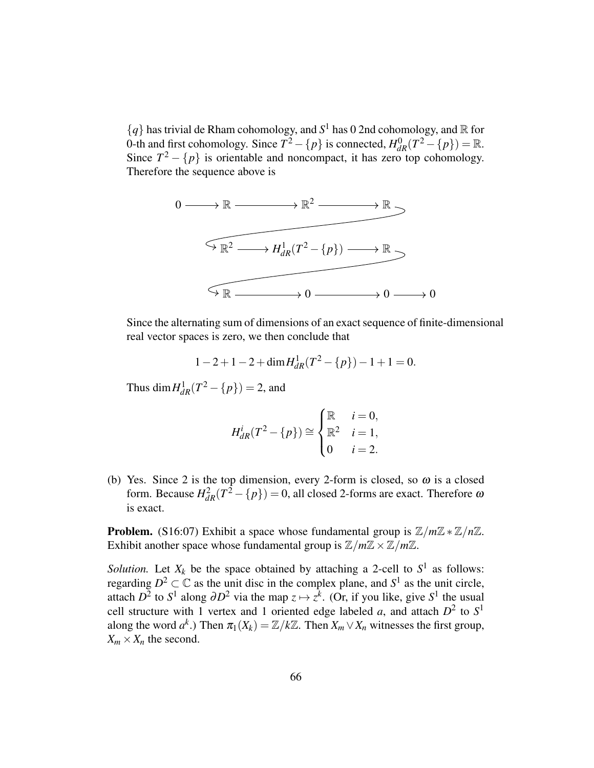$\{q\}$ has trivial de Rham cohomology, and $S^1$ has 0 2nd cohomology, and $\mathbb{R}$ for 0-th and first cohomology. Since $T^2 - \{p\}$ is connected, $H^0_{dR}(T^2 - \{p\}) = \mathbb{R}$. Since $T^2 - \{p\}$ is orientable and noncompact, it has zero top cohomology. Therefore the sequence above is

$$0 \longrightarrow \mathbb{R} \longrightarrow \mathbb{R}^2 \longrightarrow \mathbb{R} \longrightarrow \mathbb{R}^2 \longrightarrow H^1_{dR}(T^2 - \{p\}) \longrightarrow \mathbb{R} \longrightarrow \mathbb{R} \longrightarrow 0 \longrightarrow 0 \longrightarrow 0$$

Since the alternating sum of dimensions of an exact sequence of finite-dimensional real vector spaces is zero, we then conclude that

$$1 - 2 + 1 - 2 + \dim H^1_{dR}(T^2 - \{p\}) - 1 + 1 = 0.$$

Thus $\dim H^1_{dR}(T^2 - \{p\}) = 2$, and

$$H^i_{dR}(T^2 - \{p\}) \cong \begin{cases} \mathbb{R} & i = 0, \\ \mathbb{R}^2 & i = 1, \\ 0 & i = 2. \end{cases}$$

(b) Yes. Since 2 is the top dimension, every 2-form is closed, so $\omega$ is a closed form. Because $H^2_{dR}(T^2 - \{p\}) = 0$, all closed 2-forms are exact. Therefore $\omega$ is exact.

**Problem.** (S16:07) Exhibit a space whose fundamental group is $\mathbb{Z}/m\mathbb{Z} * \mathbb{Z}/n\mathbb{Z}$. Exhibit another space whose fundamental group is $\mathbb{Z}/m\mathbb{Z} \times \mathbb{Z}/m\mathbb{Z}$.

*Solution.* Let $X_k$ be the space obtained by attaching a 2-cell to $S^1$ as follows: regarding $D^2 \subset \mathbb{C}$ as the unit disc in the complex plane, and $S^1$ as the unit circle, attach $D^2$ to $S^1$ along $\partial D^2$ via the map $z \mapsto z^k$. (Or, if you like, give $S^1$ the usual cell structure with 1 vertex and 1 oriented edge labeled $a$, and attach $D^2$ to $S^1$ along the word $a^k$.) Then $\pi_1(X_k) = \mathbb{Z}/k\mathbb{Z}$. Then $X_m \vee X_n$ witnesses the first group, $X_m \times X_n$ the second.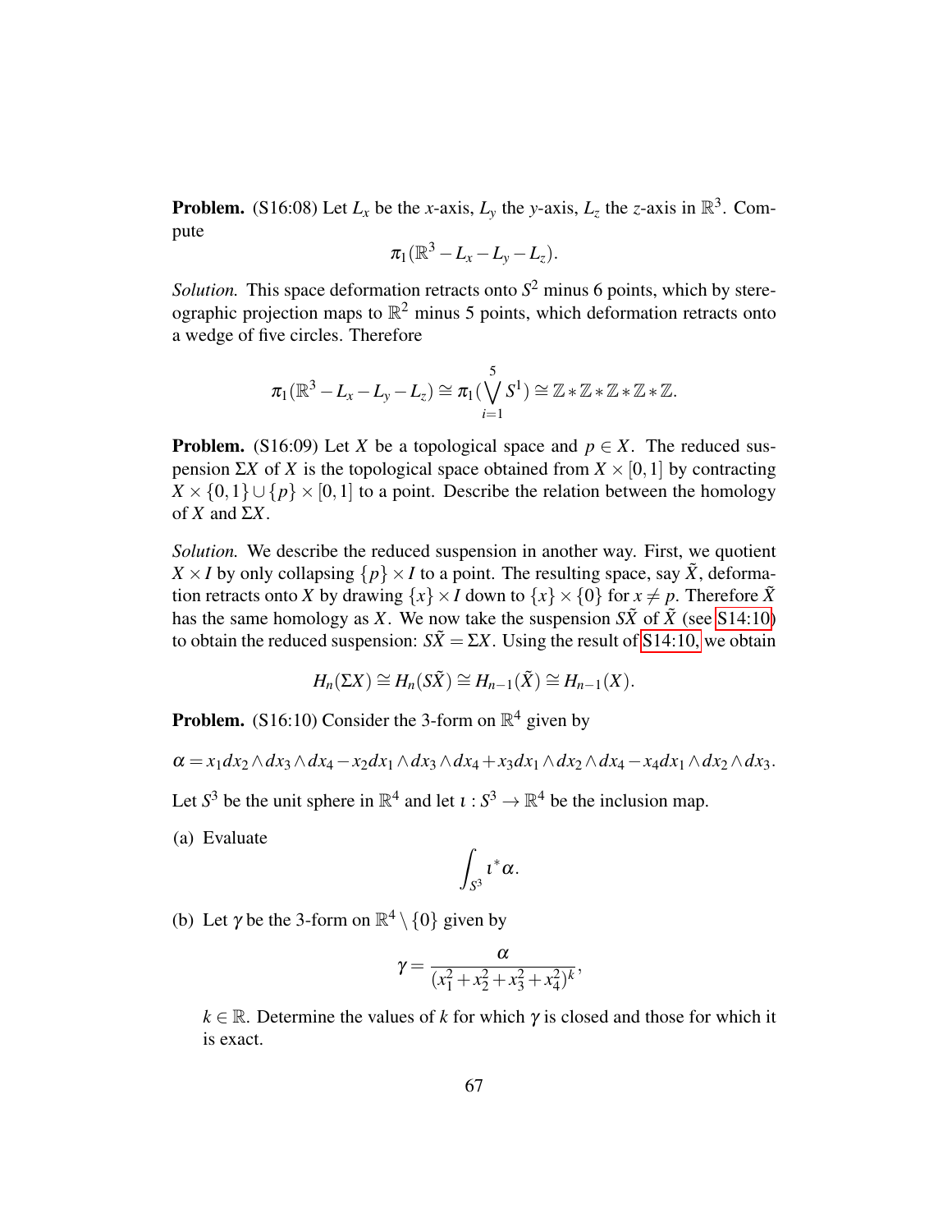**Problem.** (S16:08) Let $L_x$ be the $x$-axis, $L_y$ the $y$-axis, $L_z$ the $z$-axis in $\mathbb{R}^3$. Compute

$$\pi_1(\mathbb{R}^3 - L_x - L_y - L_z).$$

*Solution.* This space deformation retracts onto $S^2$ minus 6 points, which by stereographic projection maps to $\mathbb{R}^2$ minus 5 points, which deformation retracts onto a wedge of five circles. Therefore

$$\pi_1(\mathbb{R}^3 - L_x - L_y - L_z) \cong \pi_1(\bigvee_{i=1}^{5} S^1) \cong \mathbb{Z} * \mathbb{Z} * \mathbb{Z} * \mathbb{Z} * \mathbb{Z}.$$

**Problem.** (S16:09) Let $X$ be a topological space and $p \in X$. The reduced suspension $\Sigma X$ of $X$ is the topological space obtained from $X \times [0,1]$ by contracting $X \times \{0,1\} \cup \{p\} \times [0,1]$ to a point. Describe the relation between the homology of $X$ and $\Sigma X$.

*Solution.* We describe the reduced suspension in another way. First, we quotient $X \times I$ by only collapsing $\{p\} \times I$ to a point. The resulting space, say $\tilde{X}$, deformation retracts onto $X$ by drawing $\{x\} \times I$ down to $\{x\} \times \{0\}$ for $x \neq p$. Therefore $\tilde{X}$ has the same homology as $X$. We now take the suspension $S\tilde{X}$ of $\tilde{X}$ (see S14:10) to obtain the reduced suspension: $S\tilde{X} = \Sigma X$. Using the result of S14:10, we obtain

$$H_n(\Sigma X) \cong H_n(S\tilde{X}) \cong H_{n-1}(\tilde{X}) \cong H_{n-1}(X).$$

**Problem.** (S16:10) Consider the 3-form on $\mathbb{R}^4$ given by

$$\alpha = x_1 dx_2 \wedge dx_3 \wedge dx_4 - x_2 dx_1 \wedge dx_3 \wedge dx_4 + x_3 dx_1 \wedge dx_2 \wedge dx_4 - x_4 dx_1 \wedge dx_2 \wedge dx_3.$$

Let $S^3$ be the unit sphere in $\mathbb{R}^4$ and let $\iota : S^3 \to \mathbb{R}^4$ be the inclusion map.

(a) Evaluate

$$\int_{S^3} \iota^* \alpha.$$

(b) Let $\gamma$ be the 3-form on $\mathbb{R}^4 \setminus \{0\}$ given by

$$\gamma = \frac{\alpha}{(x_1^2 + x_2^2 + x_3^2 + x_4^2)^k},$$

$k \in \mathbb{R}$. Determine the values of $k$ for which $\gamma$ is closed and those for which it is exact.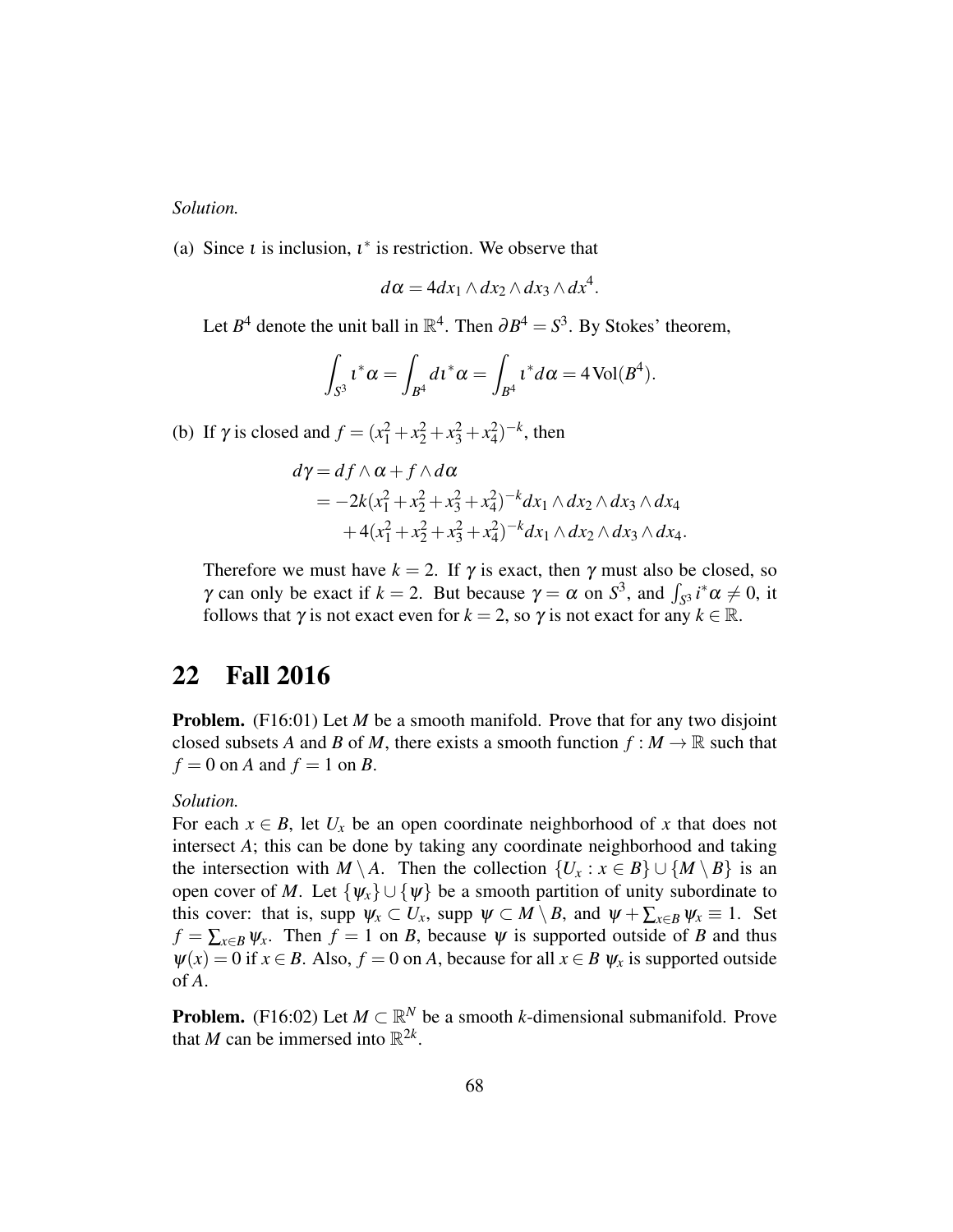*Solution.*

(a) Since $\iota$ is inclusion, $\iota^*$ is restriction. We observe that

$$d\alpha = 4dx_1 \wedge dx_2 \wedge dx_3 \wedge dx^4.$$

Let $B^4$ denote the unit ball in $\mathbb{R}^4$. Then $\partial B^4 = S^3$. By Stokes' theorem,

$$\int_{S^3} \iota^*\alpha = \int_{B^4} d\iota^*\alpha = \int_{B^4} \iota^* d\alpha = 4\,\mathrm{Vol}(B^4).$$

(b) If $\gamma$ is closed and $f = (x_1^2 + x_2^2 + x_3^2 + x_4^2)^{-k}$, then

$$\begin{aligned} d\gamma &= df \wedge \alpha + f \wedge d\alpha \\ &= -2k(x_1^2 + x_2^2 + x_3^2 + x_4^2)^{-k} dx_1 \wedge dx_2 \wedge dx_3 \wedge dx_4 \\ &\quad + 4(x_1^2 + x_2^2 + x_3^2 + x_4^2)^{-k} dx_1 \wedge dx_2 \wedge dx_3 \wedge dx_4. \end{aligned}$$

Therefore we must have $k = 2$. If $\gamma$ is exact, then $\gamma$ must also be closed, so $\gamma$ can only be exact if $k = 2$. But because $\gamma = \alpha$ on $S^3$, and $\int_{S^3} i^*\alpha \neq 0$, it follows that $\gamma$ is not exact even for $k = 2$, so $\gamma$ is not exact for any $k \in \mathbb{R}$.

# 22 Fall 2016

**Problem.** (F16:01) Let $M$ be a smooth manifold. Prove that for any two disjoint closed subsets $A$ and $B$ of $M$, there exists a smooth function $f : M \to \mathbb{R}$ such that $f = 0$ on $A$ and $f = 1$ on $B$.

*Solution.*
For each $x \in B$, let $U_x$ be an open coordinate neighborhood of $x$ that does not intersect $A$; this can be done by taking any coordinate neighborhood and taking the intersection with $M \setminus A$. Then the collection $\{U_x : x \in B\} \cup \{M \setminus B\}$ is an open cover of $M$. Let $\{\psi_x\} \cup \{\psi\}$ be a smooth partition of unity subordinate to this cover: that is, supp $\psi_x \subset U_x$, supp $\psi \subset M \setminus B$, and $\psi + \sum_{x \in B} \psi_x \equiv 1$. Set $f = \sum_{x \in B} \psi_x$. Then $f = 1$ on $B$, because $\psi$ is supported outside of $B$ and thus $\psi(x) = 0$ if $x \in B$. Also, $f = 0$ on $A$, because for all $x \in B$ $\psi_x$ is supported outside of $A$.

**Problem.** (F16:02) Let $M \subset \mathbb{R}^N$ be a smooth $k$-dimensional submanifold. Prove that $M$ can be immersed into $\mathbb{R}^{2k}$.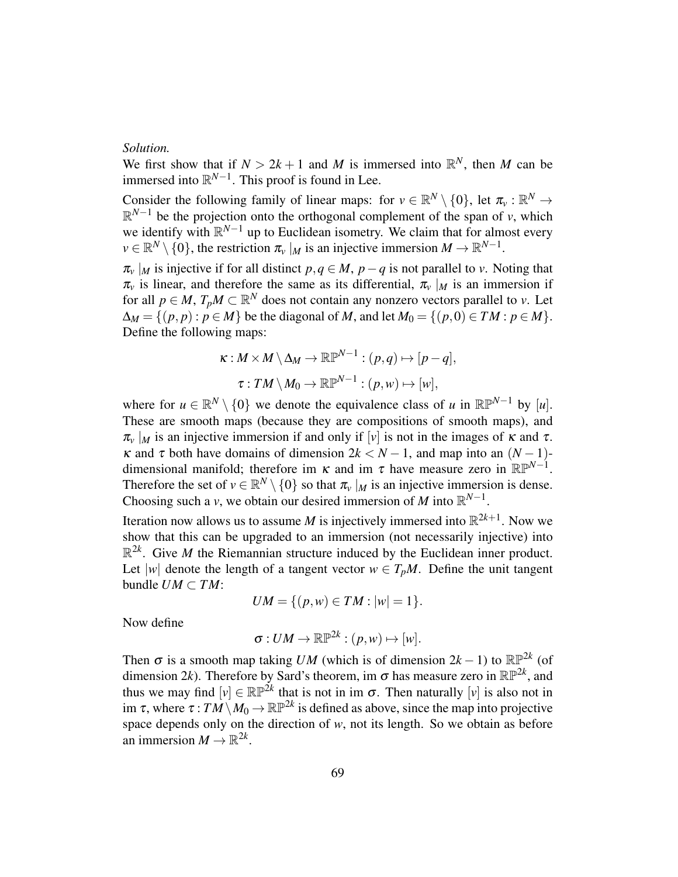*Solution.*

We first show that if $N > 2k+1$ and $M$ is immersed into $\mathbb{R}^N$, then $M$ can be immersed into $\mathbb{R}^{N-1}$. This proof is found in Lee.

Consider the following family of linear maps: for $v \in \mathbb{R}^N \setminus \{0\}$, let $\pi_v : \mathbb{R}^N \to \mathbb{R}^{N-1}$ be the projection onto the orthogonal complement of the span of $v$, which we identify with $\mathbb{R}^{N-1}$ up to Euclidean isometry. We claim that for almost every $v \in \mathbb{R}^N \setminus \{0\}$, the restriction $\pi_v \mid_M$ is an injective immersion $M \to \mathbb{R}^{N-1}$.

$\pi_v \mid_M$ is injective if for all distinct $p, q \in M$, $p - q$ is not parallel to $v$. Noting that $\pi_v$ is linear, and therefore the same as its differential, $\pi_v \mid_M$ is an immersion if for all $p \in M$, $T_pM \subset \mathbb{R}^N$ does not contain any nonzero vectors parallel to $v$. Let $\Delta_M = \{(p,p) : p \in M\}$ be the diagonal of $M$, and let $M_0 = \{(p,0) \in TM : p \in M\}$. Define the following maps:

$$\kappa : M \times M \setminus \Delta_M \to \mathbb{RP}^{N-1} : (p,q) \mapsto [p-q],$$

$$\tau : TM \setminus M_0 \to \mathbb{RP}^{N-1} : (p,w) \mapsto [w],$$

where for $u \in \mathbb{R}^N \setminus \{0\}$ we denote the equivalence class of $u$ in $\mathbb{RP}^{N-1}$ by $[u]$. These are smooth maps (because they are compositions of smooth maps), and $\pi_v \mid_M$ is an injective immersion if and only if $[v]$ is not in the images of $\kappa$ and $\tau$. $\kappa$ and $\tau$ both have domains of dimension $2k < N-1$, and map into an $(N-1)$-dimensional manifold; therefore im $\kappa$ and im $\tau$ have measure zero in $\mathbb{RP}^{N-1}$. Therefore the set of $v \in \mathbb{R}^N \setminus \{0\}$ so that $\pi_v \mid_M$ is an injective immersion is dense. Choosing such a $v$, we obtain our desired immersion of $M$ into $\mathbb{R}^{N-1}$.

Iteration now allows us to assume $M$ is injectively immersed into $\mathbb{R}^{2k+1}$. Now we show that this can be upgraded to an immersion (not necessarily injective) into $\mathbb{R}^{2k}$. Give $M$ the Riemannian structure induced by the Euclidean inner product. Let $|w|$ denote the length of a tangent vector $w \in T_pM$. Define the unit tangent bundle $UM \subset TM$:

$$UM = \{(p,w) \in TM : |w| = 1\}.$$

Now define

$$\sigma : UM \to \mathbb{RP}^{2k} : (p,w) \mapsto [w].$$

Then $\sigma$ is a smooth map taking $UM$ (which is of dimension $2k-1$) to $\mathbb{RP}^{2k}$ (of dimension $2k$). Therefore by Sard's theorem, im $\sigma$ has measure zero in $\mathbb{RP}^{2k}$, and thus we may find $[v] \in \mathbb{RP}^{2k}$ that is not in im $\sigma$. Then naturally $[v]$ is also not in im $\tau$, where $\tau : TM \setminus M_0 \to \mathbb{RP}^{2k}$ is defined as above, since the map into projective space depends only on the direction of $w$, not its length. So we obtain as before an immersion $M \to \mathbb{R}^{2k}$.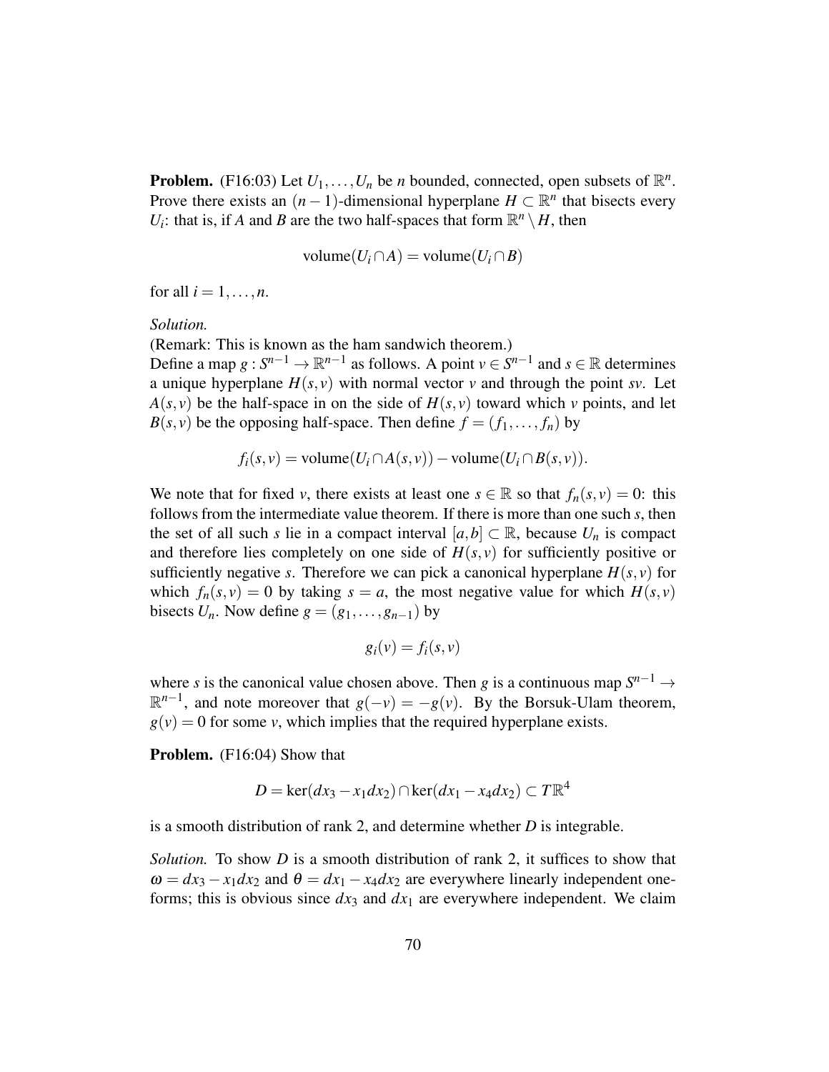**Problem.** (F16:03) Let $U_1, \ldots, U_n$ be $n$ bounded, connected, open subsets of $\mathbb{R}^n$. Prove there exists an $(n-1)$-dimensional hyperplane $H \subset \mathbb{R}^n$ that bisects every $U_i$: that is, if $A$ and $B$ are the two half-spaces that form $\mathbb{R}^n \setminus H$, then

$$\text{volume}(U_i \cap A) = \text{volume}(U_i \cap B)$$

for all $i = 1, \ldots, n$.

*Solution.*
(Remark: This is known as the ham sandwich theorem.)
Define a map $g : S^{n-1} \to \mathbb{R}^{n-1}$ as follows. A point $v \in S^{n-1}$ and $s \in \mathbb{R}$ determines a unique hyperplane $H(s,v)$ with normal vector $v$ and through the point $sv$. Let $A(s,v)$ be the half-space in on the side of $H(s,v)$ toward which $v$ points, and let $B(s,v)$ be the opposing half-space. Then define $f = (f_1, \ldots, f_n)$ by

$$f_i(s,v) = \text{volume}(U_i \cap A(s,v)) - \text{volume}(U_i \cap B(s,v)).$$

We note that for fixed $v$, there exists at least one $s \in \mathbb{R}$ so that $f_n(s,v) = 0$: this follows from the intermediate value theorem. If there is more than one such $s$, then the set of all such $s$ lie in a compact interval $[a,b] \subset \mathbb{R}$, because $U_n$ is compact and therefore lies completely on one side of $H(s,v)$ for sufficiently positive or sufficiently negative $s$. Therefore we can pick a canonical hyperplane $H(s,v)$ for which $f_n(s,v) = 0$ by taking $s = a$, the most negative value for which $H(s,v)$ bisects $U_n$. Now define $g = (g_1, \ldots, g_{n-1})$ by

$$g_i(v) = f_i(s,v)$$

where $s$ is the canonical value chosen above. Then $g$ is a continuous map $S^{n-1} \to \mathbb{R}^{n-1}$, and note moreover that $g(-v) = -g(v)$. By the Borsuk-Ulam theorem, $g(v) = 0$ for some $v$, which implies that the required hyperplane exists.

**Problem.** (F16:04) Show that

$$D = \ker(dx_3 - x_1 dx_2) \cap \ker(dx_1 - x_4 dx_2) \subset T\mathbb{R}^4$$

is a smooth distribution of rank 2, and determine whether $D$ is integrable.

*Solution.* To show $D$ is a smooth distribution of rank 2, it suffices to show that $\omega = dx_3 - x_1 dx_2$ and $\theta = dx_1 - x_4 dx_2$ are everywhere linearly independent one-forms; this is obvious since $dx_3$ and $dx_1$ are everywhere independent. We claim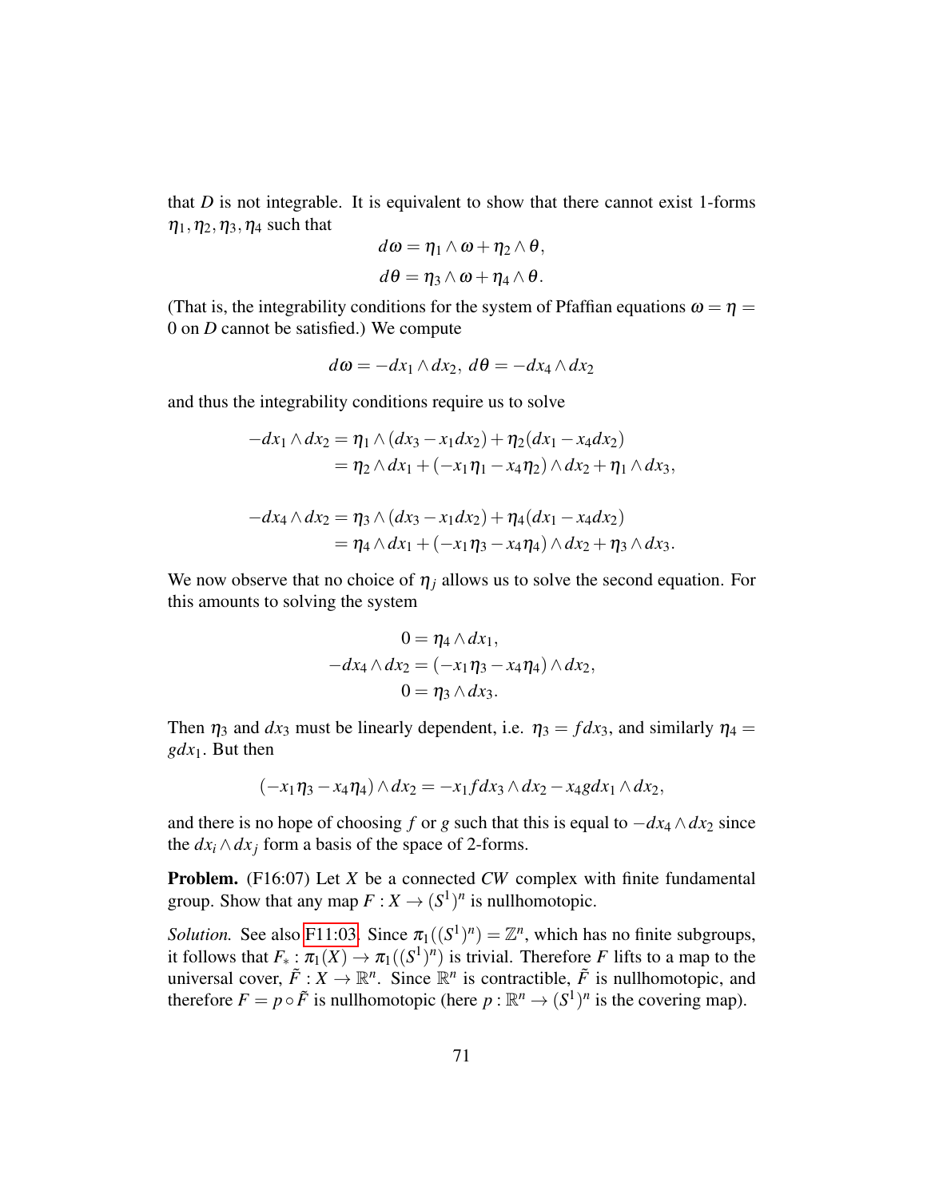that $D$ is not integrable. It is equivalent to show that there cannot exist 1-forms $\eta_1, \eta_2, \eta_3, \eta_4$ such that

$$d\omega = \eta_1 \wedge \omega + \eta_2 \wedge \theta,$$

$$d\theta = \eta_3 \wedge \omega + \eta_4 \wedge \theta.$$

(That is, the integrability conditions for the system of Pfaffian equations $\omega = \eta = 0$ on $D$ cannot be satisfied.) We compute

$$d\omega = -dx_1 \wedge dx_2,\; d\theta = -dx_4 \wedge dx_2$$

and thus the integrability conditions require us to solve

$$\begin{aligned} -dx_1 \wedge dx_2 &= \eta_1 \wedge (dx_3 - x_1 dx_2) + \eta_2 (dx_1 - x_4 dx_2) \\ &= \eta_2 \wedge dx_1 + (-x_1\eta_1 - x_4\eta_2) \wedge dx_2 + \eta_1 \wedge dx_3, \end{aligned}$$

$$\begin{aligned} -dx_4 \wedge dx_2 &= \eta_3 \wedge (dx_3 - x_1 dx_2) + \eta_4 (dx_1 - x_4 dx_2) \\ &= \eta_4 \wedge dx_1 + (-x_1\eta_3 - x_4\eta_4) \wedge dx_2 + \eta_3 \wedge dx_3. \end{aligned}$$

We now observe that no choice of $\eta_j$ allows us to solve the second equation. For this amounts to solving the system

$$\begin{aligned} 0 &= \eta_4 \wedge dx_1, \\ -dx_4 \wedge dx_2 &= (-x_1\eta_3 - x_4\eta_4) \wedge dx_2, \\ 0 &= \eta_3 \wedge dx_3. \end{aligned}$$

Then $\eta_3$ and $dx_3$ must be linearly dependent, i.e. $\eta_3 = f dx_3$, and similarly $\eta_4 = g dx_1$. But then

$$(-x_1\eta_3 - x_4\eta_4) \wedge dx_2 = -x_1 f dx_3 \wedge dx_2 - x_4 g dx_1 \wedge dx_2,$$

and there is no hope of choosing $f$ or $g$ such that this is equal to $-dx_4 \wedge dx_2$ since the $dx_i \wedge dx_j$ form a basis of the space of 2-forms.

**Problem.** (F16:07) Let $X$ be a connected $CW$ complex with finite fundamental group. Show that any map $F : X \to (S^1)^n$ is nullhomotopic.

*Solution.* See also F11:03. Since $\pi_1((S^1)^n) = \mathbb{Z}^n$, which has no finite subgroups, it follows that $F_* : \pi_1(X) \to \pi_1((S^1)^n)$ is trivial. Therefore $F$ lifts to a map to the universal cover, $\tilde{F} : X \to \mathbb{R}^n$. Since $\mathbb{R}^n$ is contractible, $\tilde{F}$ is nullhomotopic, and therefore $F = p \circ \tilde{F}$ is nullhomotopic (here $p : \mathbb{R}^n \to (S^1)^n$ is the covering map).